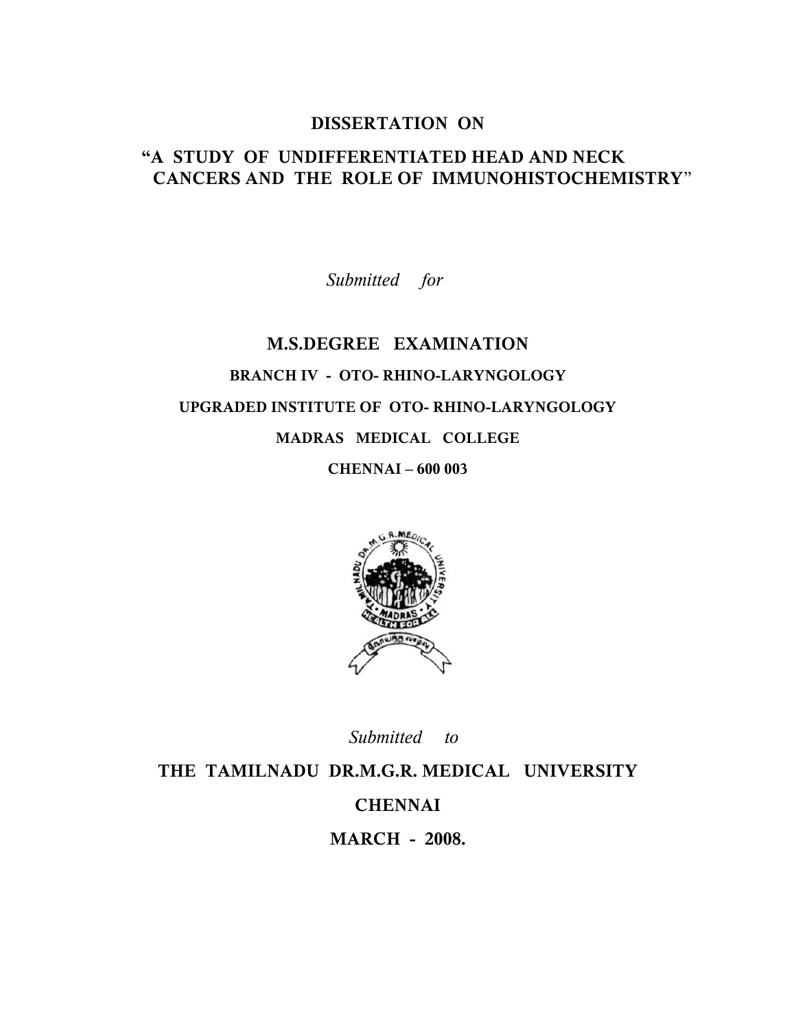# DISSERTATION ON

## "A STUDY OF UNDIFFERENTIATED HEAD AND NECK CANCERS AND THE ROLE OF IMMUNOHISTOCHEMISTRY"

*Submitted for*

**M.S.DEGREE EXAMINATION**

**BRANCH IV - OTO- RHINO-LARYNGOLOGY**

**UPGRADED INSTITUTE OF OTO- RHINO-LARYNGOLOGY**

**MADRAS MEDICAL COLLEGE**

**CHENNAI – 600 003**

*Submitted to*

**THE TAMILNADU DR.M.G.R. MEDICAL UNIVERSITY**

**CHENNAI**

**MARCH - 2008.**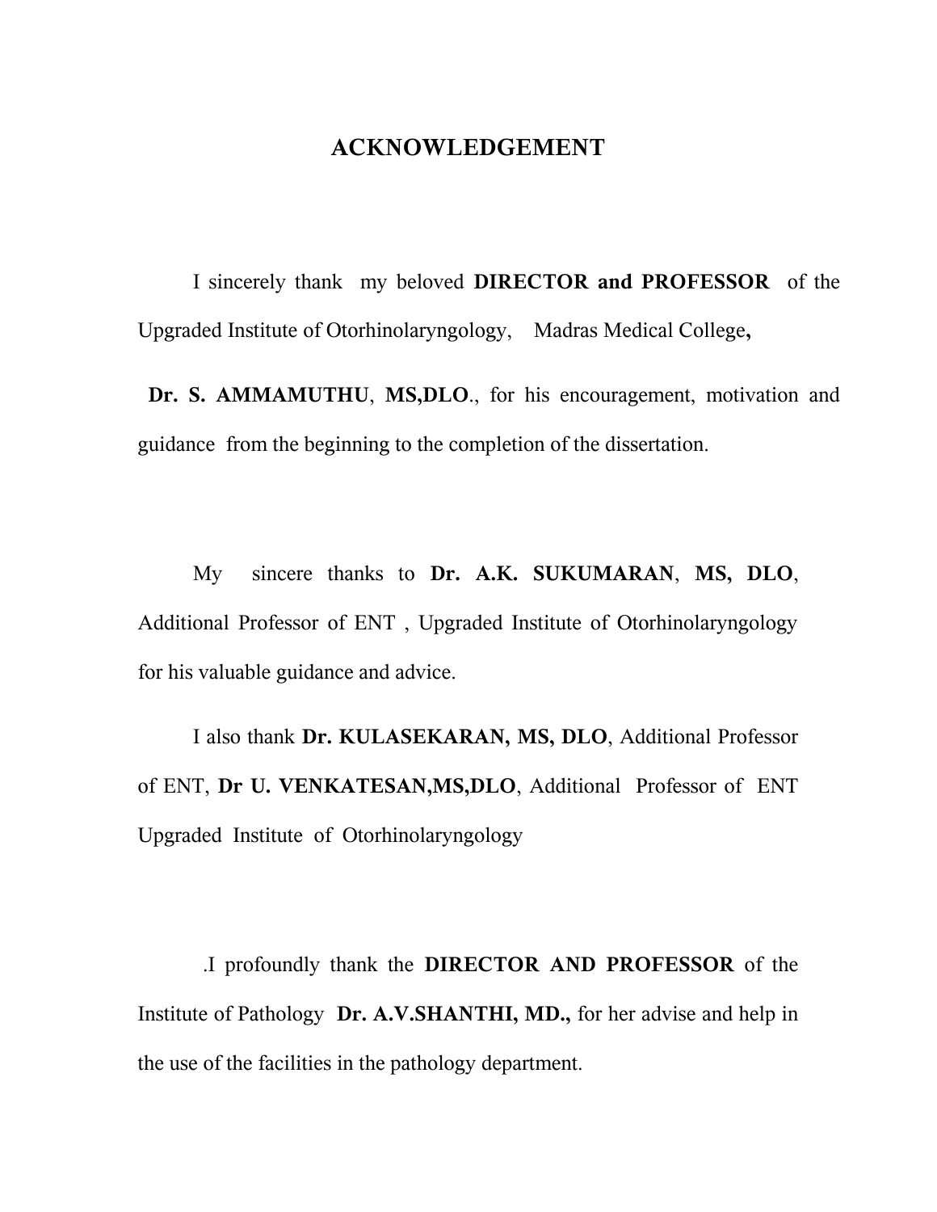# ACKNOWLEDGEMENT

I sincerely thank my beloved **DIRECTOR and PROFESSOR** of the Upgraded Institute of Otorhinolaryngology, Madras Medical College**,**

**Dr. S. AMMAMUTHU**, **MS,DLO**., for his encouragement, motivation and guidance from the beginning to the completion of the dissertation.

My sincere thanks to **Dr. A.K. SUKUMARAN**, **MS, DLO**, Additional Professor of ENT , Upgraded Institute of Otorhinolaryngology for his valuable guidance and advice.

I also thank **Dr. KULASEKARAN, MS, DLO**, Additional Professor of ENT, **Dr U. VENKATESAN,MS,DLO**, Additional Professor of ENT Upgraded Institute of Otorhinolaryngology

.I profoundly thank the **DIRECTOR AND PROFESSOR** of the Institute of Pathology **Dr. A.V.SHANTHI, MD.,** for her advise and help in the use of the facilities in the pathology department.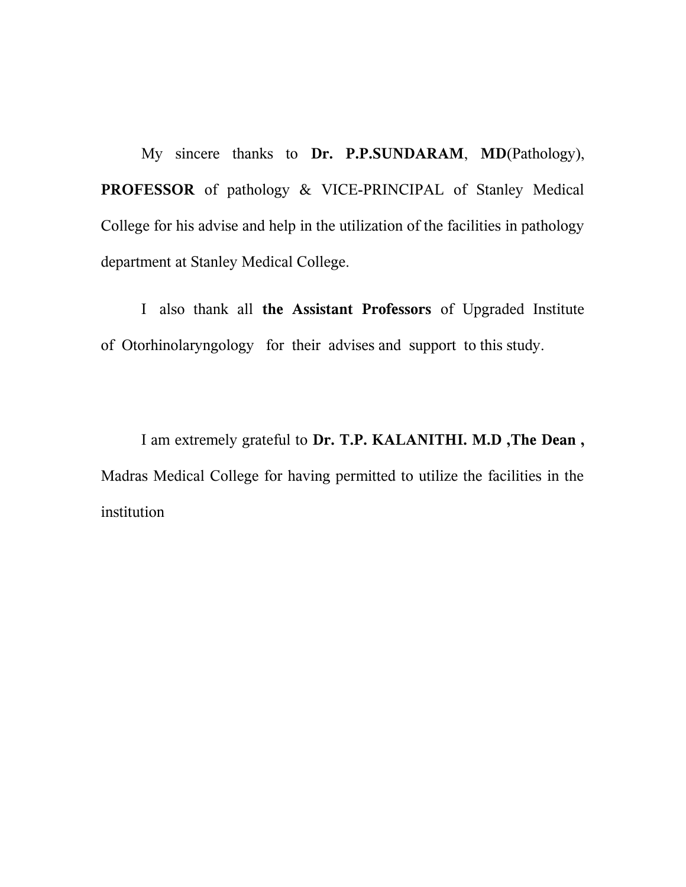My sincere thanks to **Dr. P.P.SUNDARAM**, **MD**(Pathology), **PROFESSOR** of pathology & VICE-PRINCIPAL of Stanley Medical College for his advise and help in the utilization of the facilities in pathology department at Stanley Medical College.

I also thank all **the Assistant Professors** of Upgraded Institute of Otorhinolaryngology for their advises and support to this study.

I am extremely grateful to **Dr. T.P. KALANITHI. M.D ,The Dean ,** Madras Medical College for having permitted to utilize the facilities in the institution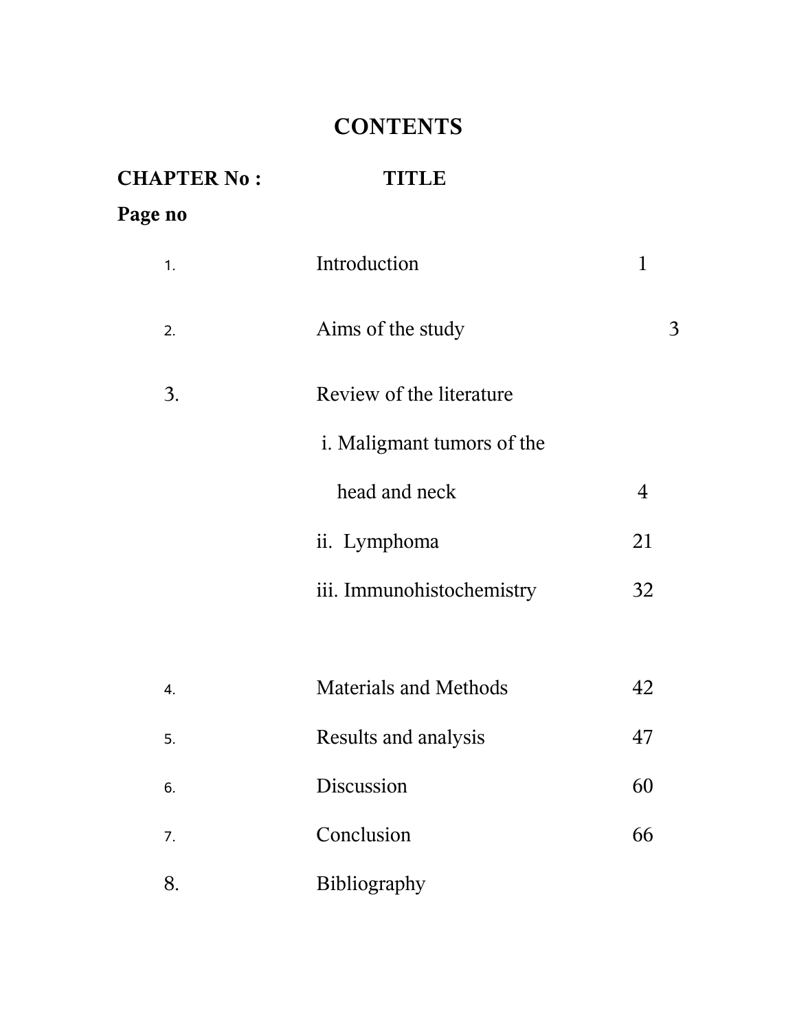# CONTENTS

| CHAPTER No : | TITLE | Page no |
| --- | --- | --- |
| 1. | Introduction | 1 |
| 2. | Aims of the study | 3 |
| 3. | Review of the literature | |
| | i. Maligmant tumors of the head and neck | 4 |
| | ii. Lymphoma | 21 |
| | iii. Immunohistochemistry | 32 |
| 4. | Materials and Methods | 42 |
| 5. | Results and analysis | 47 |
| 6. | Discussion | 60 |
| 7. | Conclusion | 66 |
| 8. | Bibliography | |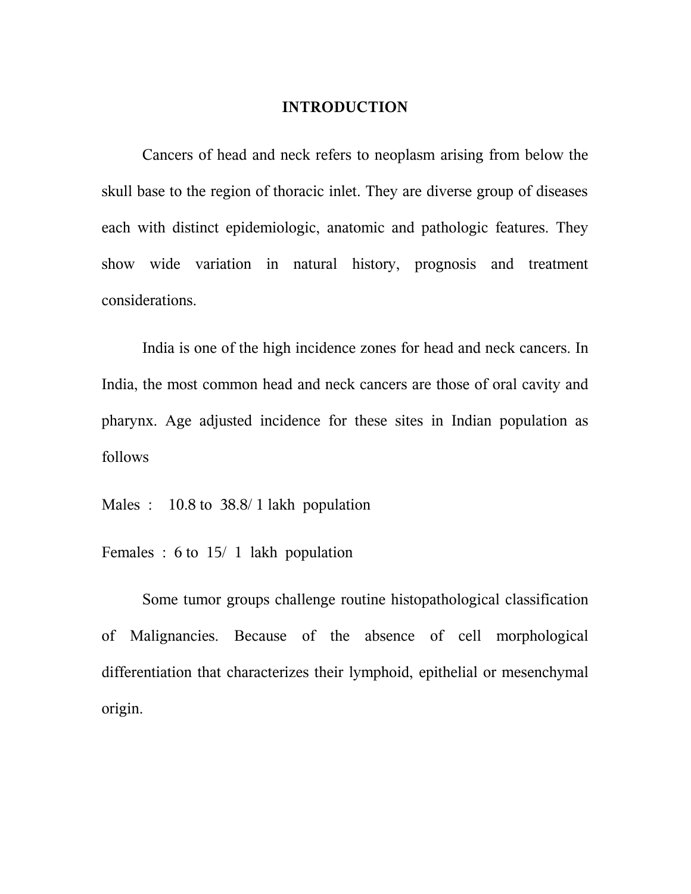# INTRODUCTION

Cancers of head and neck refers to neoplasm arising from below the skull base to the region of thoracic inlet. They are diverse group of diseases each with distinct epidemiologic, anatomic and pathologic features. They show wide variation in natural history, prognosis and treatment considerations.

India is one of the high incidence zones for head and neck cancers. In India, the most common head and neck cancers are those of oral cavity and pharynx. Age adjusted incidence for these sites in Indian population as follows

Males : 10.8 to 38.8/ 1 lakh population

Females : 6 to 15/ 1 lakh population

Some tumor groups challenge routine histopathological classification of Malignancies. Because of the absence of cell morphological differentiation that characterizes their lymphoid, epithelial or mesenchymal origin.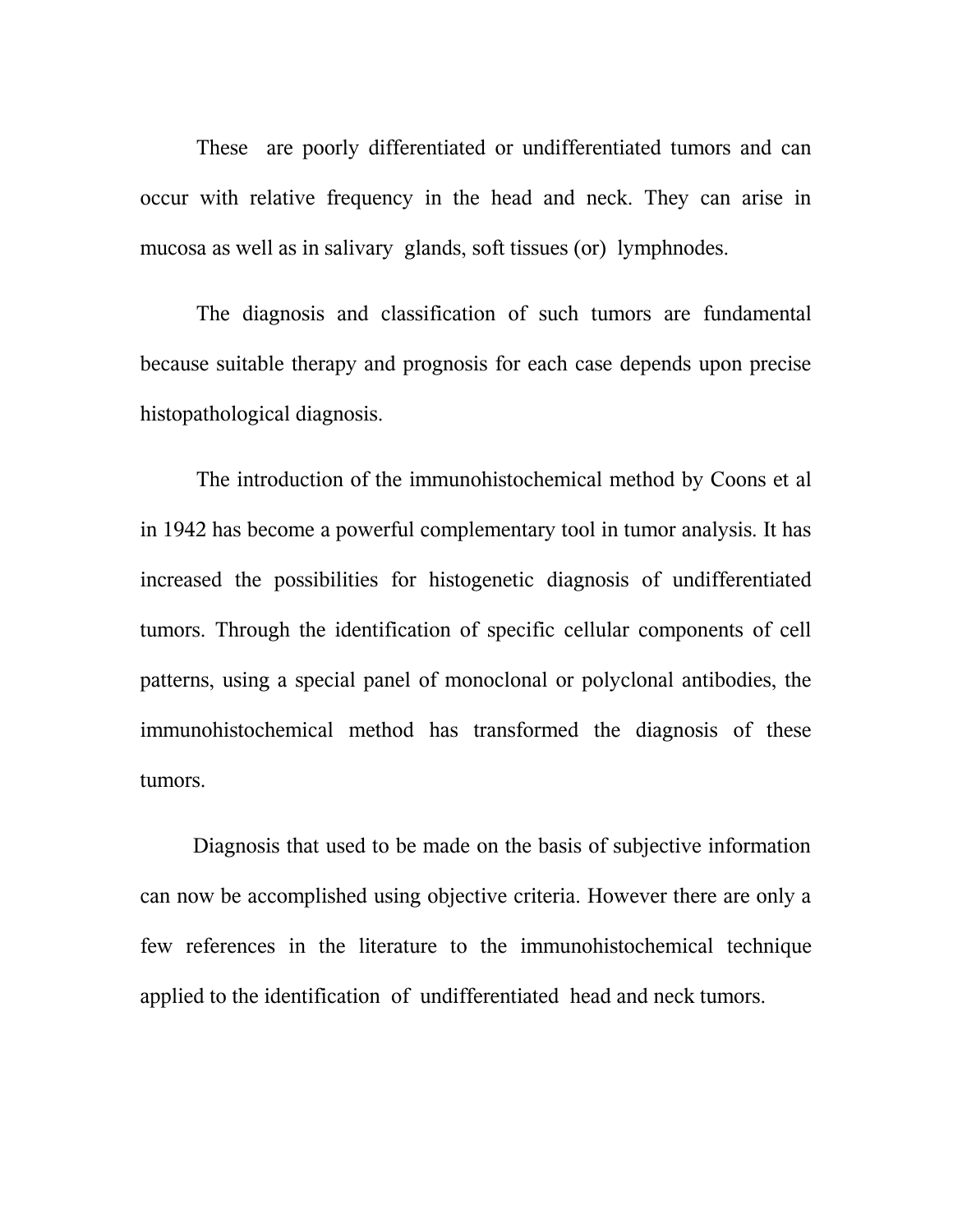These are poorly differentiated or undifferentiated tumors and can occur with relative frequency in the head and neck. They can arise in mucosa as well as in salivary glands, soft tissues (or) lymphnodes.

The diagnosis and classification of such tumors are fundamental because suitable therapy and prognosis for each case depends upon precise histopathological diagnosis.

The introduction of the immunohistochemical method by Coons et al in 1942 has become a powerful complementary tool in tumor analysis. It has increased the possibilities for histogenetic diagnosis of undifferentiated tumors. Through the identification of specific cellular components of cell patterns, using a special panel of monoclonal or polyclonal antibodies, the immunohistochemical method has transformed the diagnosis of these tumors.

Diagnosis that used to be made on the basis of subjective information can now be accomplished using objective criteria. However there are only a few references in the literature to the immunohistochemical technique applied to the identification of undifferentiated head and neck tumors.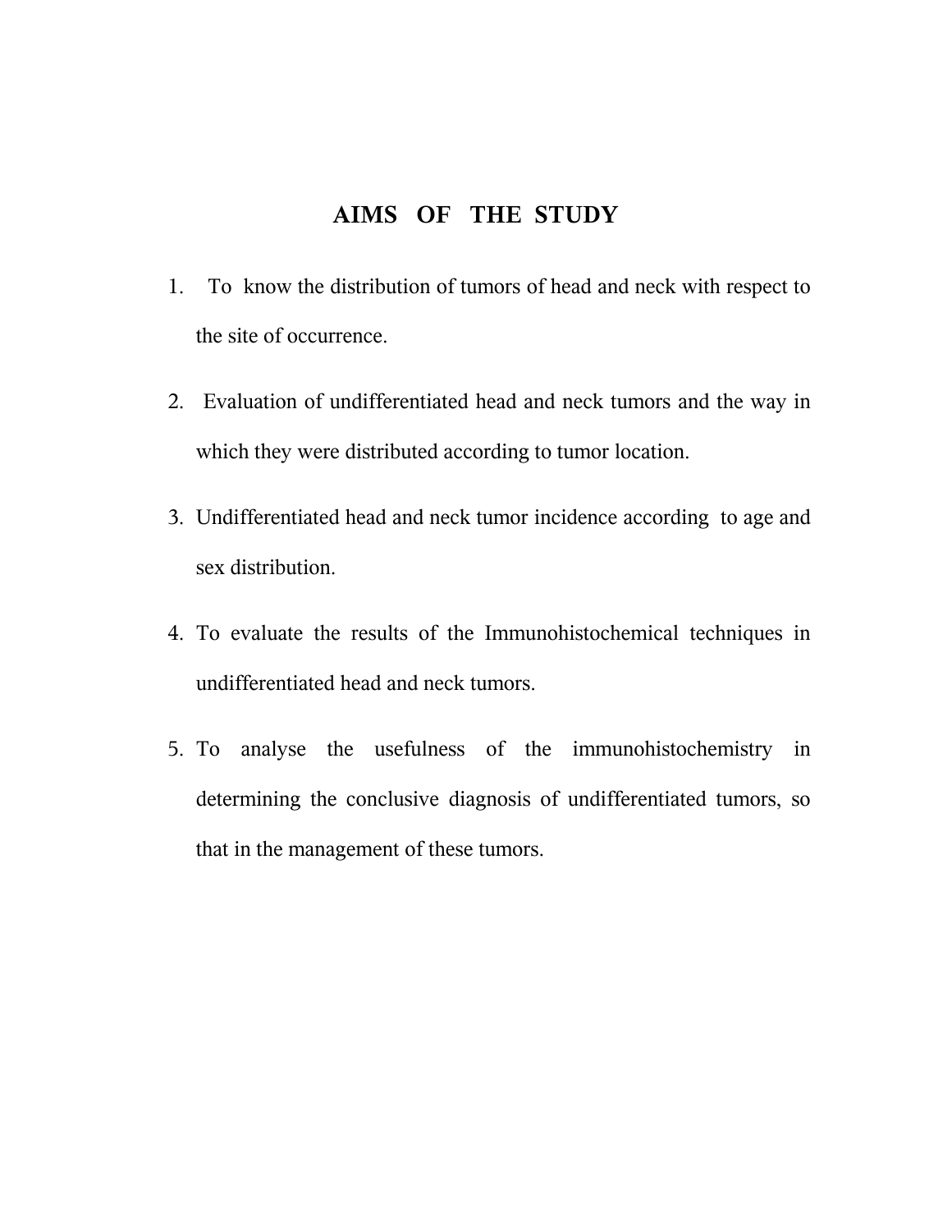# AIMS OF THE STUDY

1. To know the distribution of tumors of head and neck with respect to the site of occurrence.
2. Evaluation of undifferentiated head and neck tumors and the way in which they were distributed according to tumor location.
3. Undifferentiated head and neck tumor incidence according to age and sex distribution.
4. To evaluate the results of the Immunohistochemical techniques in undifferentiated head and neck tumors.
5. To analyse the usefulness of the immunohistochemistry in determining the conclusive diagnosis of undifferentiated tumors, so that in the management of these tumors.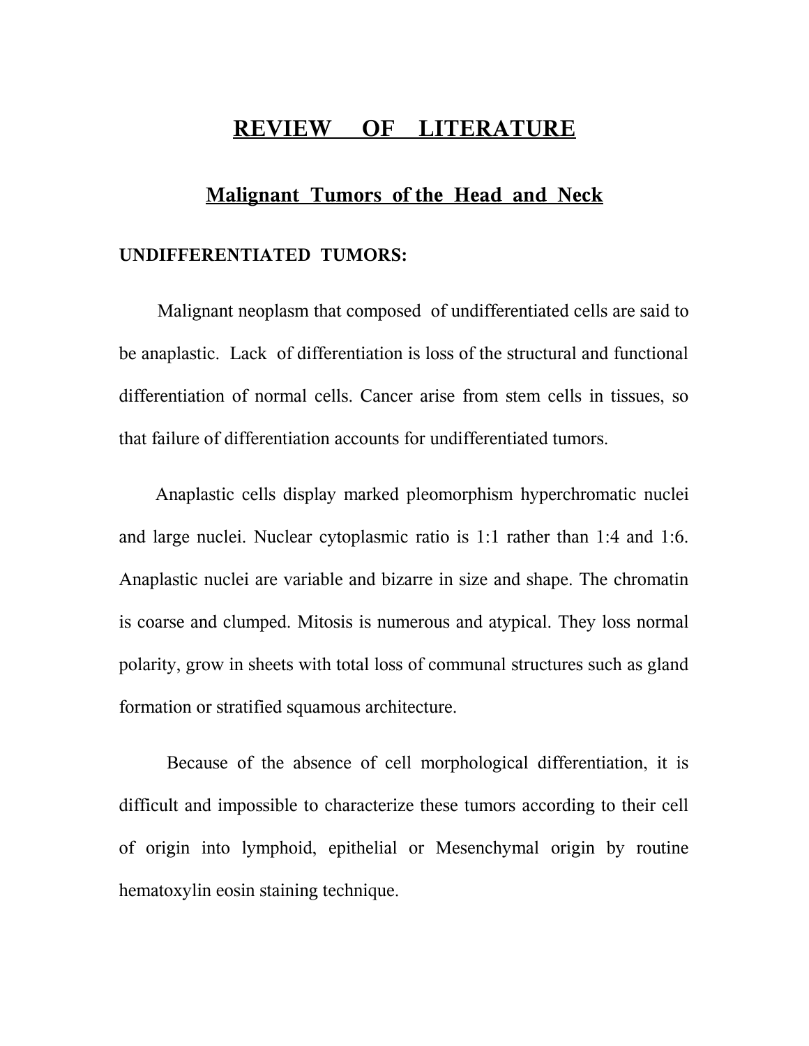# REVIEW OF LITERATURE

## Malignant Tumors of the Head and Neck

### UNDIFFERENTIATED TUMORS:

Malignant neoplasm that composed of undifferentiated cells are said to be anaplastic. Lack of differentiation is loss of the structural and functional differentiation of normal cells. Cancer arise from stem cells in tissues, so that failure of differentiation accounts for undifferentiated tumors.

Anaplastic cells display marked pleomorphism hyperchromatic nuclei and large nuclei. Nuclear cytoplasmic ratio is 1:1 rather than 1:4 and 1:6. Anaplastic nuclei are variable and bizarre in size and shape. The chromatin is coarse and clumped. Mitosis is numerous and atypical. They loss normal polarity, grow in sheets with total loss of communal structures such as gland formation or stratified squamous architecture.

Because of the absence of cell morphological differentiation, it is difficult and impossible to characterize these tumors according to their cell of origin into lymphoid, epithelial or Mesenchymal origin by routine hematoxylin eosin staining technique.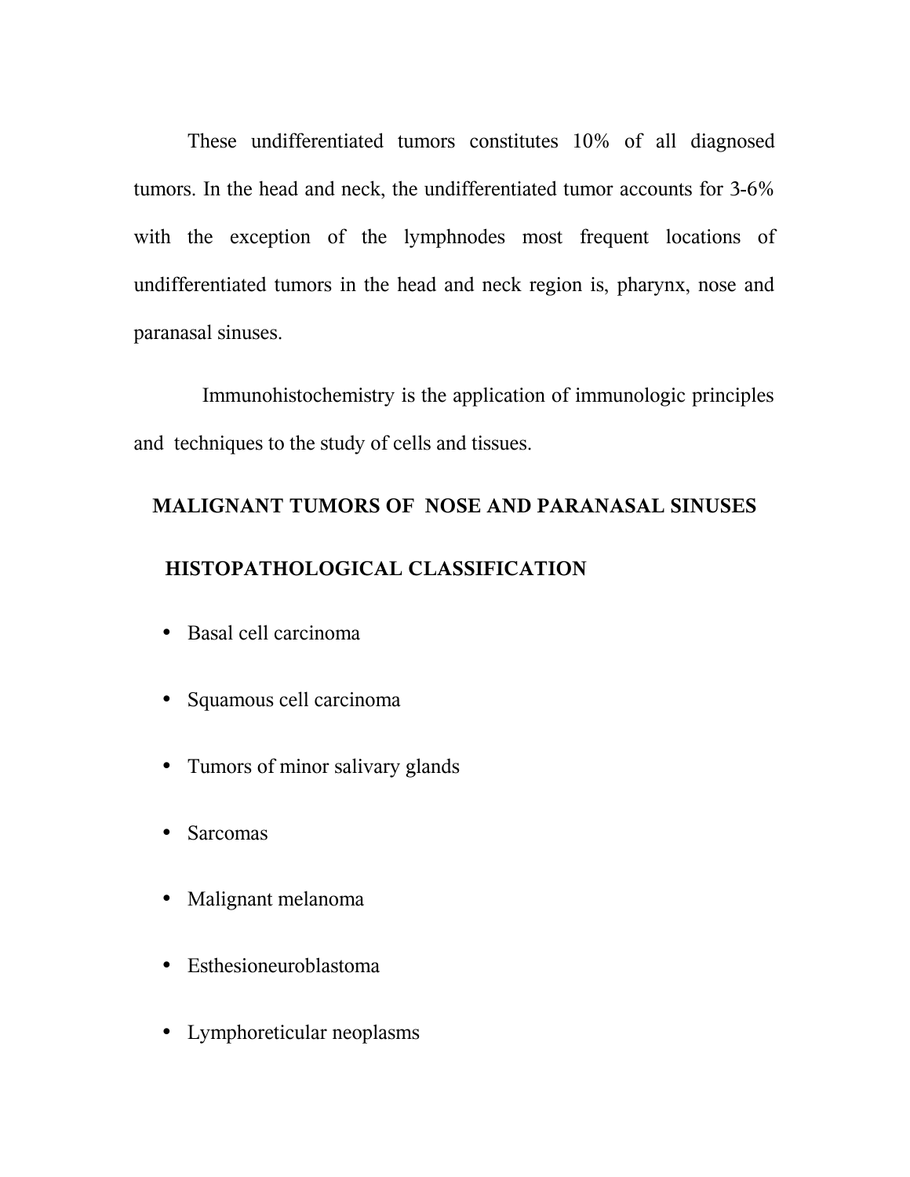These undifferentiated tumors constitutes 10% of all diagnosed tumors. In the head and neck, the undifferentiated tumor accounts for 3-6% with the exception of the lymphnodes most frequent locations of undifferentiated tumors in the head and neck region is, pharynx, nose and paranasal sinuses.

Immunohistochemistry is the application of immunologic principles and techniques to the study of cells and tissues.

## MALIGNANT TUMORS OF NOSE AND PARANASAL SINUSES

### HISTOPATHOLOGICAL CLASSIFICATION

- Basal cell carcinoma
- Squamous cell carcinoma
- Tumors of minor salivary glands
- Sarcomas
- Malignant melanoma
- Esthesioneuroblastoma
- Lymphoreticular neoplasms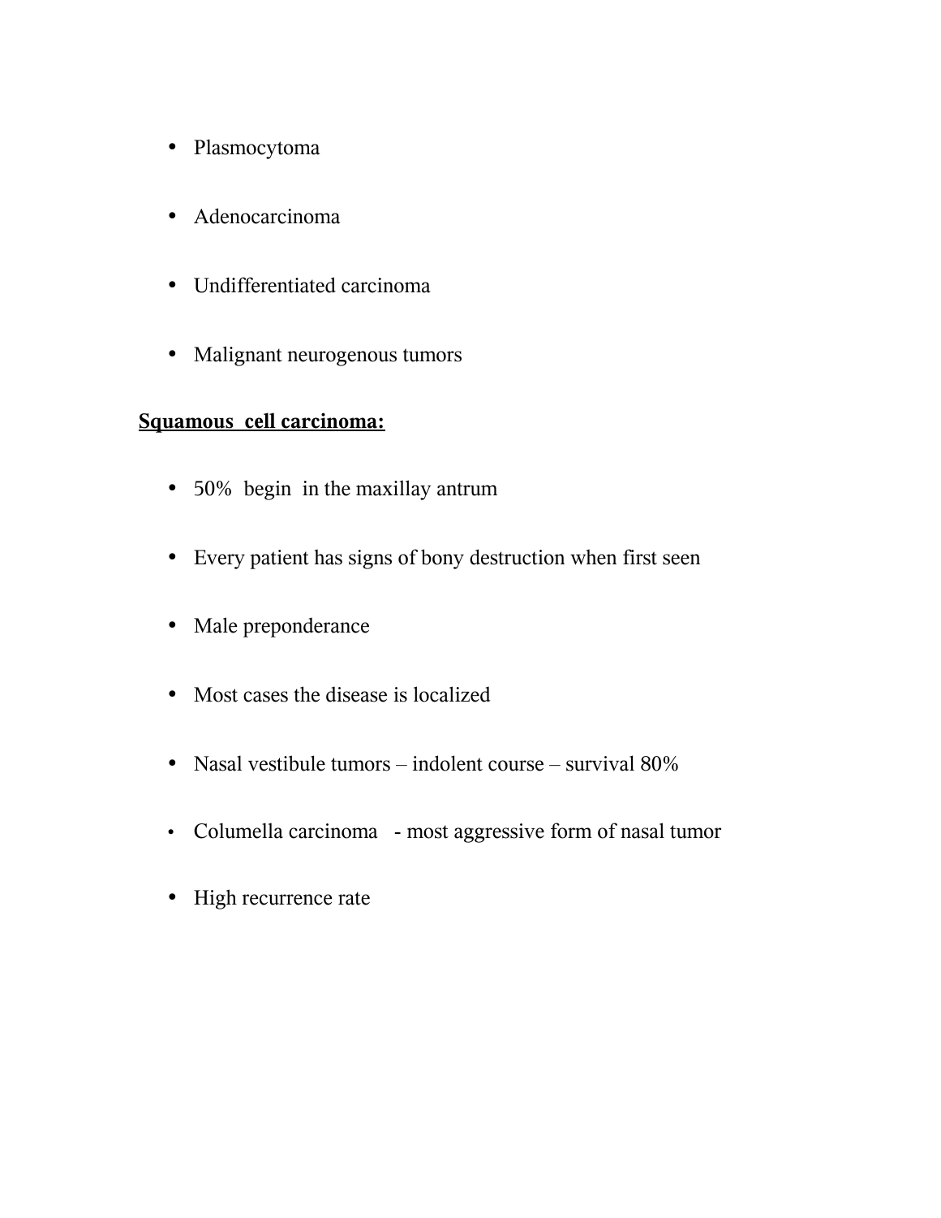- Plasmocytoma
- Adenocarcinoma
- Undifferentiated carcinoma
- Malignant neurogenous tumors

**Squamous cell carcinoma:**

- 50% begin in the maxillay antrum
- Every patient has signs of bony destruction when first seen
- Male preponderance
- Most cases the disease is localized
- Nasal vestibule tumors – indolent course – survival 80%
- Columella carcinoma - most aggressive form of nasal tumor
- High recurrence rate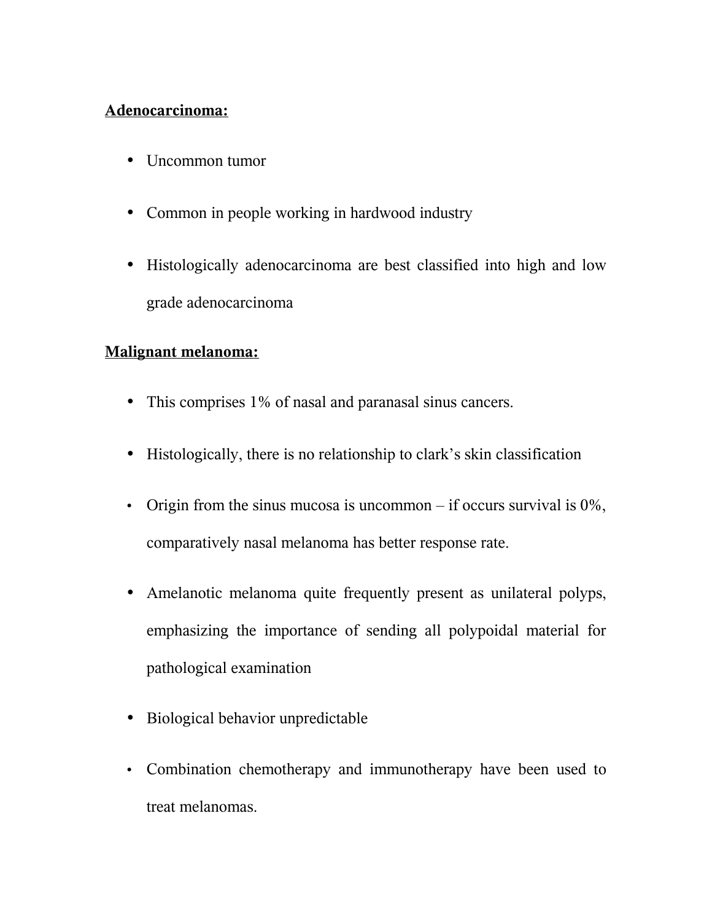**Adenocarcinoma:**

- Uncommon tumor
- Common in people working in hardwood industry
- Histologically adenocarcinoma are best classified into high and low grade adenocarcinoma

**Malignant melanoma:**

- This comprises 1% of nasal and paranasal sinus cancers.
- Histologically, there is no relationship to clark's skin classification
- Origin from the sinus mucosa is uncommon – if occurs survival is 0%, comparatively nasal melanoma has better response rate.
- Amelanotic melanoma quite frequently present as unilateral polyps, emphasizing the importance of sending all polypoidal material for pathological examination
- Biological behavior unpredictable
- Combination chemotherapy and immunotherapy have been used to treat melanomas.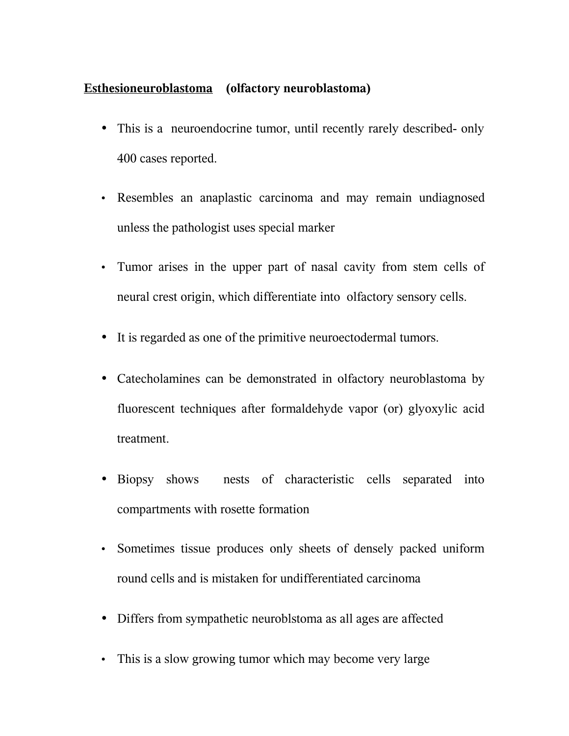**<u>Esthesioneuroblastoma</u>** **(olfactory neuroblastoma)**

- This is a neuroendocrine tumor, until recently rarely described- only 400 cases reported.
- Resembles an anaplastic carcinoma and may remain undiagnosed unless the pathologist uses special marker
- Tumor arises in the upper part of nasal cavity from stem cells of neural crest origin, which differentiate into olfactory sensory cells.
- It is regarded as one of the primitive neuroectodermal tumors.
- Catecholamines can be demonstrated in olfactory neuroblastoma by fluorescent techniques after formaldehyde vapor (or) glyoxylic acid treatment.
- Biopsy shows nests of characteristic cells separated into compartments with rosette formation
- Sometimes tissue produces only sheets of densely packed uniform round cells and is mistaken for undifferentiated carcinoma
- Differs from sympathetic neuroblstoma as all ages are affected
- This is a slow growing tumor which may become very large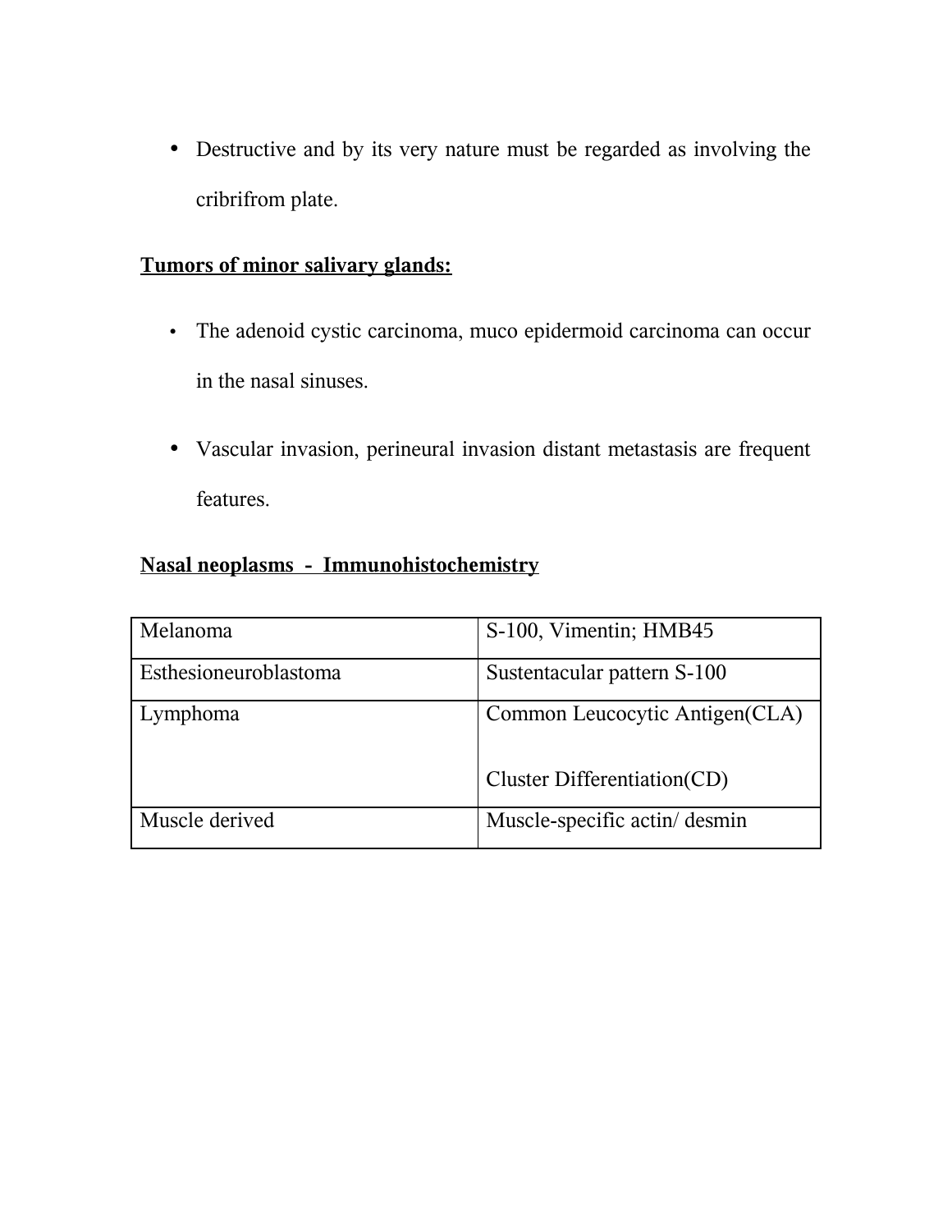- Destructive and by its very nature must be regarded as involving the cribrifrom plate.

**Tumors of minor salivary glands:**

- The adenoid cystic carcinoma, muco epidermoid carcinoma can occur in the nasal sinuses.
- Vascular invasion, perineural invasion distant metastasis are frequent features.

**Nasal neoplasms - Immunohistochemistry**

| Melanoma | S-100, Vimentin; HMB45 |
|---|---|
| Esthesioneuroblastoma | Sustentacular pattern S-100 |
| Lymphoma | Common Leucocytic Antigen(CLA)<br><br>Cluster Differentiation(CD) |
| Muscle derived | Muscle-specific actin/ desmin |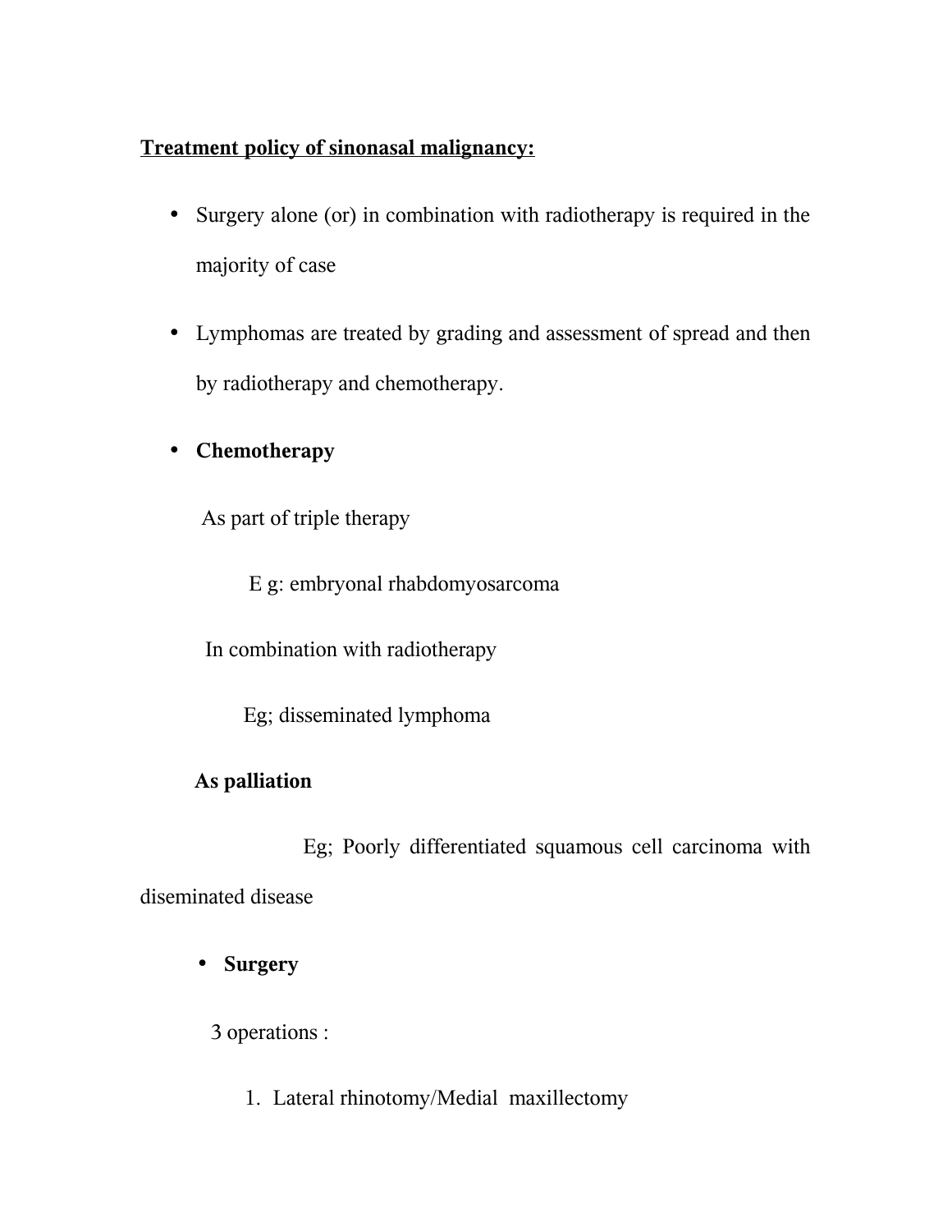**<u>Treatment policy of sinonasal malignancy:</u>**

- Surgery alone (or) in combination with radiotherapy is required in the majority of case
- Lymphomas are treated by grading and assessment of spread and then by radiotherapy and chemotherapy.
- **Chemotherapy**

  As part of triple therapy

  E g: embryonal rhabdomyosarcoma

  In combination with radiotherapy

  Eg; disseminated lymphoma

  **As palliation**

  Eg; Poorly differentiated squamous cell carcinoma with diseminated disease

- **Surgery**

  3 operations :

  1. Lateral rhinotomy/Medial maxillectomy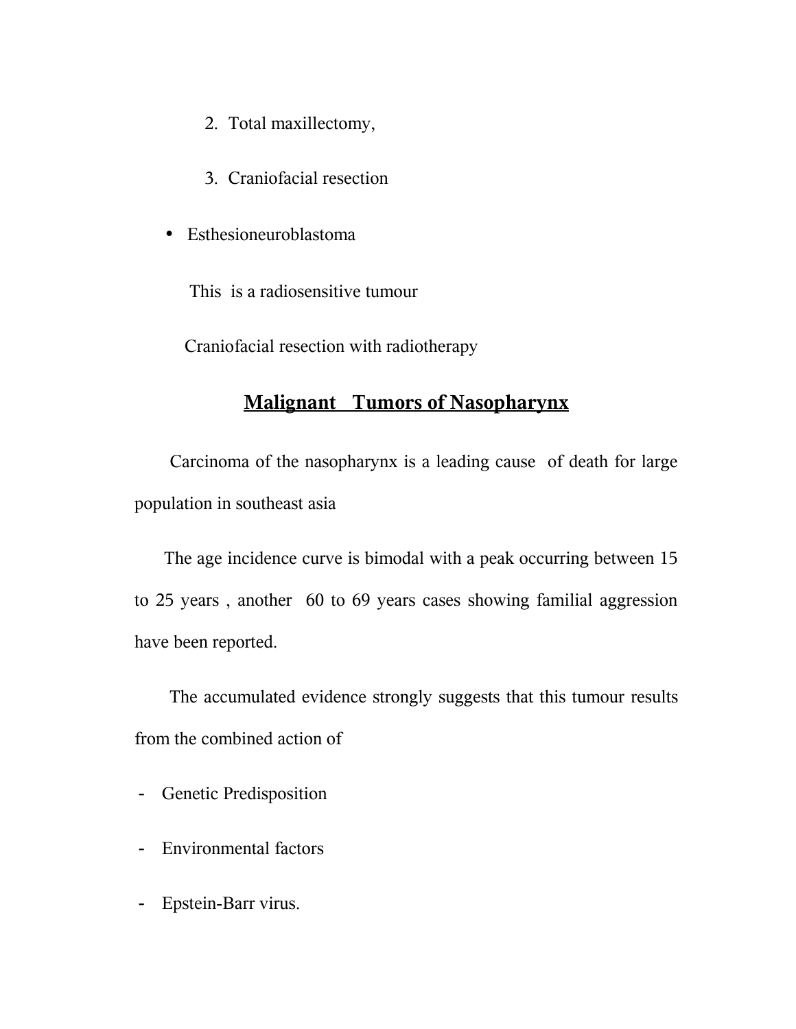2. Total maxillectomy,
3. Craniofacial resection

- Esthesioneuroblastoma

  This is a radiosensitive tumour

  Craniofacial resection with radiotherapy

## Malignant Tumors of Nasopharynx

Carcinoma of the nasopharynx is a leading cause of death for large population in southeast asia

The age incidence curve is bimodal with a peak occurring between 15 to 25 years , another 60 to 69 years cases showing familial aggression have been reported.

The accumulated evidence strongly suggests that this tumour results from the combined action of

- Genetic Predisposition
- Environmental factors
- Epstein-Barr virus.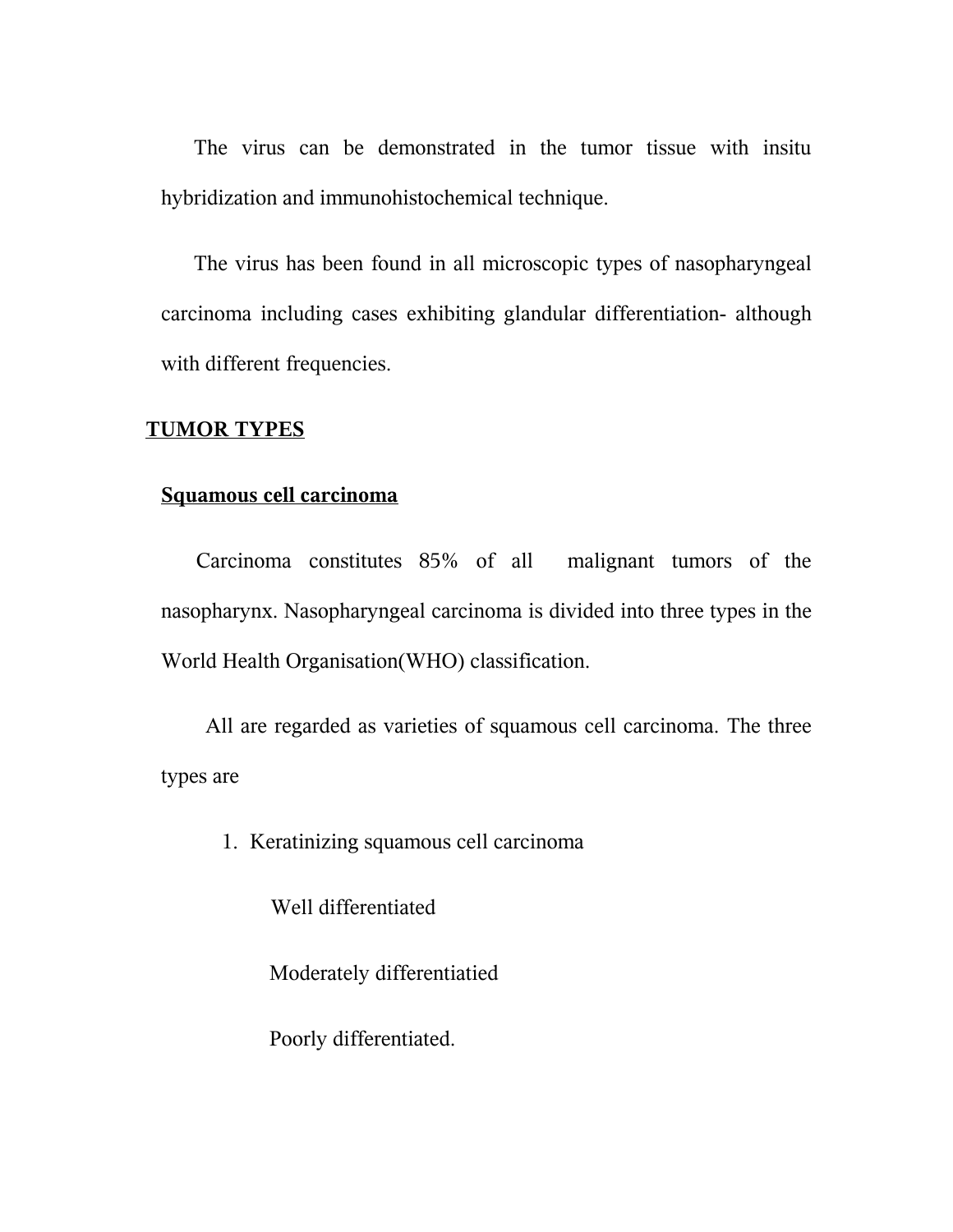The virus can be demonstrated in the tumor tissue with insitu hybridization and immunohistochemical technique.

The virus has been found in all microscopic types of nasopharyngeal carcinoma including cases exhibiting glandular differentiation- although with different frequencies.

## TUMOR TYPES

### Squamous cell carcinoma

Carcinoma constitutes 85% of all malignant tumors of the nasopharynx. Nasopharyngeal carcinoma is divided into three types in the World Health Organisation(WHO) classification.

All are regarded as varieties of squamous cell carcinoma. The three types are

1. Keratinizing squamous cell carcinoma

   Well differentiated

   Moderately differentiatied

   Poorly differentiated.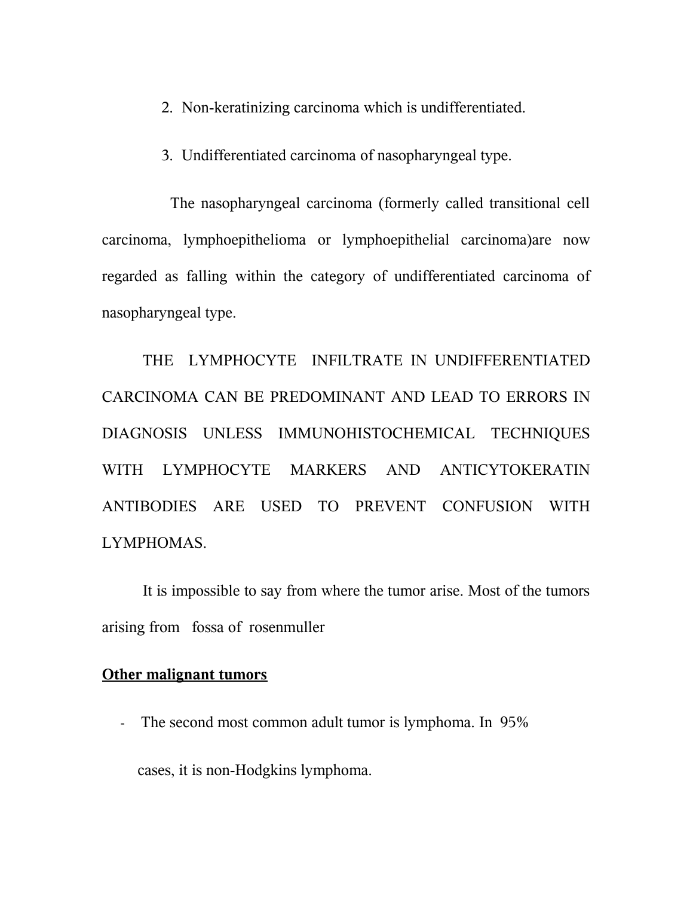2. Non-keratinizing carcinoma which is undifferentiated.

3. Undifferentiated carcinoma of nasopharyngeal type.

The nasopharyngeal carcinoma (formerly called transitional cell carcinoma, lymphoepithelioma or lymphoepithelial carcinoma)are now regarded as falling within the category of undifferentiated carcinoma of nasopharyngeal type.

THE LYMPHOCYTE INFILTRATE IN UNDIFFERENTIATED CARCINOMA CAN BE PREDOMINANT AND LEAD TO ERRORS IN DIAGNOSIS UNLESS IMMUNOHISTOCHEMICAL TECHNIQUES WITH LYMPHOCYTE MARKERS AND ANTICYTOKERATIN ANTIBODIES ARE USED TO PREVENT CONFUSION WITH LYMPHOMAS.

It is impossible to say from where the tumor arise. Most of the tumors arising from fossa of rosenmuller

**Other malignant tumors**

- The second most common adult tumor is lymphoma. In 95% cases, it is non-Hodgkins lymphoma.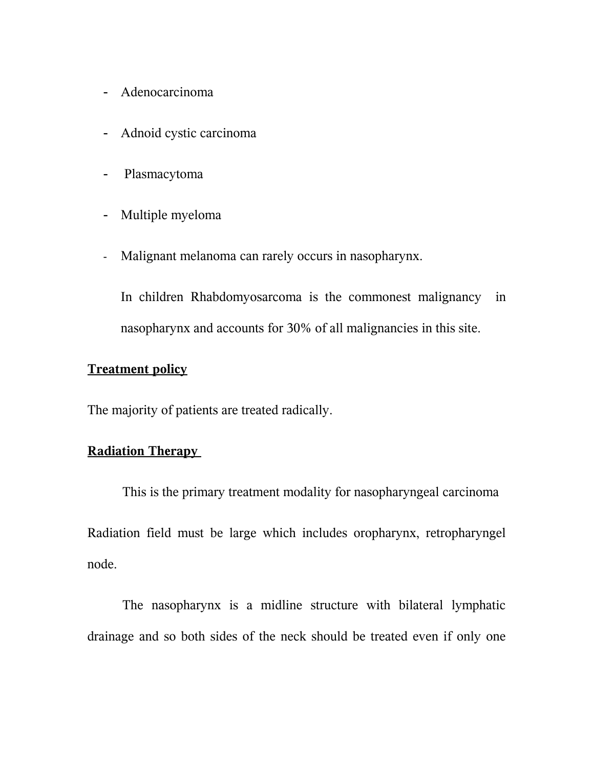- Adenocarcinoma
- Adnoid cystic carcinoma
- Plasmacytoma
- Multiple myeloma
- Malignant melanoma can rarely occurs in nasopharynx.

  In children Rhabdomyosarcoma is the commonest malignancy in nasopharynx and accounts for 30% of all malignancies in this site.

**Treatment policy**

The majority of patients are treated radically.

**Radiation Therapy**

This is the primary treatment modality for nasopharyngeal carcinoma

Radiation field must be large which includes oropharynx, retropharyngel node.

The nasopharynx is a midline structure with bilateral lymphatic drainage and so both sides of the neck should be treated even if only one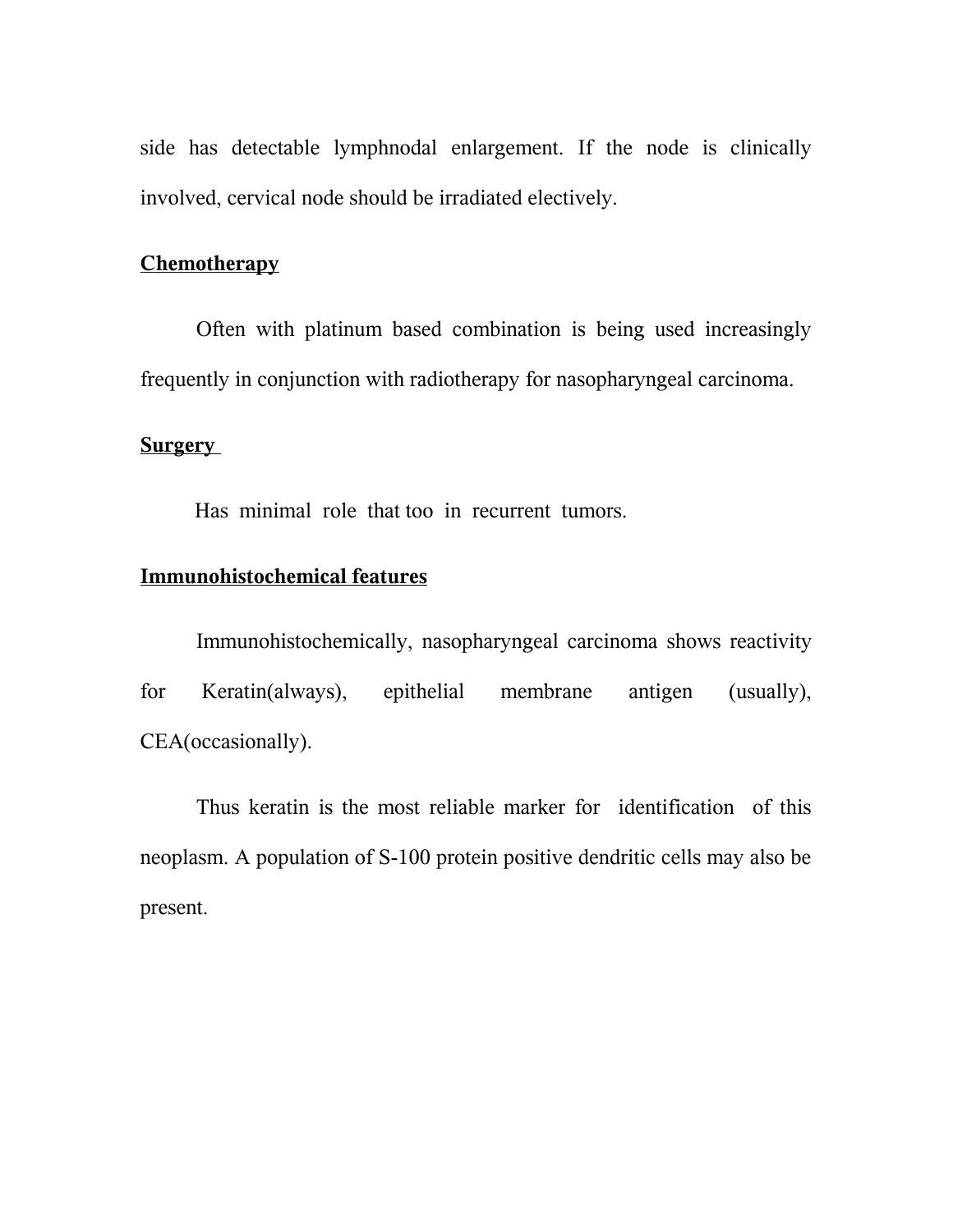side has detectable lymphnodal enlargement. If the node is clinically involved, cervical node should be irradiated electively.

**Chemotherapy**

Often with platinum based combination is being used increasingly frequently in conjunction with radiotherapy for nasopharyngeal carcinoma.

**Surgery**

Has minimal role that too in recurrent tumors.

**Immunohistochemical features**

Immunohistochemically, nasopharyngeal carcinoma shows reactivity for Keratin(always), epithelial membrane antigen (usually), CEA(occasionally).

Thus keratin is the most reliable marker for identification of this neoplasm. A population of S-100 protein positive dendritic cells may also be present.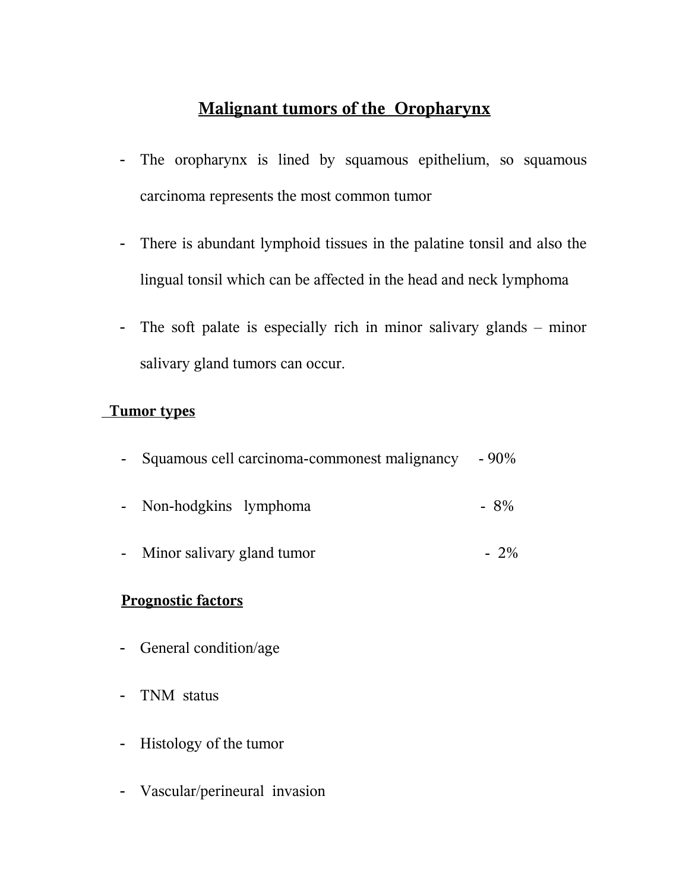# Malignant tumors of the Oropharynx

- The oropharynx is lined by squamous epithelium, so squamous carcinoma represents the most common tumor
- There is abundant lymphoid tissues in the palatine tonsil and also the lingual tonsil which can be affected in the head and neck lymphoma
- The soft palate is especially rich in minor salivary glands – minor salivary gland tumors can occur.

## Tumor types

- Squamous cell carcinoma-commonest malignancy - 90%
- Non-hodgkins lymphoma - 8%
- Minor salivary gland tumor - 2%

## Prognostic factors

- General condition/age
- TNM status
- Histology of the tumor
- Vascular/perineural invasion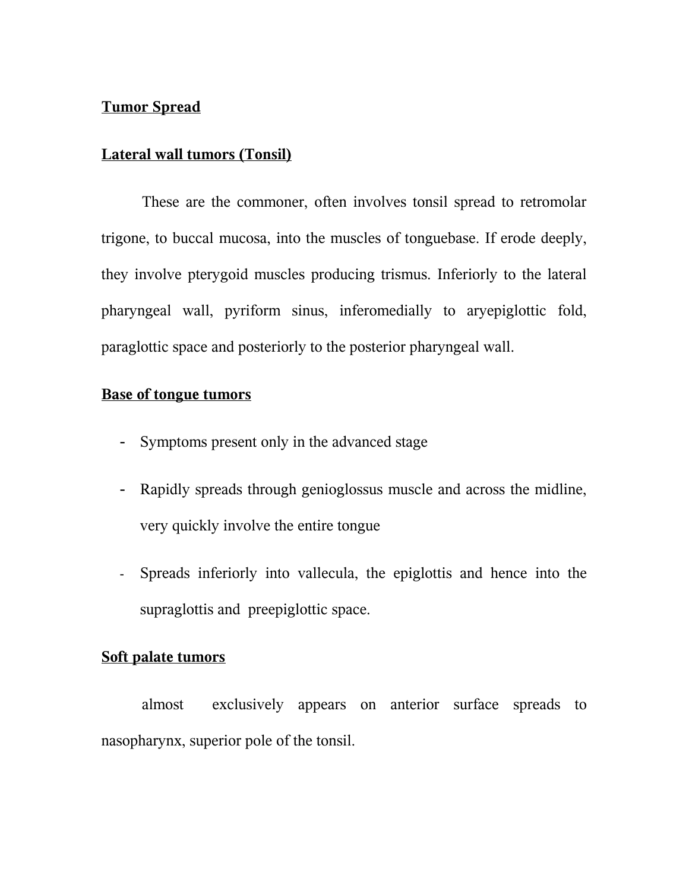## Tumor Spread

### Lateral wall tumors (Tonsil)

These are the commoner, often involves tonsil spread to retromolar trigone, to buccal mucosa, into the muscles of tonguebase. If erode deeply, they involve pterygoid muscles producing trismus. Inferiorly to the lateral pharyngeal wall, pyriform sinus, inferomedially to aryepiglottic fold, paraglottic space and posteriorly to the posterior pharyngeal wall.

### Base of tongue tumors

- Symptoms present only in the advanced stage
- Rapidly spreads through genioglossus muscle and across the midline, very quickly involve the entire tongue
- Spreads inferiorly into vallecula, the epiglottis and hence into the supraglottis and preepiglottic space.

### Soft palate tumors

almost exclusively appears on anterior surface spreads to nasopharynx, superior pole of the tonsil.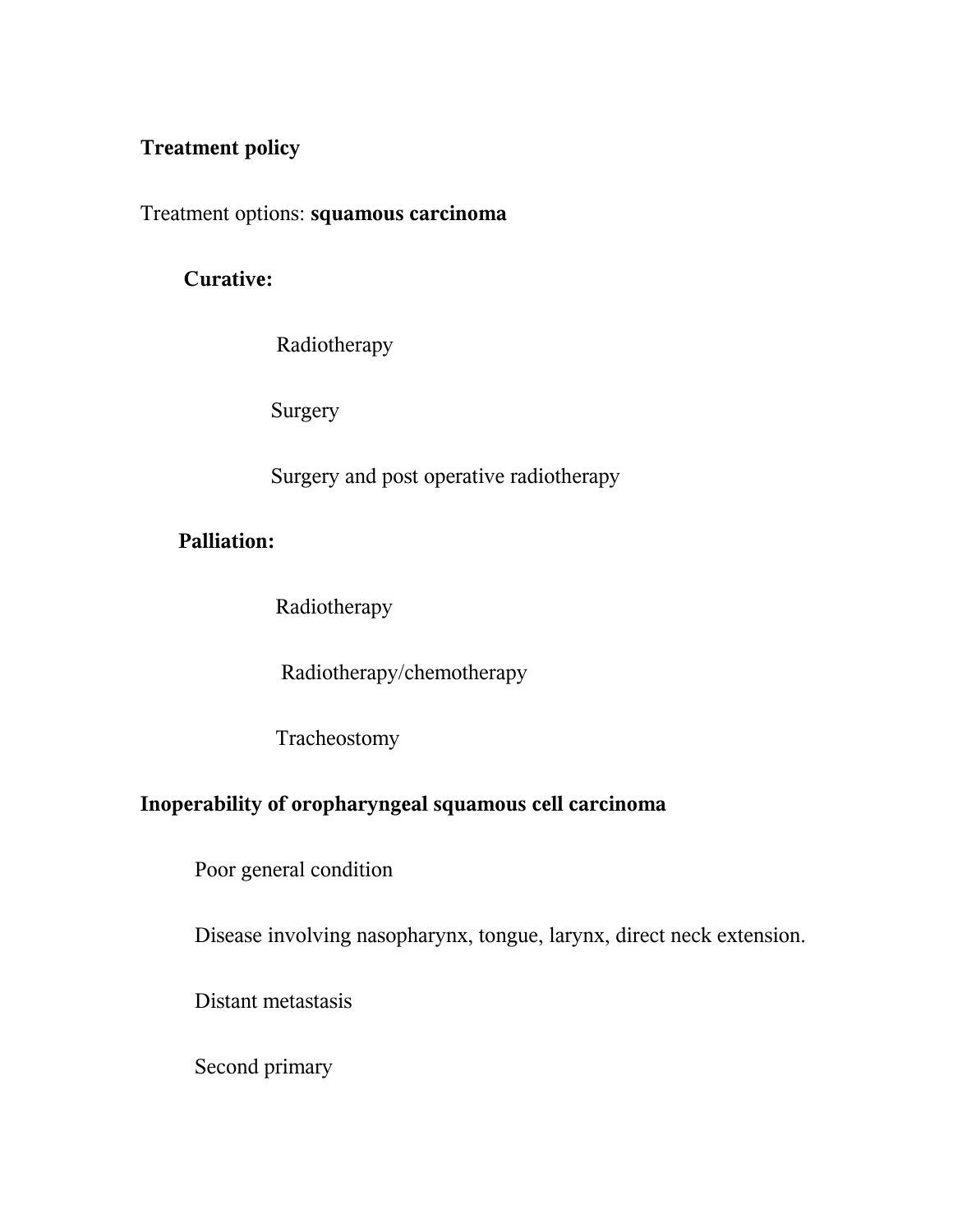**Treatment policy**

Treatment options: **squamous carcinoma**

**Curative:**

- Radiotherapy
- Surgery
- Surgery and post operative radiotherapy

**Palliation:**

- Radiotherapy
- Radiotherapy/chemotherapy
- Tracheostomy

**Inoperability of oropharyngeal squamous cell carcinoma**

- Poor general condition
- Disease involving nasopharynx, tongue, larynx, direct neck extension.
- Distant metastasis
- Second primary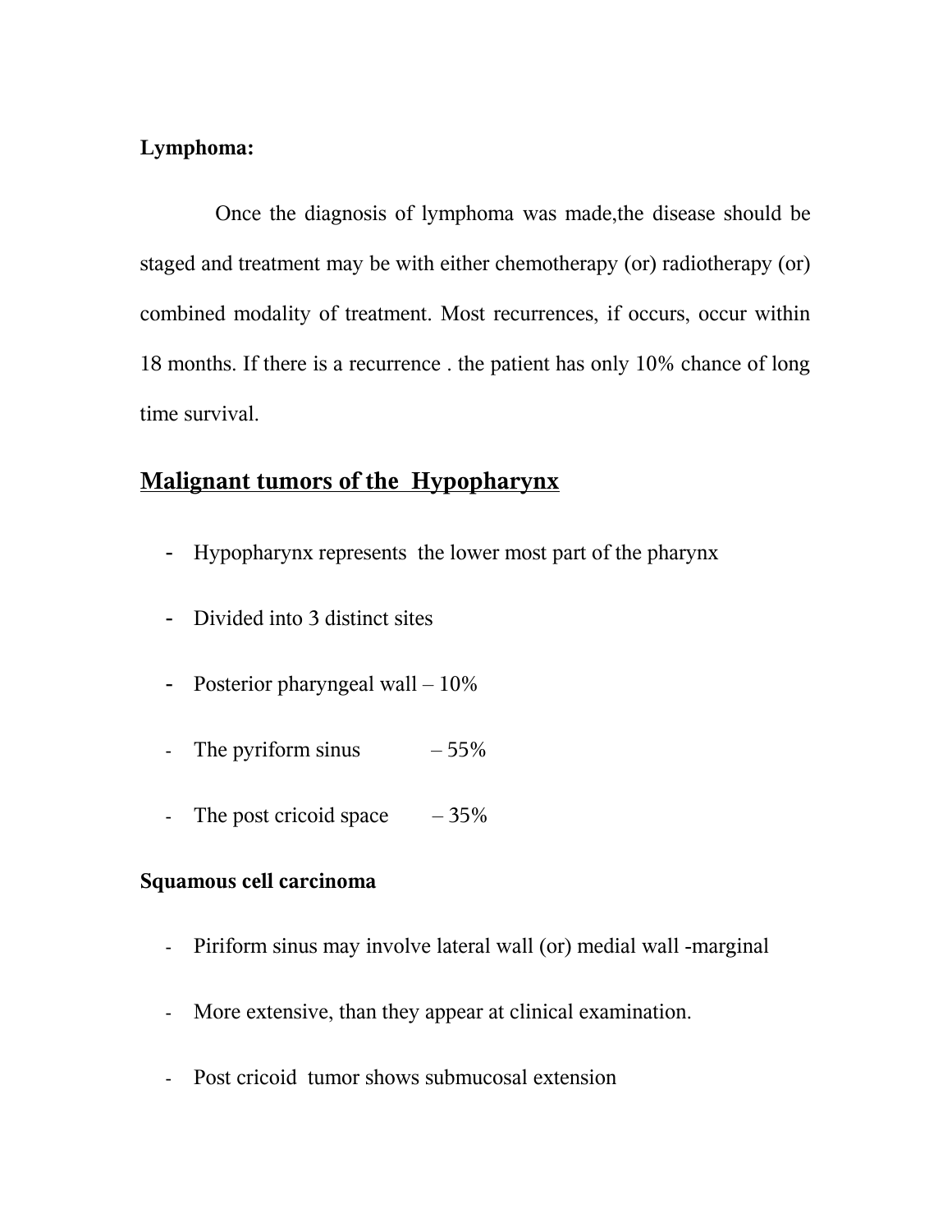**Lymphoma:**

Once the diagnosis of lymphoma was made,the disease should be staged and treatment may be with either chemotherapy (or) radiotherapy (or) combined modality of treatment. Most recurrences, if occurs, occur within 18 months. If there is a recurrence . the patient has only 10% chance of long time survival.

## Malignant tumors of the Hypopharynx

- Hypopharynx represents the lower most part of the pharynx
- Divided into 3 distinct sites
- Posterior pharyngeal wall – 10%
- The pyriform sinus – 55%
- The post cricoid space – 35%

**Squamous cell carcinoma**

- Piriform sinus may involve lateral wall (or) medial wall -marginal
- More extensive, than they appear at clinical examination.
- Post cricoid tumor shows submucosal extension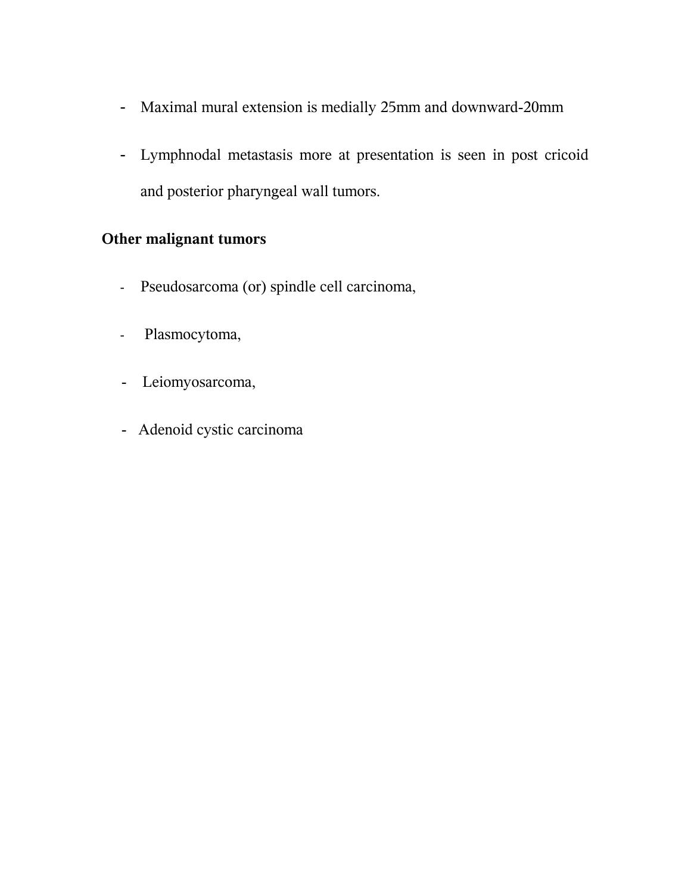- Maximal mural extension is medially 25mm and downward-20mm
- Lymphnodal metastasis more at presentation is seen in post cricoid and posterior pharyngeal wall tumors.

**Other malignant tumors**

- Pseudosarcoma (or) spindle cell carcinoma,
- Plasmocytoma,
- Leiomyosarcoma,
- Adenoid cystic carcinoma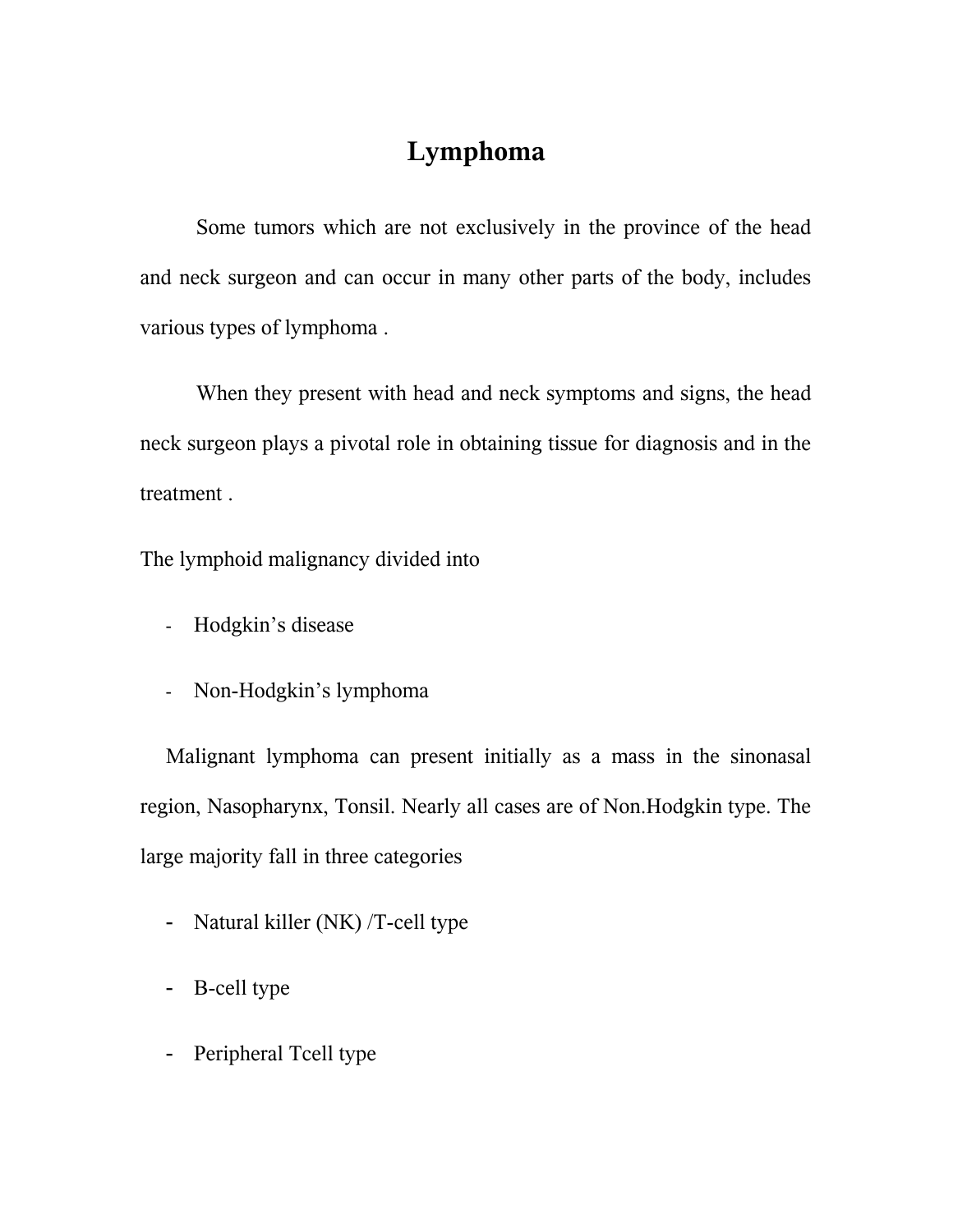# Lymphoma

Some tumors which are not exclusively in the province of the head and neck surgeon and can occur in many other parts of the body, includes various types of lymphoma .

When they present with head and neck symptoms and signs, the head neck surgeon plays a pivotal role in obtaining tissue for diagnosis and in the treatment .

The lymphoid malignancy divided into

- Hodgkin's disease
- Non-Hodgkin's lymphoma

Malignant lymphoma can present initially as a mass in the sinonasal region, Nasopharynx, Tonsil. Nearly all cases are of Non.Hodgkin type. The large majority fall in three categories

- Natural killer (NK) /T-cell type
- B-cell type
- Peripheral Tcell type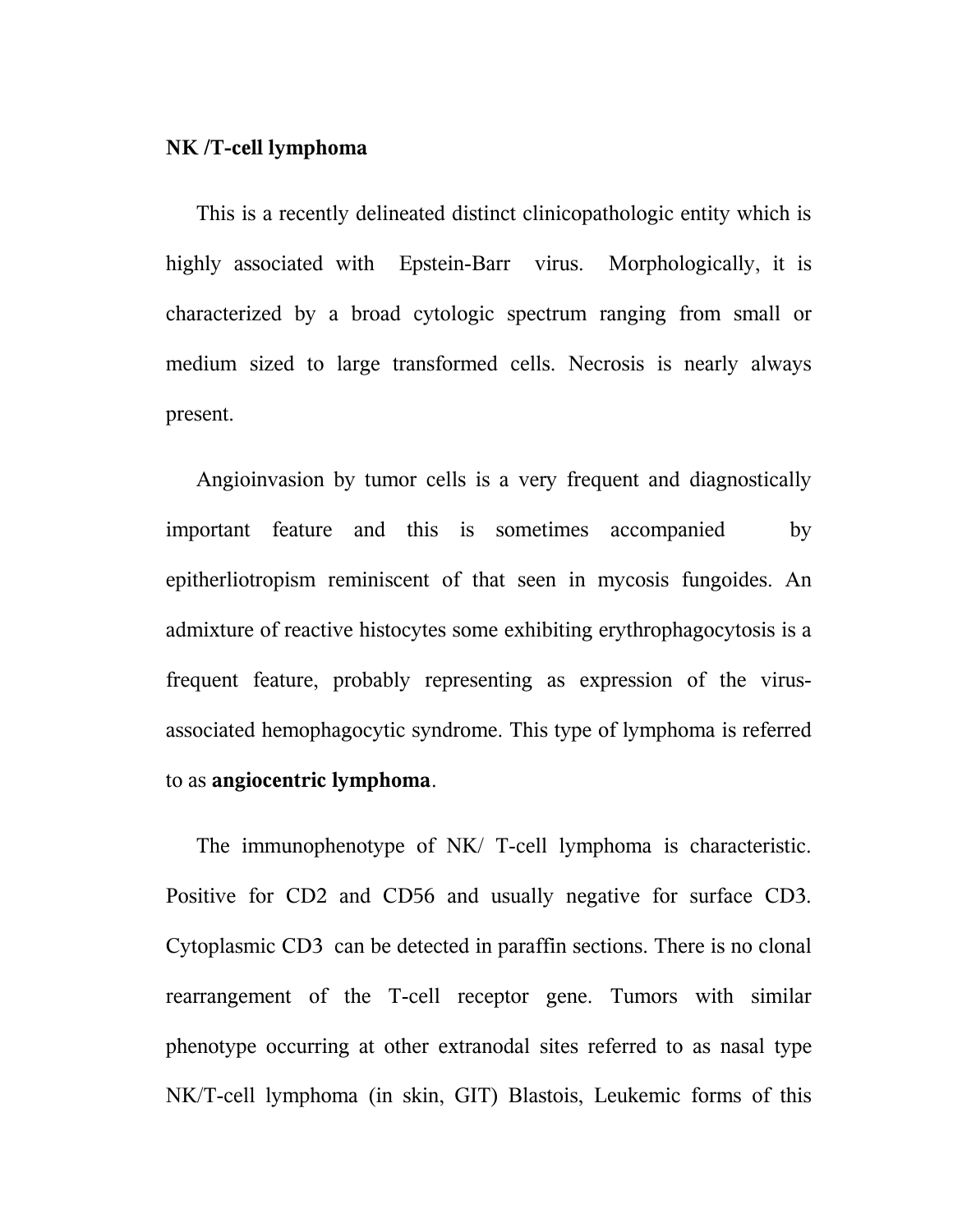**NK /T-cell lymphoma**

This is a recently delineated distinct clinicopathologic entity which is highly associated with Epstein-Barr virus. Morphologically, it is characterized by a broad cytologic spectrum ranging from small or medium sized to large transformed cells. Necrosis is nearly always present.

Angioinvasion by tumor cells is a very frequent and diagnostically important feature and this is sometimes accompanied by epitherliotropism reminiscent of that seen in mycosis fungoides. An admixture of reactive histocytes some exhibiting erythrophagocytosis is a frequent feature, probably representing as expression of the virus-associated hemophagocytic syndrome. This type of lymphoma is referred to as **angiocentric lymphoma**.

The immunophenotype of NK/ T-cell lymphoma is characteristic. Positive for CD2 and CD56 and usually negative for surface CD3. Cytoplasmic CD3 can be detected in paraffin sections. There is no clonal rearrangement of the T-cell receptor gene. Tumors with similar phenotype occurring at other extranodal sites referred to as nasal type NK/T-cell lymphoma (in skin, GIT) Blastois, Leukemic forms of this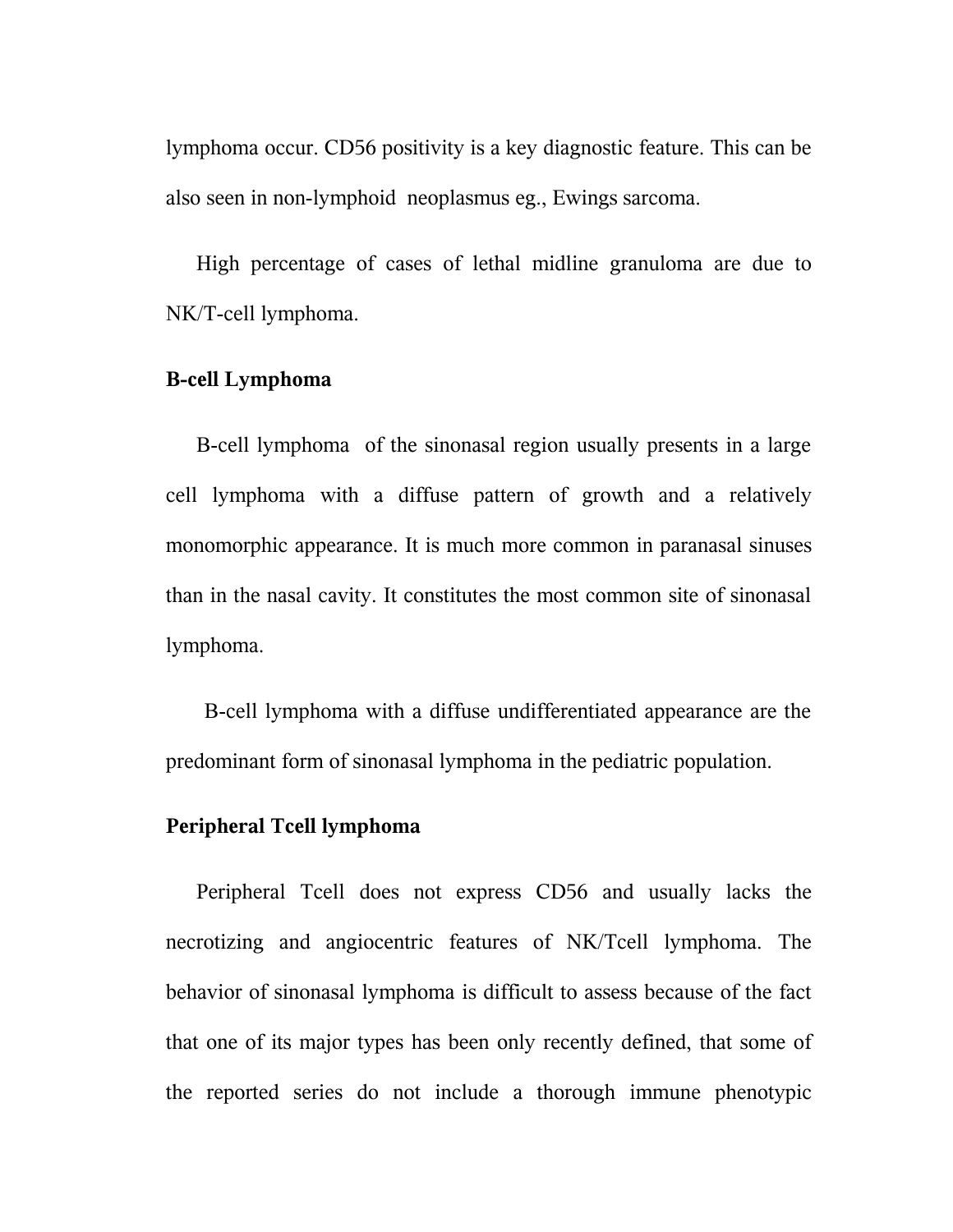lymphoma occur. CD56 positivity is a key diagnostic feature. This can be also seen in non-lymphoid neoplasmus eg., Ewings sarcoma.

High percentage of cases of lethal midline granuloma are due to NK/T-cell lymphoma.

**B-cell Lymphoma**

B-cell lymphoma of the sinonasal region usually presents in a large cell lymphoma with a diffuse pattern of growth and a relatively monomorphic appearance. It is much more common in paranasal sinuses than in the nasal cavity. It constitutes the most common site of sinonasal lymphoma.

B-cell lymphoma with a diffuse undifferentiated appearance are the predominant form of sinonasal lymphoma in the pediatric population.

**Peripheral Tcell lymphoma**

Peripheral Tcell does not express CD56 and usually lacks the necrotizing and angiocentric features of NK/Tcell lymphoma. The behavior of sinonasal lymphoma is difficult to assess because of the fact that one of its major types has been only recently defined, that some of the reported series do not include a thorough immune phenotypic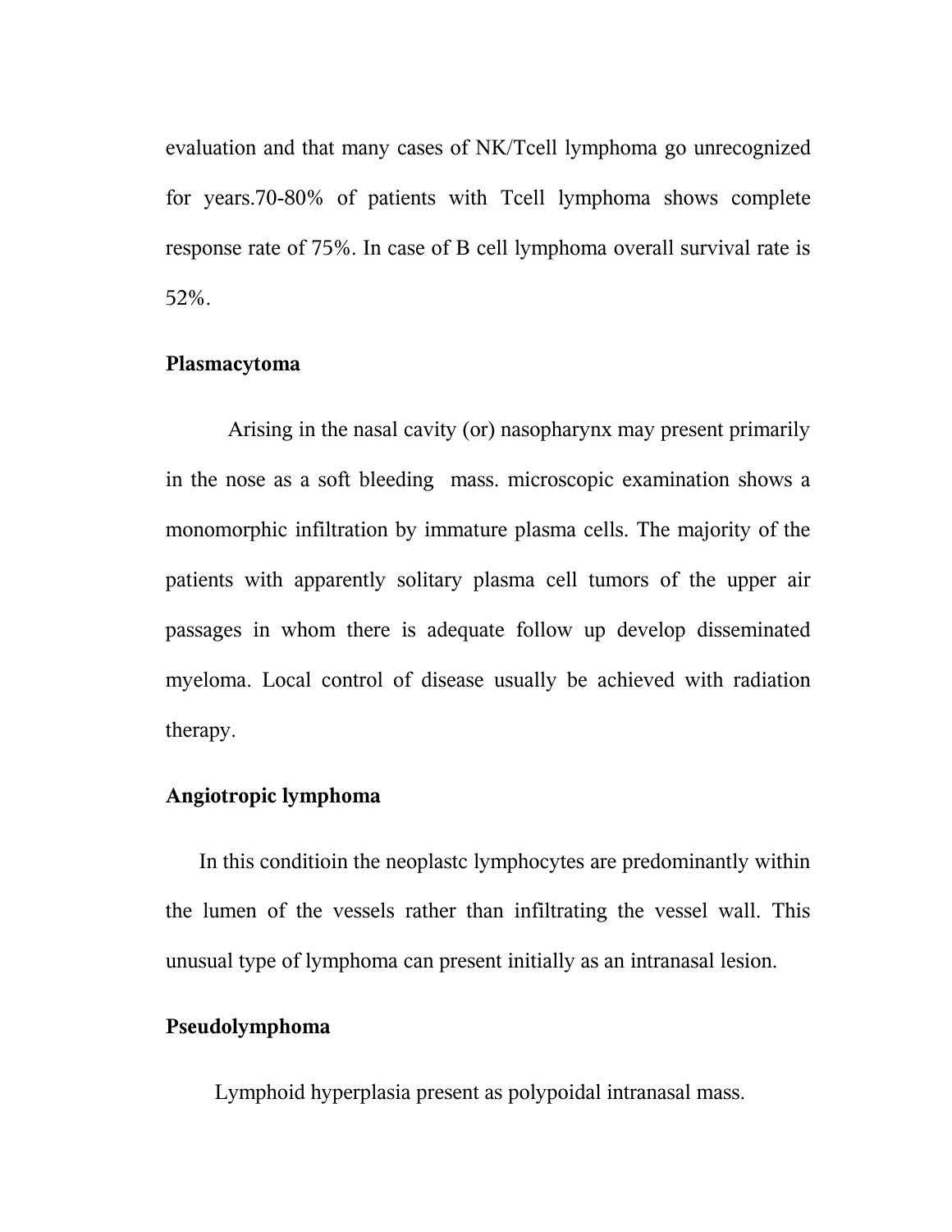evaluation and that many cases of NK/Tcell lymphoma go unrecognized for years.70-80% of patients with Tcell lymphoma shows complete response rate of 75%. In case of B cell lymphoma overall survival rate is 52%.

**Plasmacytoma**

Arising in the nasal cavity (or) nasopharynx may present primarily in the nose as a soft bleeding mass. microscopic examination shows a monomorphic infiltration by immature plasma cells. The majority of the patients with apparently solitary plasma cell tumors of the upper air passages in whom there is adequate follow up develop disseminated myeloma. Local control of disease usually be achieved with radiation therapy.

**Angiotropic lymphoma**

In this conditioin the neoplastc lymphocytes are predominantly within the lumen of the vessels rather than infiltrating the vessel wall. This unusual type of lymphoma can present initially as an intranasal lesion.

**Pseudolymphoma**

Lymphoid hyperplasia present as polypoidal intranasal mass.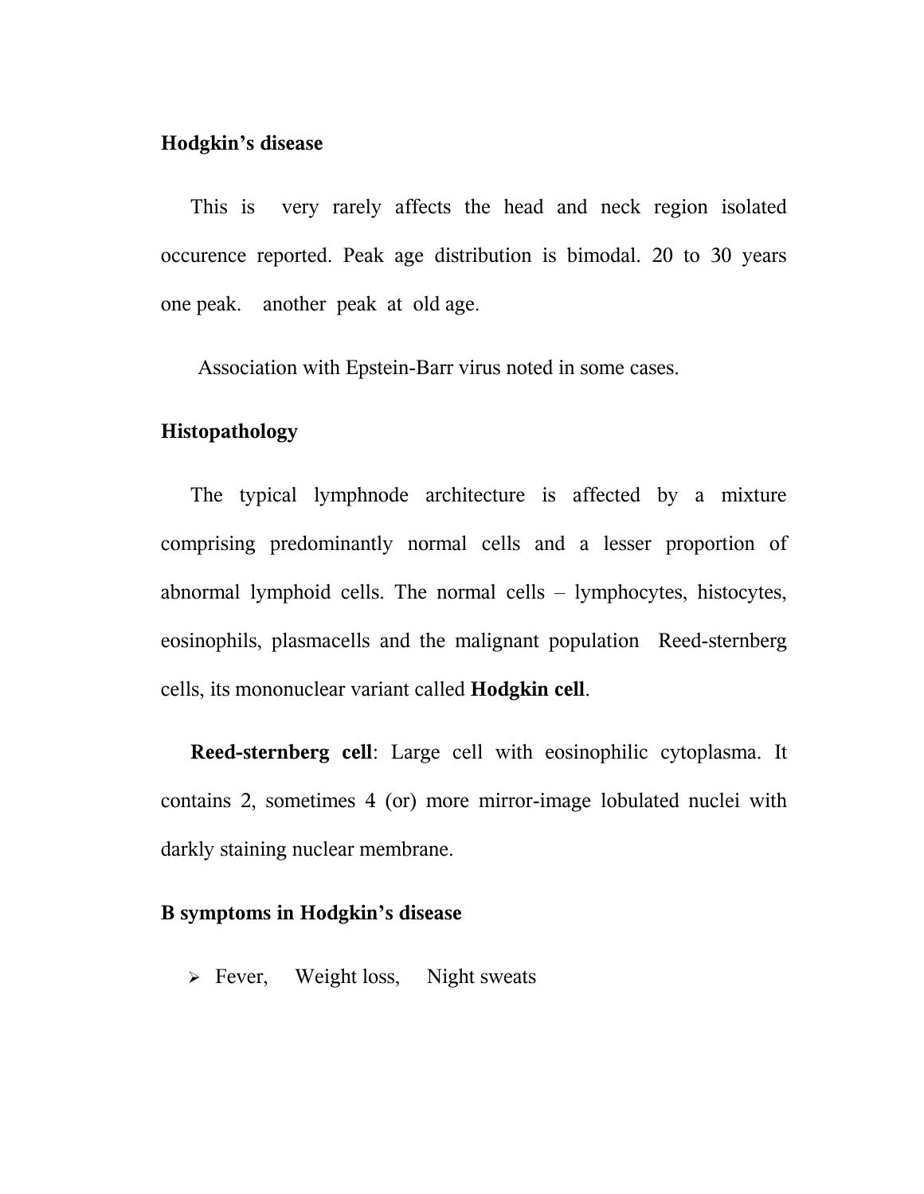**Hodgkin’s disease**

This is very rarely affects the head and neck region isolated occurence reported. Peak age distribution is bimodal. 20 to 30 years one peak. another peak at old age.

Association with Epstein-Barr virus noted in some cases.

**Histopathology**

The typical lymphnode architecture is affected by a mixture comprising predominantly normal cells and a lesser proportion of abnormal lymphoid cells. The normal cells – lymphocytes, histocytes, eosinophils, plasmacells and the malignant population Reed-sternberg cells, its mononuclear variant called **Hodgkin cell**.

**Reed-sternberg cell**: Large cell with eosinophilic cytoplasma. It contains 2, sometimes 4 (or) more mirror-image lobulated nuclei with darkly staining nuclear membrane.

**B symptoms in Hodgkin’s disease**

- Fever, Weight loss, Night sweats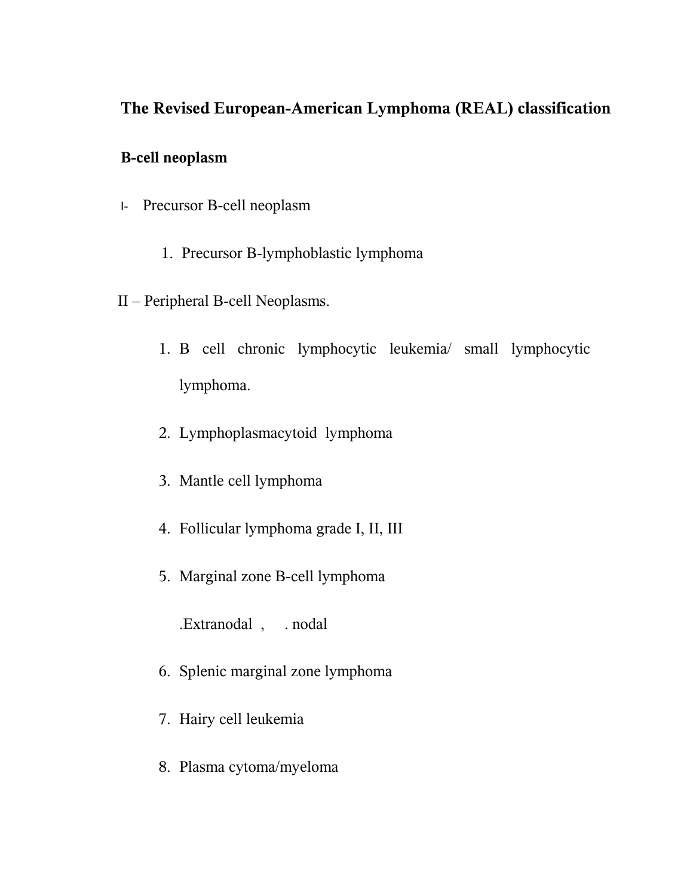## The Revised European-American Lymphoma (REAL) classification

### B-cell neoplasm

I- Precursor B-cell neoplasm

1. Precursor B-lymphoblastic lymphoma

II – Peripheral B-cell Neoplasms.

1. B cell chronic lymphocytic leukemia/ small lymphocytic lymphoma.
2. Lymphoplasmacytoid lymphoma
3. Mantle cell lymphoma
4. Follicular lymphoma grade I, II, III
5. Marginal zone B-cell lymphoma

   .Extranodal , . nodal
6. Splenic marginal zone lymphoma
7. Hairy cell leukemia
8. Plasma cytoma/myeloma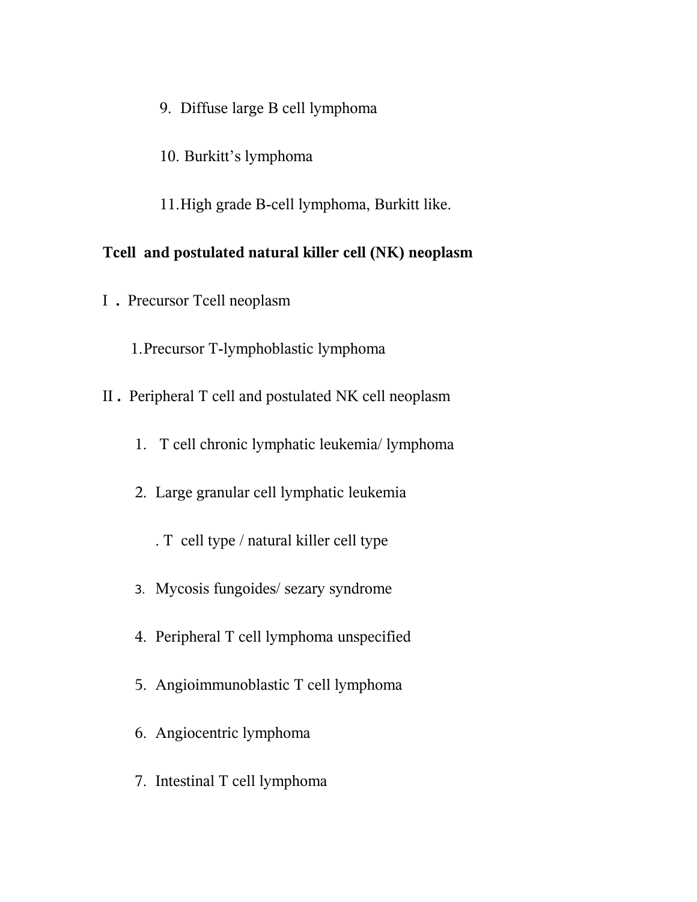9. Diffuse large B cell lymphoma

10. Burkitt's lymphoma

11. High grade B-cell lymphoma, Burkitt like.

**Tcell and postulated natural killer cell (NK) neoplasm**

I . Precursor Tcell neoplasm

1. Precursor T-lymphoblastic lymphoma

II . Peripheral T cell and postulated NK cell neoplasm

1. T cell chronic lymphatic leukemia/ lymphoma

2. Large granular cell lymphatic leukemia

   . T cell type / natural killer cell type

3. Mycosis fungoides/ sezary syndrome

4. Peripheral T cell lymphoma unspecified

5. Angioimmunoblastic T cell lymphoma

6. Angiocentric lymphoma

7. Intestinal T cell lymphoma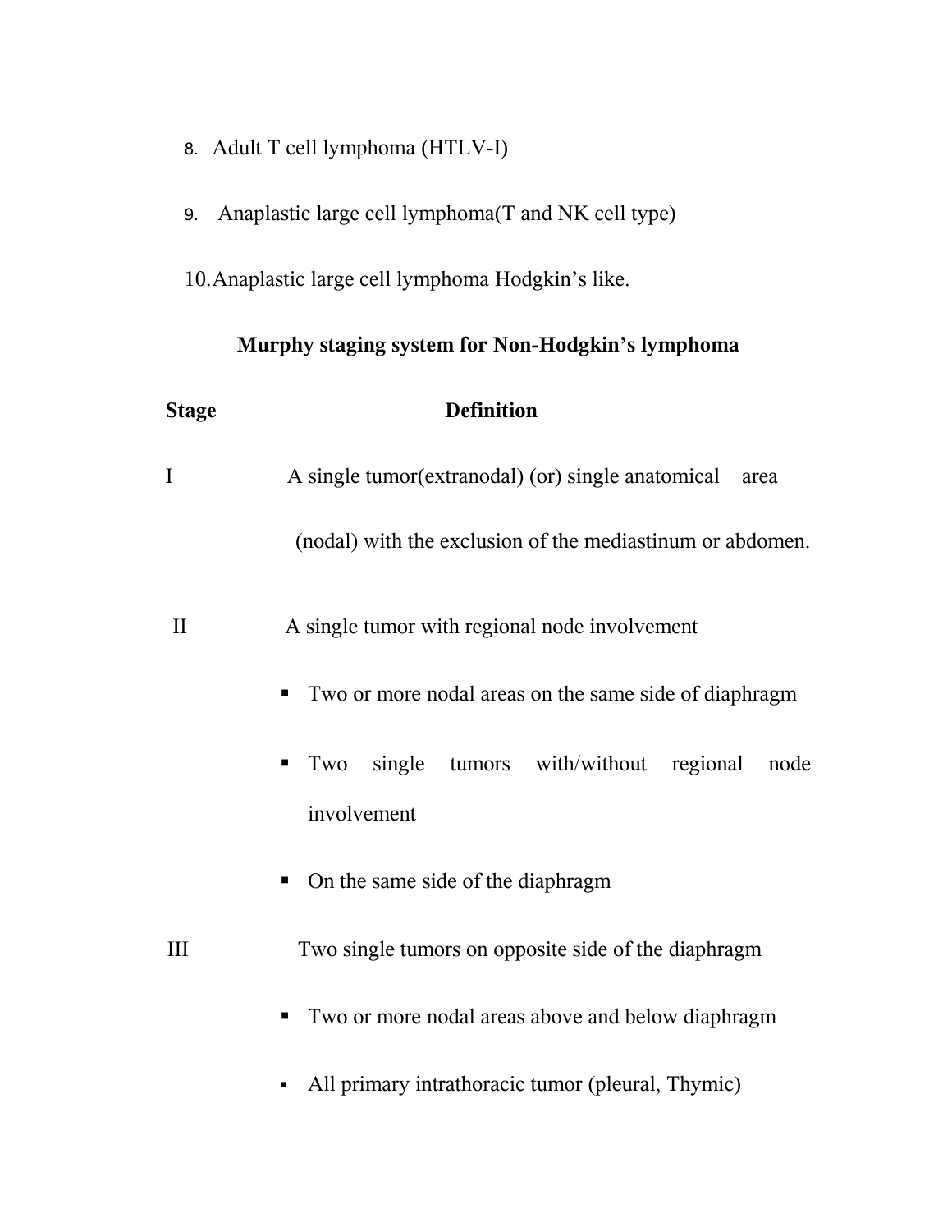8. Adult T cell lymphoma (HTLV-I)

9. Anaplastic large cell lymphoma(T and NK cell type)

10. Anaplastic large cell lymphoma Hodgkin's like.

**Murphy staging system for Non-Hodgkin's lymphoma**

| Stage | Definition |
|---|---|
| I | A single tumor(extranodal) (or) single anatomical area (nodal) with the exclusion of the mediastinum or abdomen. |
| II | A single tumor with regional node involvement<br>▪ Two or more nodal areas on the same side of diaphragm<br>▪ Two single tumors with/without regional node involvement<br>▪ On the same side of the diaphragm |
| III | Two single tumors on opposite side of the diaphragm<br>▪ Two or more nodal areas above and below diaphragm<br>▪ All primary intrathoracic tumor (pleural, Thymic) |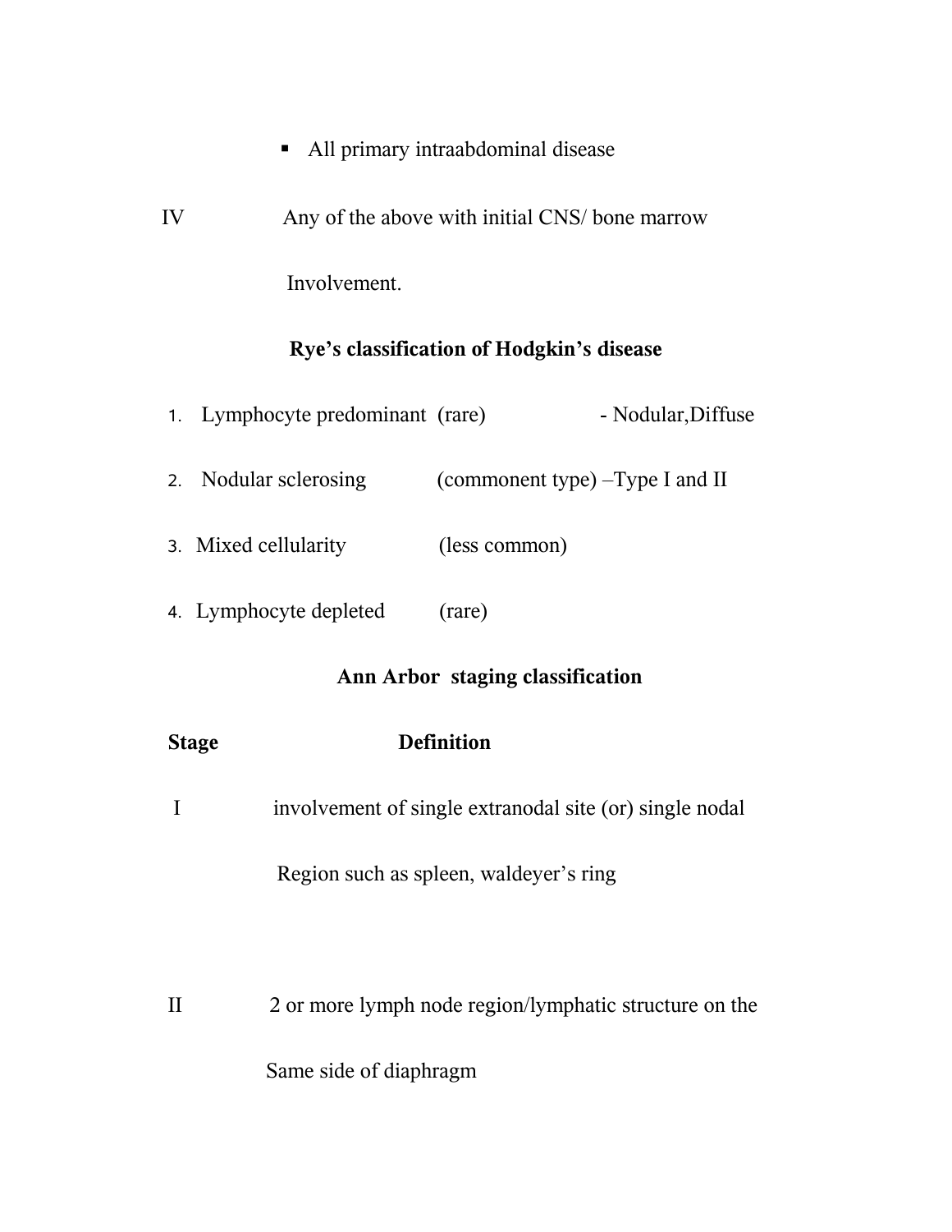- All primary intraabdominal disease

IV Any of the above with initial CNS/ bone marrow Involvement.

**Rye's classification of Hodgkin's disease**

1. Lymphocyte predominant (rare) - Nodular,Diffuse
2. Nodular sclerosing (commonent type) –Type I and II
3. Mixed cellularity (less common)
4. Lymphocyte depleted (rare)

**Ann Arbor staging classification**

| Stage | Definition |
|---|---|
| I | involvement of single extranodal site (or) single nodal Region such as spleen, waldeyer's ring |
| II | 2 or more lymph node region/lymphatic structure on the Same side of diaphragm |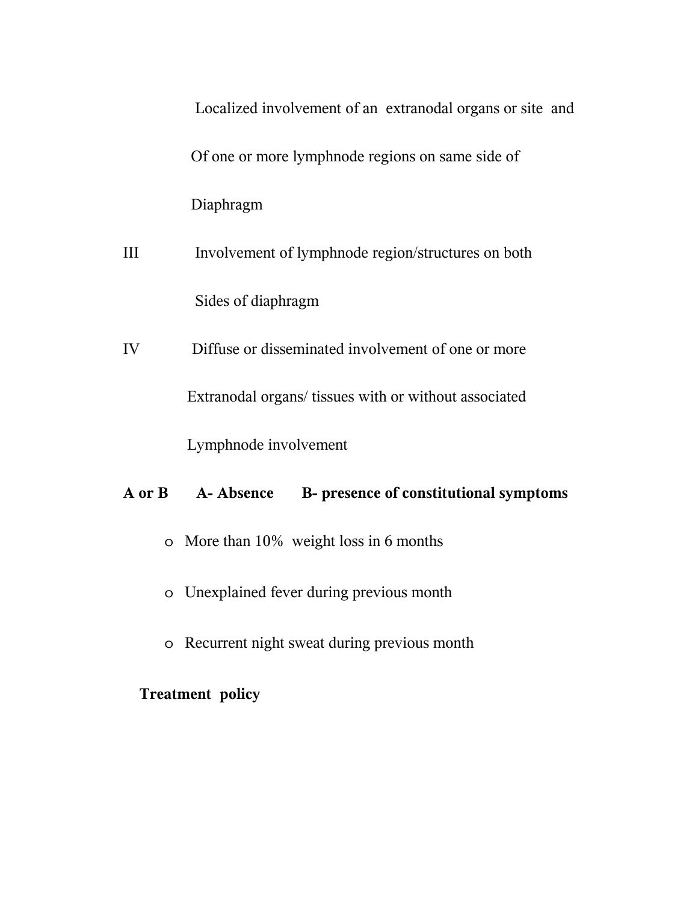Localized involvement of an extranodal organs or site and Of one or more lymphnode regions on same side of Diaphragm

| | |
|---|---|
| III | Involvement of lymphnode region/structures on both Sides of diaphragm |
| IV | Diffuse or disseminated involvement of one or more Extranodal organs/ tissues with or without associated Lymphnode involvement |

**A or B A- Absence B- presence of constitutional symptoms**

- More than 10% weight loss in 6 months
- Unexplained fever during previous month
- Recurrent night sweat during previous month

**Treatment policy**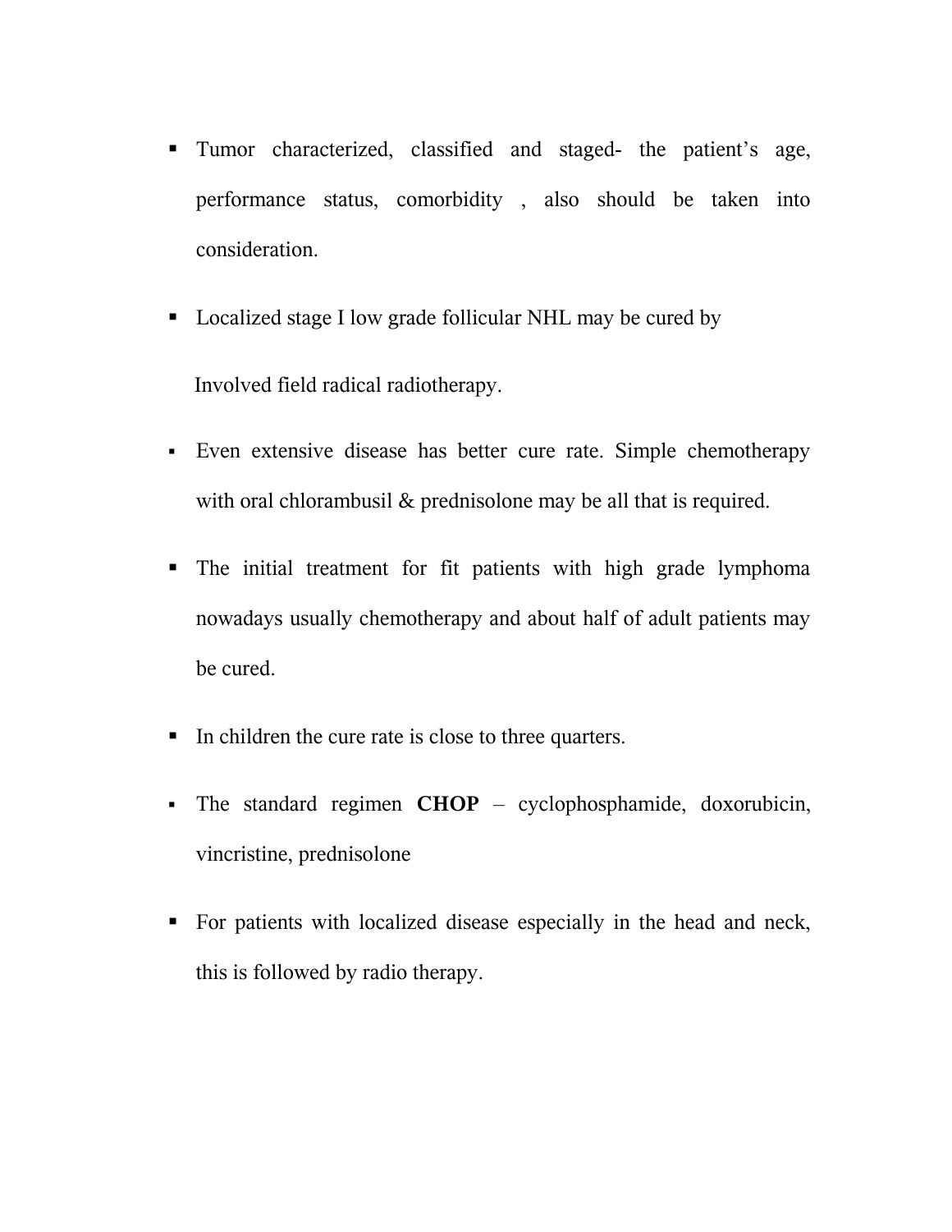- Tumor characterized, classified and staged- the patient's age, performance status, comorbidity , also should be taken into consideration.
- Localized stage I low grade follicular NHL may be cured by

  Involved field radical radiotherapy.
- Even extensive disease has better cure rate. Simple chemotherapy with oral chlorambusil & prednisolone may be all that is required.
- The initial treatment for fit patients with high grade lymphoma nowadays usually chemotherapy and about half of adult patients may be cured.
- In children the cure rate is close to three quarters.
- The standard regimen **CHOP** – cyclophosphamide, doxorubicin, vincristine, prednisolone
- For patients with localized disease especially in the head and neck, this is followed by radio therapy.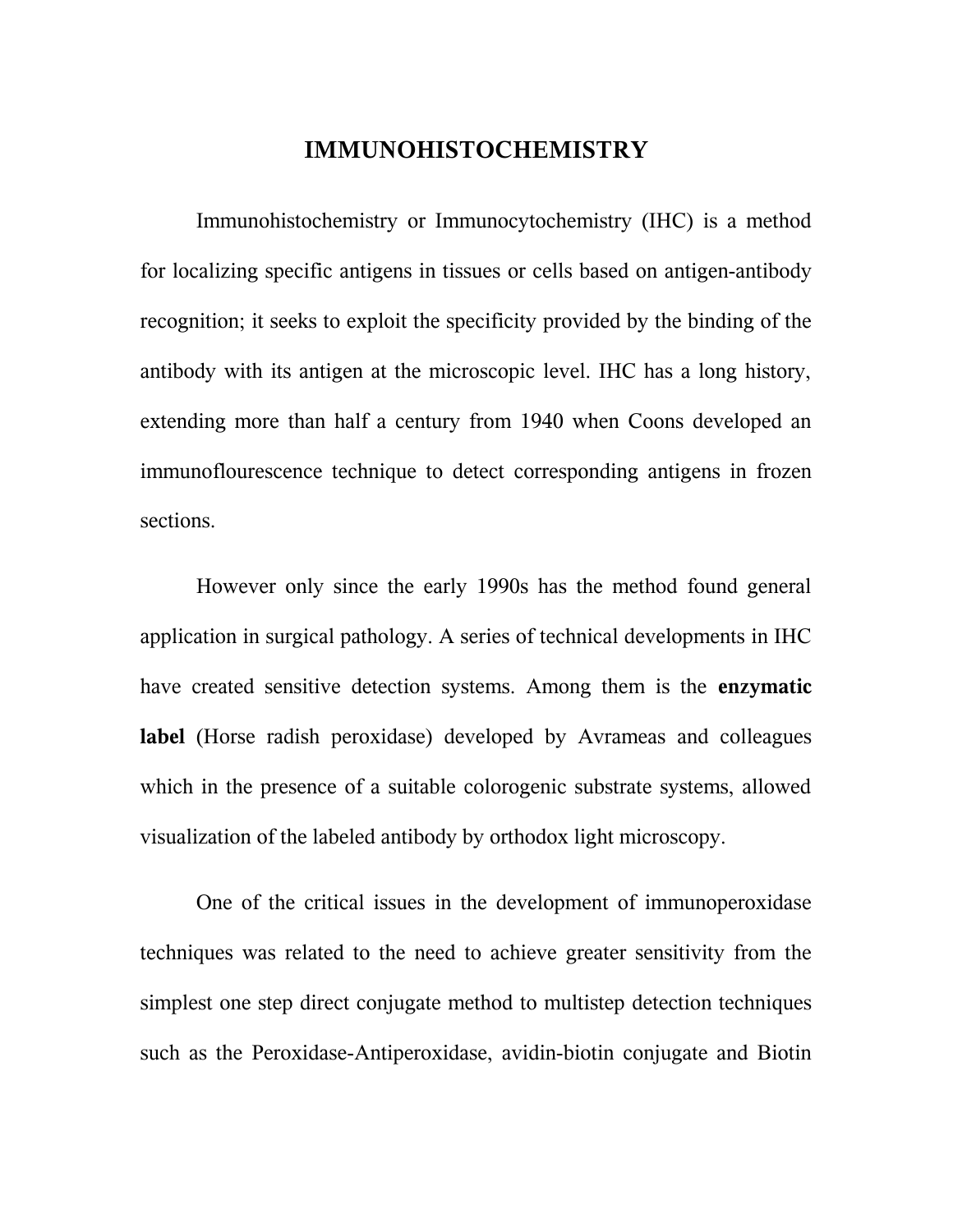# IMMUNOHISTOCHEMISTRY

Immunohistochemistry or Immunocytochemistry (IHC) is a method for localizing specific antigens in tissues or cells based on antigen-antibody recognition; it seeks to exploit the specificity provided by the binding of the antibody with its antigen at the microscopic level. IHC has a long history, extending more than half a century from 1940 when Coons developed an immunoflourescence technique to detect corresponding antigens in frozen sections.

However only since the early 1990s has the method found general application in surgical pathology. A series of technical developments in IHC have created sensitive detection systems. Among them is the **enzymatic label** (Horse radish peroxidase) developed by Avrameas and colleagues which in the presence of a suitable colorogenic substrate systems, allowed visualization of the labeled antibody by orthodox light microscopy.

One of the critical issues in the development of immunoperoxidase techniques was related to the need to achieve greater sensitivity from the simplest one step direct conjugate method to multistep detection techniques such as the Peroxidase-Antiperoxidase, avidin-biotin conjugate and Biotin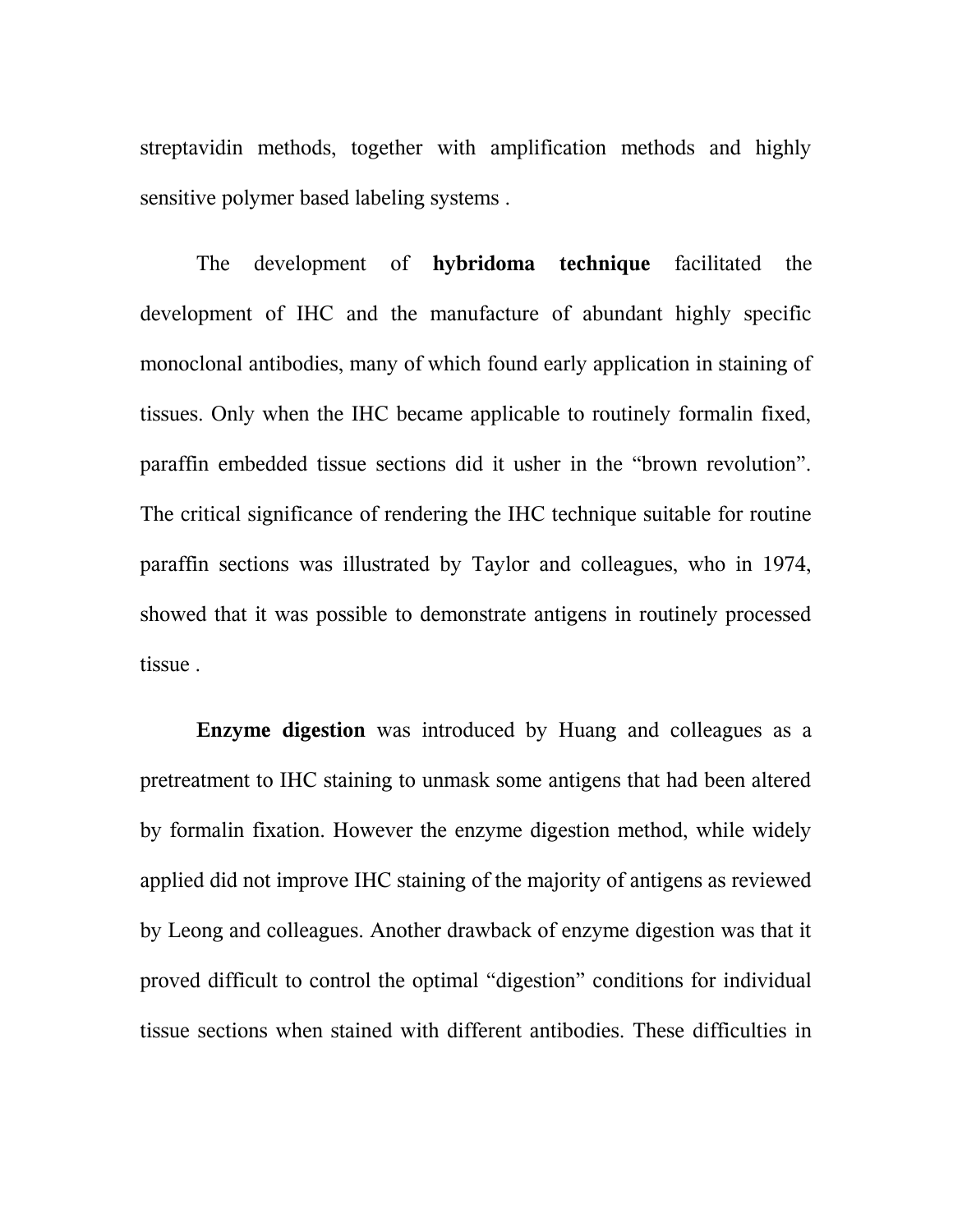streptavidin methods, together with amplification methods and highly sensitive polymer based labeling systems .

The development of **hybridoma technique** facilitated the development of IHC and the manufacture of abundant highly specific monoclonal antibodies, many of which found early application in staining of tissues. Only when the IHC became applicable to routinely formalin fixed, paraffin embedded tissue sections did it usher in the "brown revolution". The critical significance of rendering the IHC technique suitable for routine paraffin sections was illustrated by Taylor and colleagues, who in 1974, showed that it was possible to demonstrate antigens in routinely processed tissue .

**Enzyme digestion** was introduced by Huang and colleagues as a pretreatment to IHC staining to unmask some antigens that had been altered by formalin fixation. However the enzyme digestion method, while widely applied did not improve IHC staining of the majority of antigens as reviewed by Leong and colleagues. Another drawback of enzyme digestion was that it proved difficult to control the optimal "digestion" conditions for individual tissue sections when stained with different antibodies. These difficulties in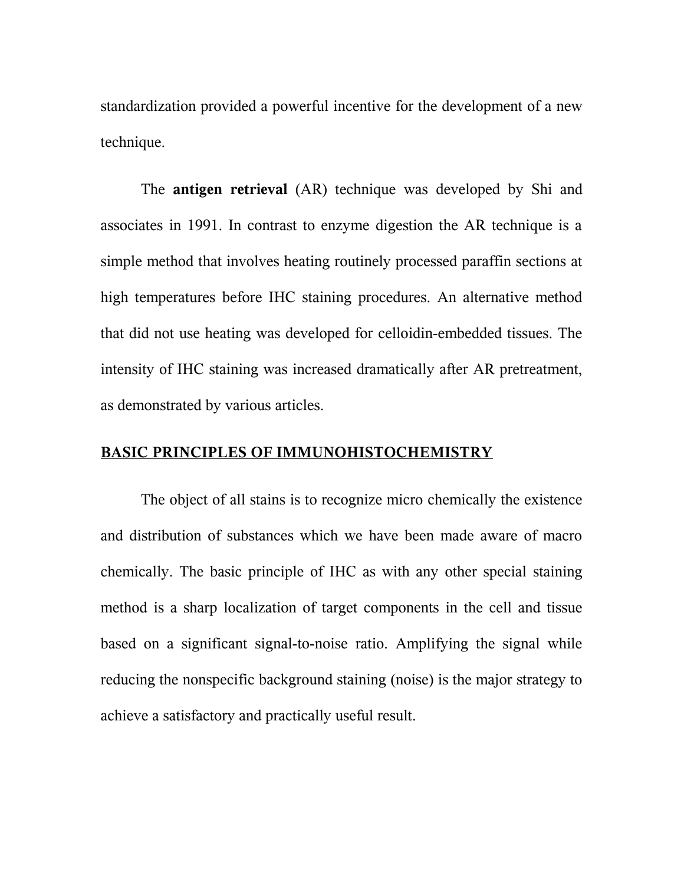standardization provided a powerful incentive for the development of a new technique.

The **antigen retrieval** (AR) technique was developed by Shi and associates in 1991. In contrast to enzyme digestion the AR technique is a simple method that involves heating routinely processed paraffin sections at high temperatures before IHC staining procedures. An alternative method that did not use heating was developed for celloidin-embedded tissues. The intensity of IHC staining was increased dramatically after AR pretreatment, as demonstrated by various articles.

## BASIC PRINCIPLES OF IMMUNOHISTOCHEMISTRY

The object of all stains is to recognize micro chemically the existence and distribution of substances which we have been made aware of macro chemically. The basic principle of IHC as with any other special staining method is a sharp localization of target components in the cell and tissue based on a significant signal-to-noise ratio. Amplifying the signal while reducing the nonspecific background staining (noise) is the major strategy to achieve a satisfactory and practically useful result.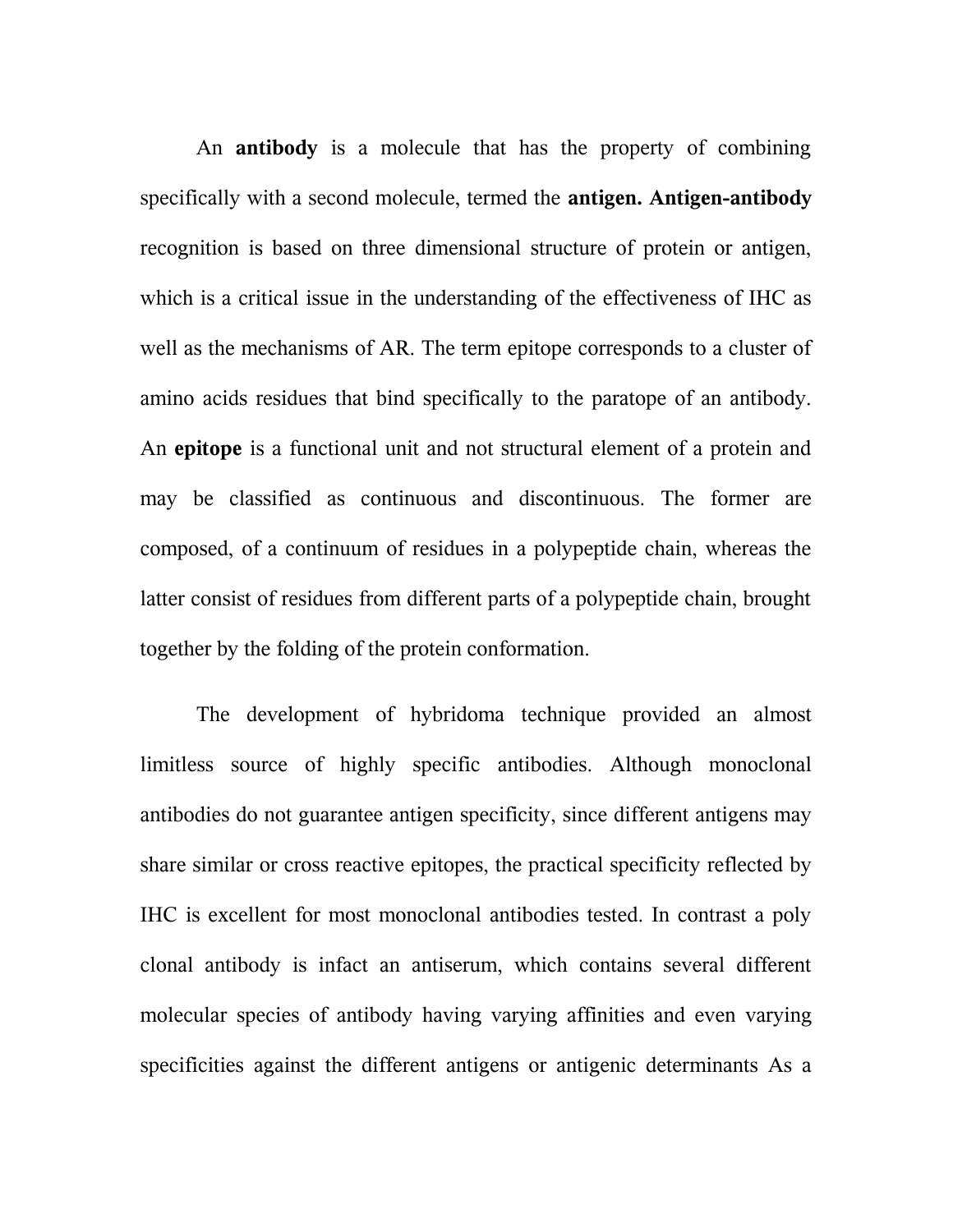An **antibody** is a molecule that has the property of combining specifically with a second molecule, termed the **antigen. Antigen-antibody** recognition is based on three dimensional structure of protein or antigen, which is a critical issue in the understanding of the effectiveness of IHC as well as the mechanisms of AR. The term epitope corresponds to a cluster of amino acids residues that bind specifically to the paratope of an antibody. An **epitope** is a functional unit and not structural element of a protein and may be classified as continuous and discontinuous. The former are composed, of a continuum of residues in a polypeptide chain, whereas the latter consist of residues from different parts of a polypeptide chain, brought together by the folding of the protein conformation.

The development of hybridoma technique provided an almost limitless source of highly specific antibodies. Although monoclonal antibodies do not guarantee antigen specificity, since different antigens may share similar or cross reactive epitopes, the practical specificity reflected by IHC is excellent for most monoclonal antibodies tested. In contrast a poly clonal antibody is infact an antiserum, which contains several different molecular species of antibody having varying affinities and even varying specificities against the different antigens or antigenic determinants As a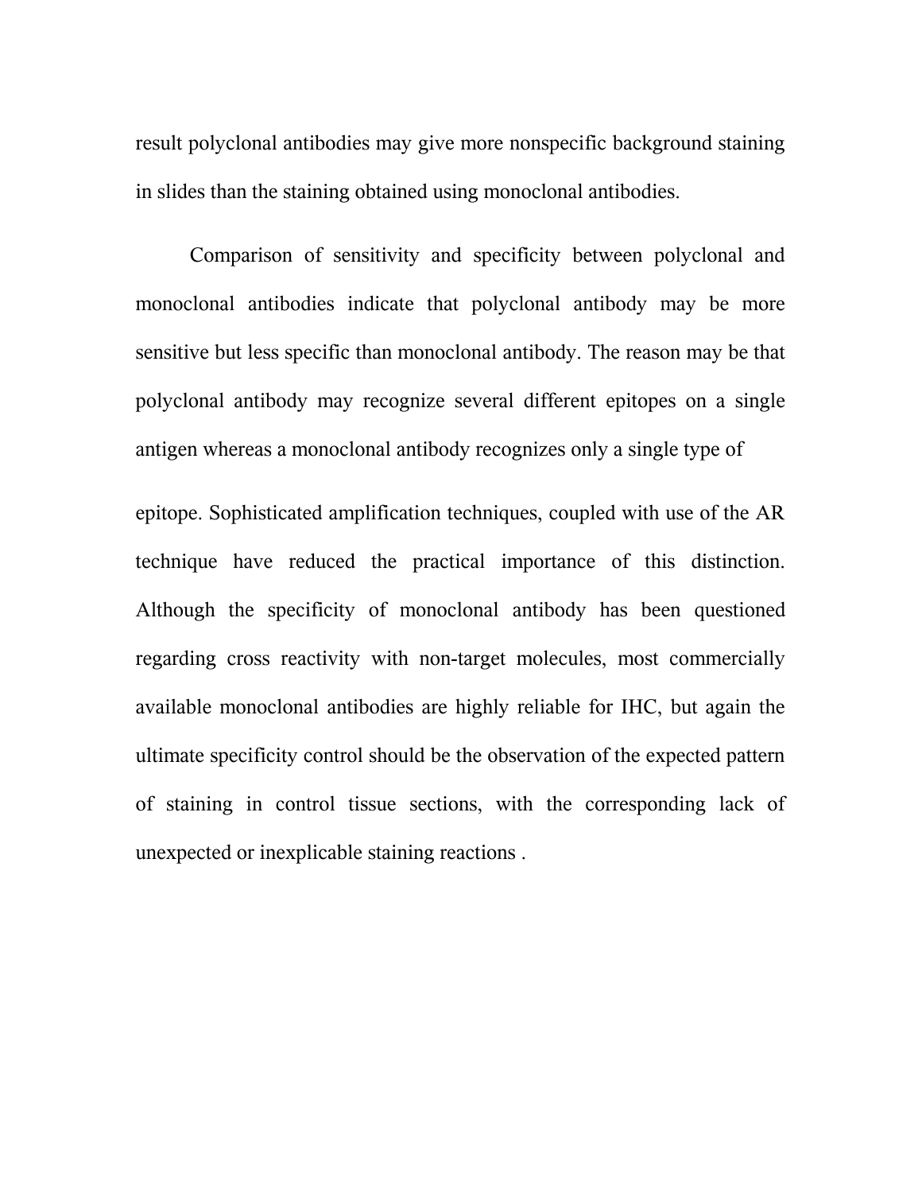result polyclonal antibodies may give more nonspecific background staining in slides than the staining obtained using monoclonal antibodies.

Comparison of sensitivity and specificity between polyclonal and monoclonal antibodies indicate that polyclonal antibody may be more sensitive but less specific than monoclonal antibody. The reason may be that polyclonal antibody may recognize several different epitopes on a single antigen whereas a monoclonal antibody recognizes only a single type of epitope. Sophisticated amplification techniques, coupled with use of the AR technique have reduced the practical importance of this distinction. Although the specificity of monoclonal antibody has been questioned regarding cross reactivity with non-target molecules, most commercially available monoclonal antibodies are highly reliable for IHC, but again the ultimate specificity control should be the observation of the expected pattern of staining in control tissue sections, with the corresponding lack of unexpected or inexplicable staining reactions .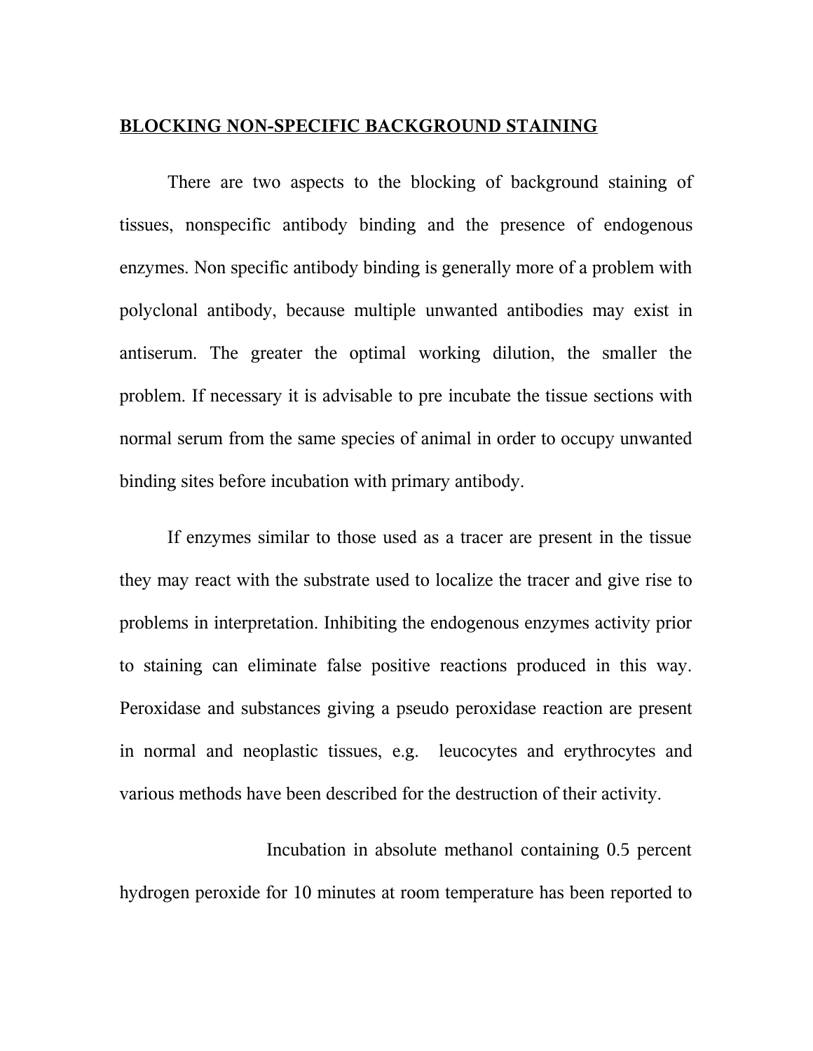## BLOCKING NON-SPECIFIC BACKGROUND STAINING

There are two aspects to the blocking of background staining of tissues, nonspecific antibody binding and the presence of endogenous enzymes. Non specific antibody binding is generally more of a problem with polyclonal antibody, because multiple unwanted antibodies may exist in antiserum. The greater the optimal working dilution, the smaller the problem. If necessary it is advisable to pre incubate the tissue sections with normal serum from the same species of animal in order to occupy unwanted binding sites before incubation with primary antibody.

If enzymes similar to those used as a tracer are present in the tissue they may react with the substrate used to localize the tracer and give rise to problems in interpretation. Inhibiting the endogenous enzymes activity prior to staining can eliminate false positive reactions produced in this way. Peroxidase and substances giving a pseudo peroxidase reaction are present in normal and neoplastic tissues, e.g. leucocytes and erythrocytes and various methods have been described for the destruction of their activity.

Incubation in absolute methanol containing 0.5 percent hydrogen peroxide for 10 minutes at room temperature has been reported to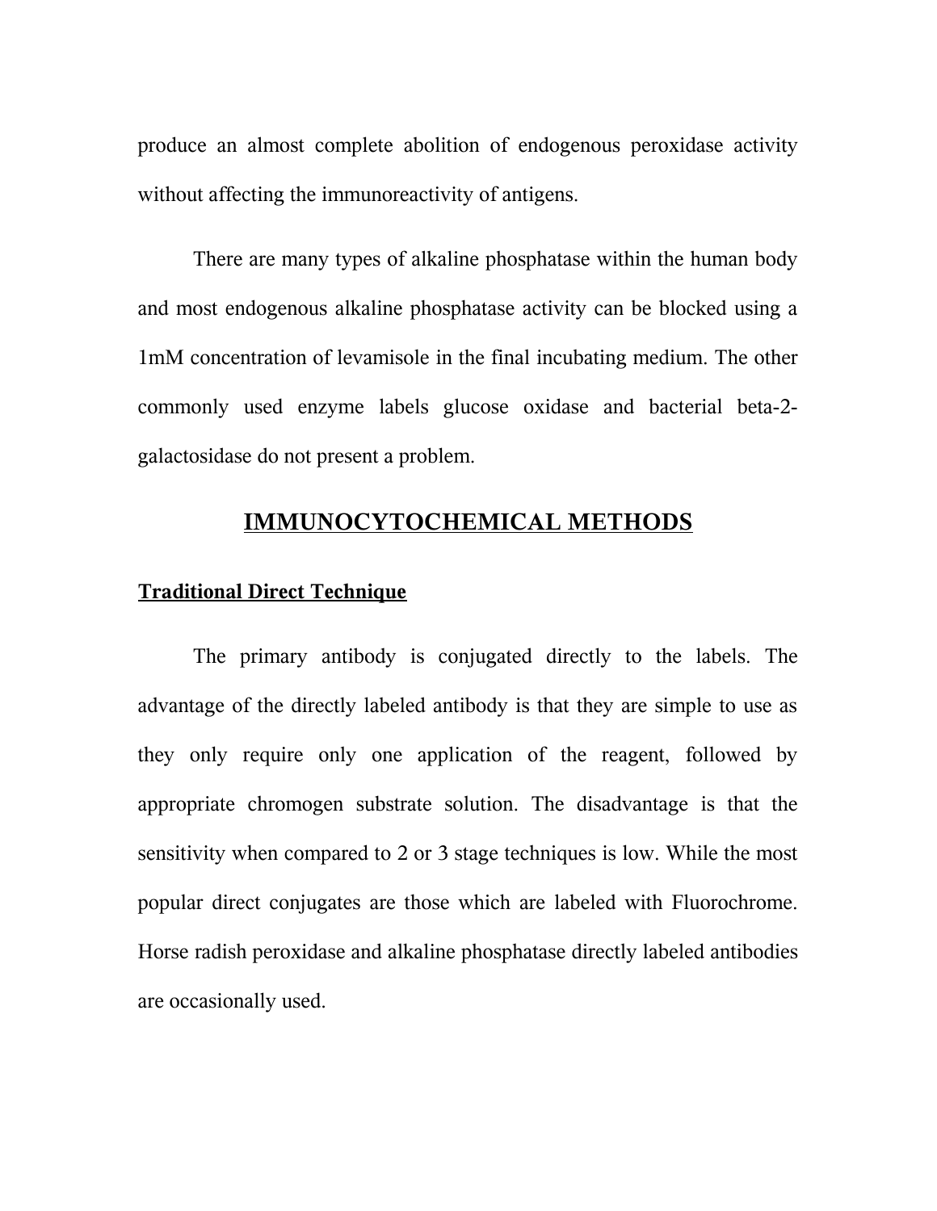produce an almost complete abolition of endogenous peroxidase activity without affecting the immunoreactivity of antigens.

There are many types of alkaline phosphatase within the human body and most endogenous alkaline phosphatase activity can be blocked using a 1mM concentration of levamisole in the final incubating medium. The other commonly used enzyme labels glucose oxidase and bacterial beta-2-galactosidase do not present a problem.

## IMMUNOCYTOCHEMICAL METHODS

### Traditional Direct Technique

The primary antibody is conjugated directly to the labels. The advantage of the directly labeled antibody is that they are simple to use as they only require only one application of the reagent, followed by appropriate chromogen substrate solution. The disadvantage is that the sensitivity when compared to 2 or 3 stage techniques is low. While the most popular direct conjugates are those which are labeled with Fluorochrome. Horse radish peroxidase and alkaline phosphatase directly labeled antibodies are occasionally used.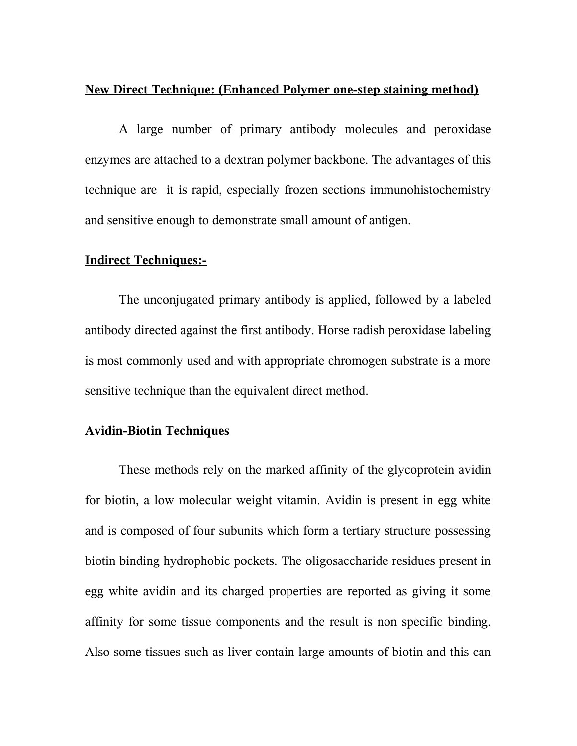**New Direct Technique: (Enhanced Polymer one-step staining method)**

A large number of primary antibody molecules and peroxidase enzymes are attached to a dextran polymer backbone. The advantages of this technique are  it is rapid, especially frozen sections immunohistochemistry and sensitive enough to demonstrate small amount of antigen.

**Indirect Techniques:-**

The unconjugated primary antibody is applied, followed by a labeled antibody directed against the first antibody. Horse radish peroxidase labeling is most commonly used and with appropriate chromogen substrate is a more sensitive technique than the equivalent direct method.

**Avidin-Biotin Techniques**

These methods rely on the marked affinity of the glycoprotein avidin for biotin, a low molecular weight vitamin. Avidin is present in egg white and is composed of four subunits which form a tertiary structure possessing biotin binding hydrophobic pockets. The oligosaccharide residues present in egg white avidin and its charged properties are reported as giving it some affinity for some tissue components and the result is non specific binding. Also some tissues such as liver contain large amounts of biotin and this can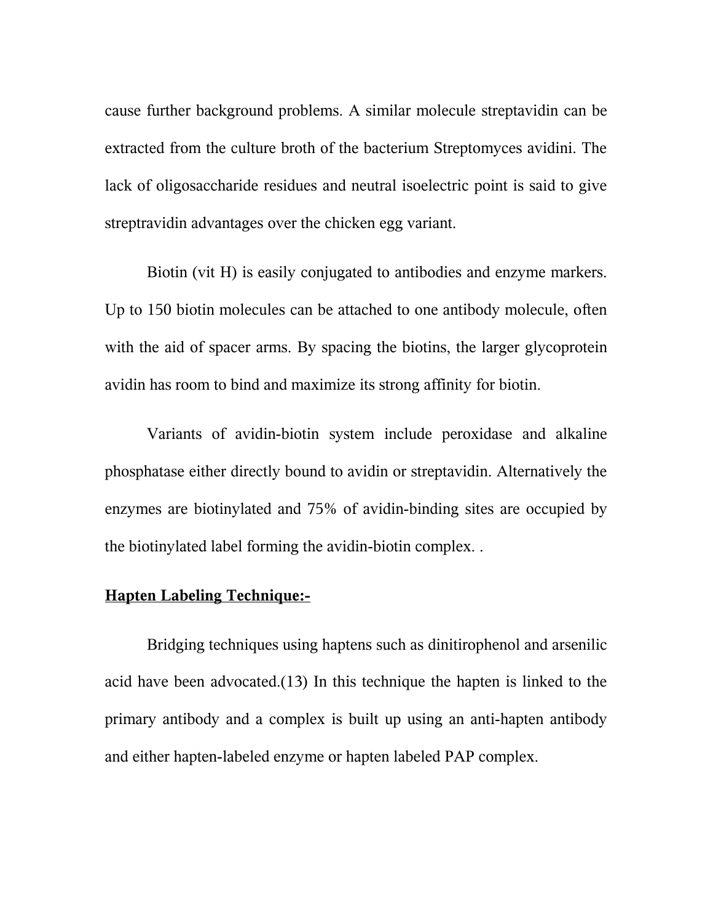cause further background problems. A similar molecule streptavidin can be extracted from the culture broth of the bacterium Streptomyces avidini. The lack of oligosaccharide residues and neutral isoelectric point is said to give streptravidin advantages over the chicken egg variant.

Biotin (vit H) is easily conjugated to antibodies and enzyme markers. Up to 150 biotin molecules can be attached to one antibody molecule, often with the aid of spacer arms. By spacing the biotins, the larger glycoprotein avidin has room to bind and maximize its strong affinity for biotin.

Variants of avidin-biotin system include peroxidase and alkaline phosphatase either directly bound to avidin or streptavidin. Alternatively the enzymes are biotinylated and 75% of avidin-binding sites are occupied by the biotinylated label forming the avidin-biotin complex. .

**Hapten Labeling Technique:-**

Bridging techniques using haptens such as dinitirophenol and arsenilic acid have been advocated.(13) In this technique the hapten is linked to the primary antibody and a complex is built up using an anti-hapten antibody and either hapten-labeled enzyme or hapten labeled PAP complex.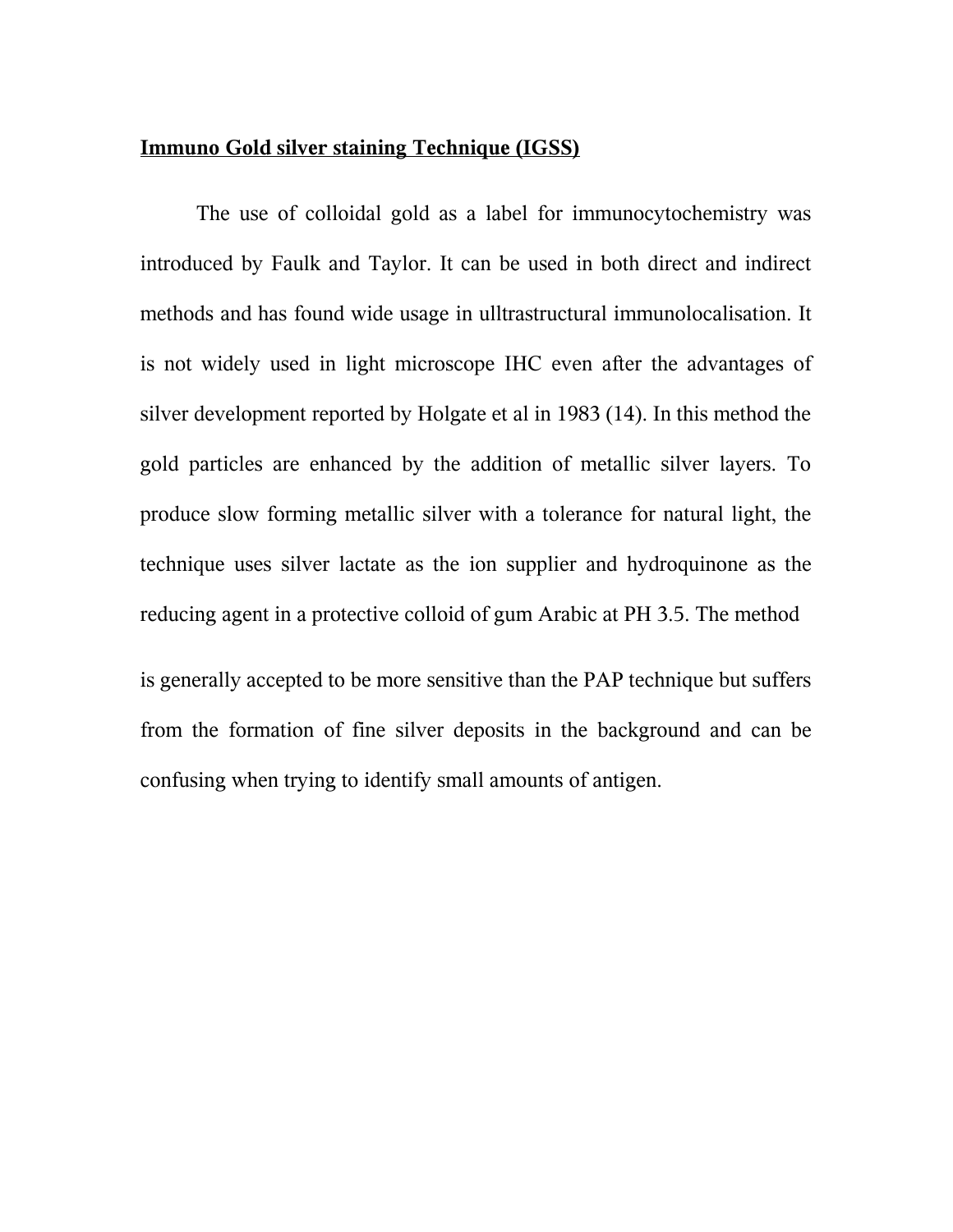**Immuno Gold silver staining Technique (IGSS)**

The use of colloidal gold as a label for immunocytochemistry was introduced by Faulk and Taylor. It can be used in both direct and indirect methods and has found wide usage in ulltrastructural immunolocalisation. It is not widely used in light microscope IHC even after the advantages of silver development reported by Holgate et al in 1983 (14). In this method the gold particles are enhanced by the addition of metallic silver layers. To produce slow forming metallic silver with a tolerance for natural light, the technique uses silver lactate as the ion supplier and hydroquinone as the reducing agent in a protective colloid of gum Arabic at PH 3.5. The method is generally accepted to be more sensitive than the PAP technique but suffers from the formation of fine silver deposits in the background and can be confusing when trying to identify small amounts of antigen.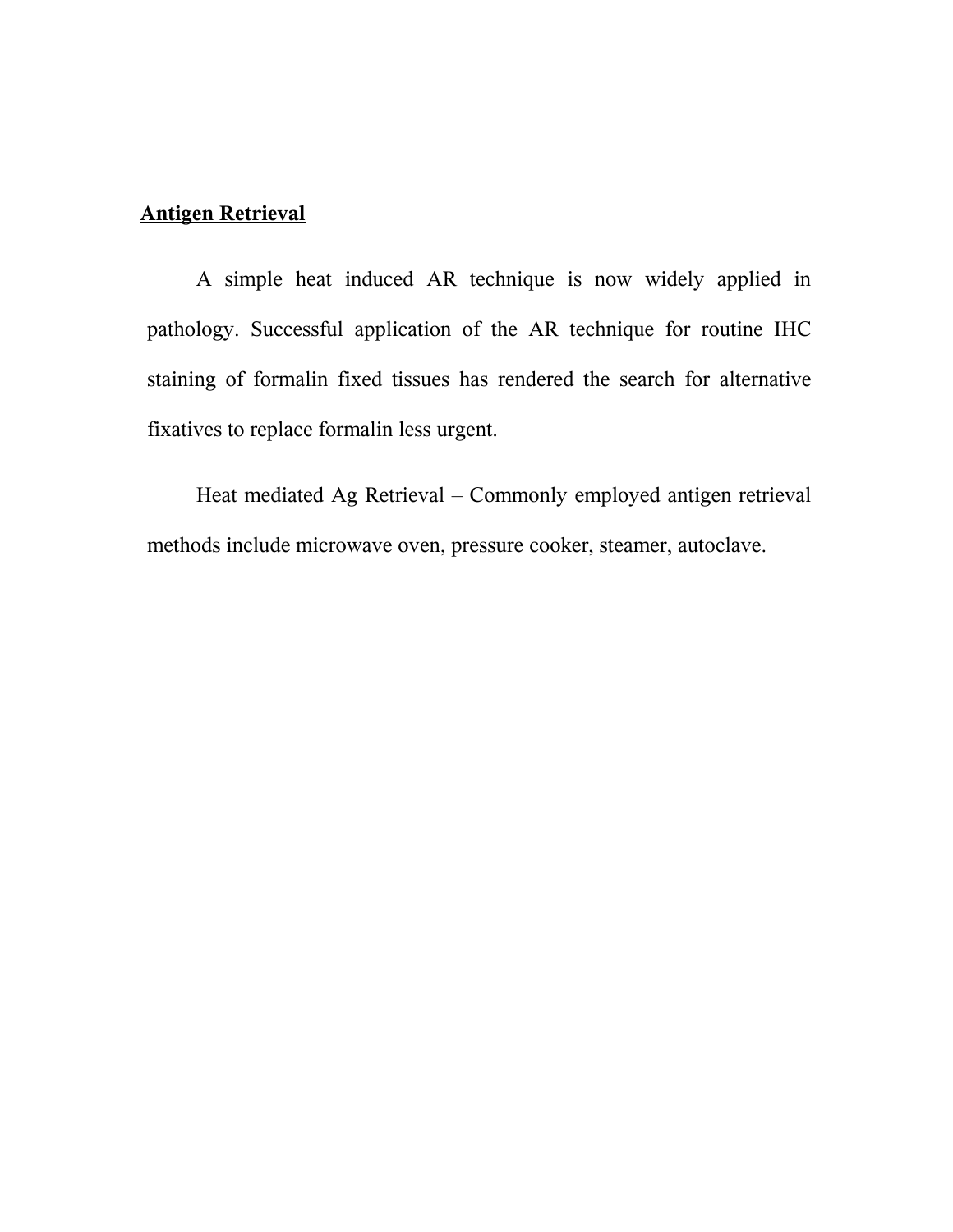## Antigen Retrieval

A simple heat induced AR technique is now widely applied in pathology. Successful application of the AR technique for routine IHC staining of formalin fixed tissues has rendered the search for alternative fixatives to replace formalin less urgent.

Heat mediated Ag Retrieval – Commonly employed antigen retrieval methods include microwave oven, pressure cooker, steamer, autoclave.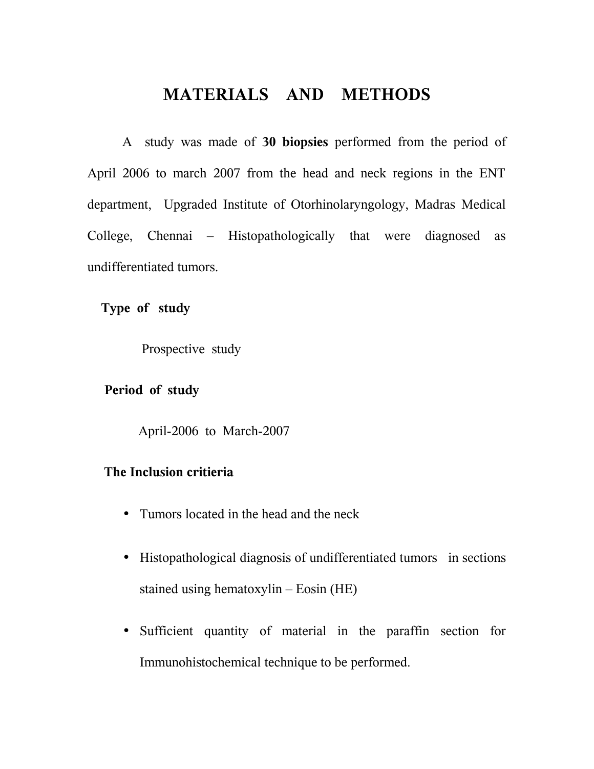# MATERIALS AND METHODS

A study was made of **30 biopsies** performed from the period of April 2006 to march 2007 from the head and neck regions in the ENT department, Upgraded Institute of Otorhinolaryngology, Madras Medical College, Chennai – Histopathologically that were diagnosed as undifferentiated tumors.

**Type of study**

Prospective study

**Period of study**

April-2006 to March-2007

**The Inclusion critieria**

- Tumors located in the head and the neck
- Histopathological diagnosis of undifferentiated tumors in sections stained using hematoxylin – Eosin (HE)
- Sufficient quantity of material in the paraffin section for Immunohistochemical technique to be performed.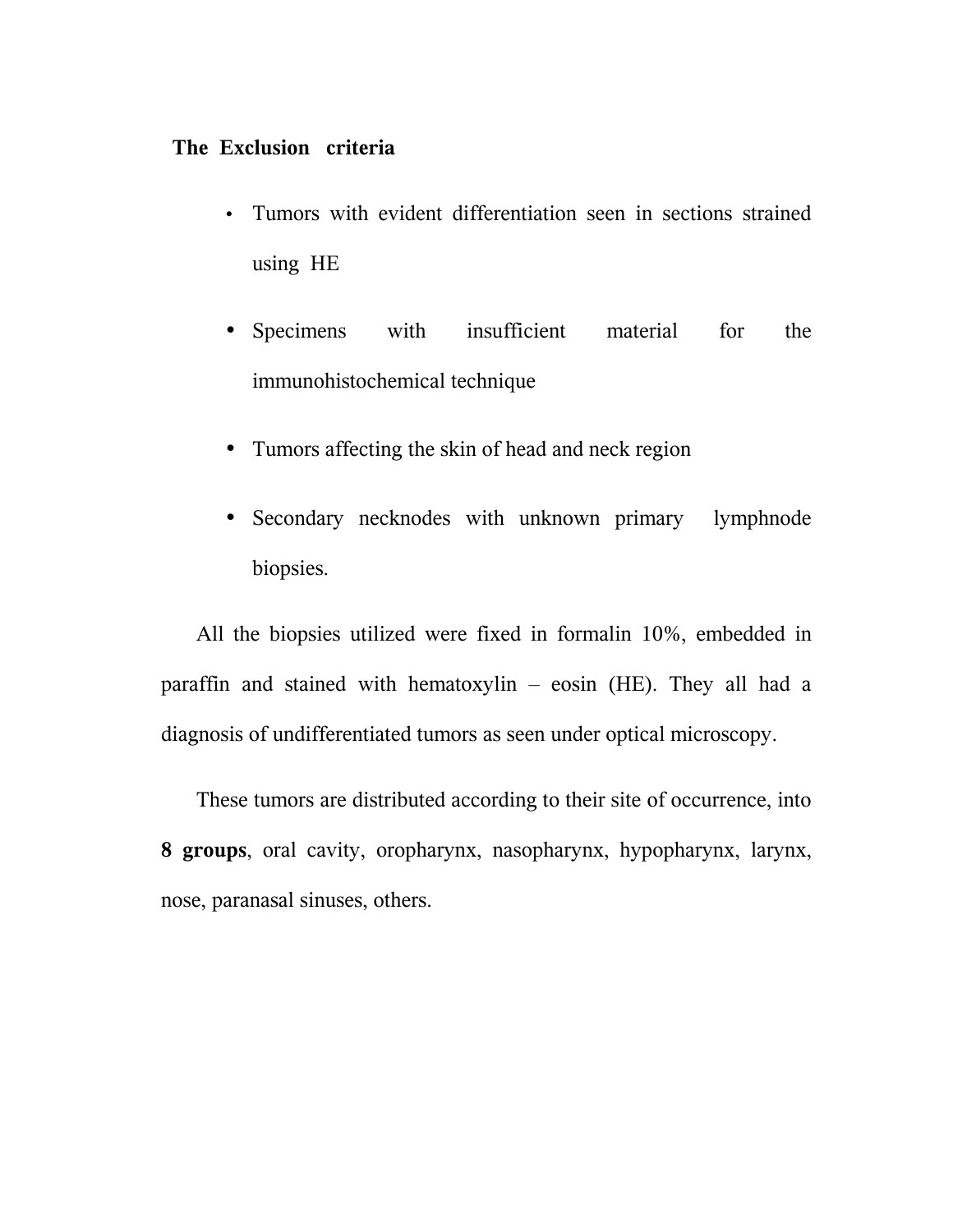**The Exclusion criteria**

- Tumors with evident differentiation seen in sections strained using HE
- Specimens with insufficient material for the immunohistochemical technique
- Tumors affecting the skin of head and neck region
- Secondary necknodes with unknown primary lymphnode biopsies.

All the biopsies utilized were fixed in formalin 10%, embedded in paraffin and stained with hematoxylin – eosin (HE). They all had a diagnosis of undifferentiated tumors as seen under optical microscopy.

These tumors are distributed according to their site of occurrence, into **8 groups**, oral cavity, oropharynx, nasopharynx, hypopharynx, larynx, nose, paranasal sinuses, others.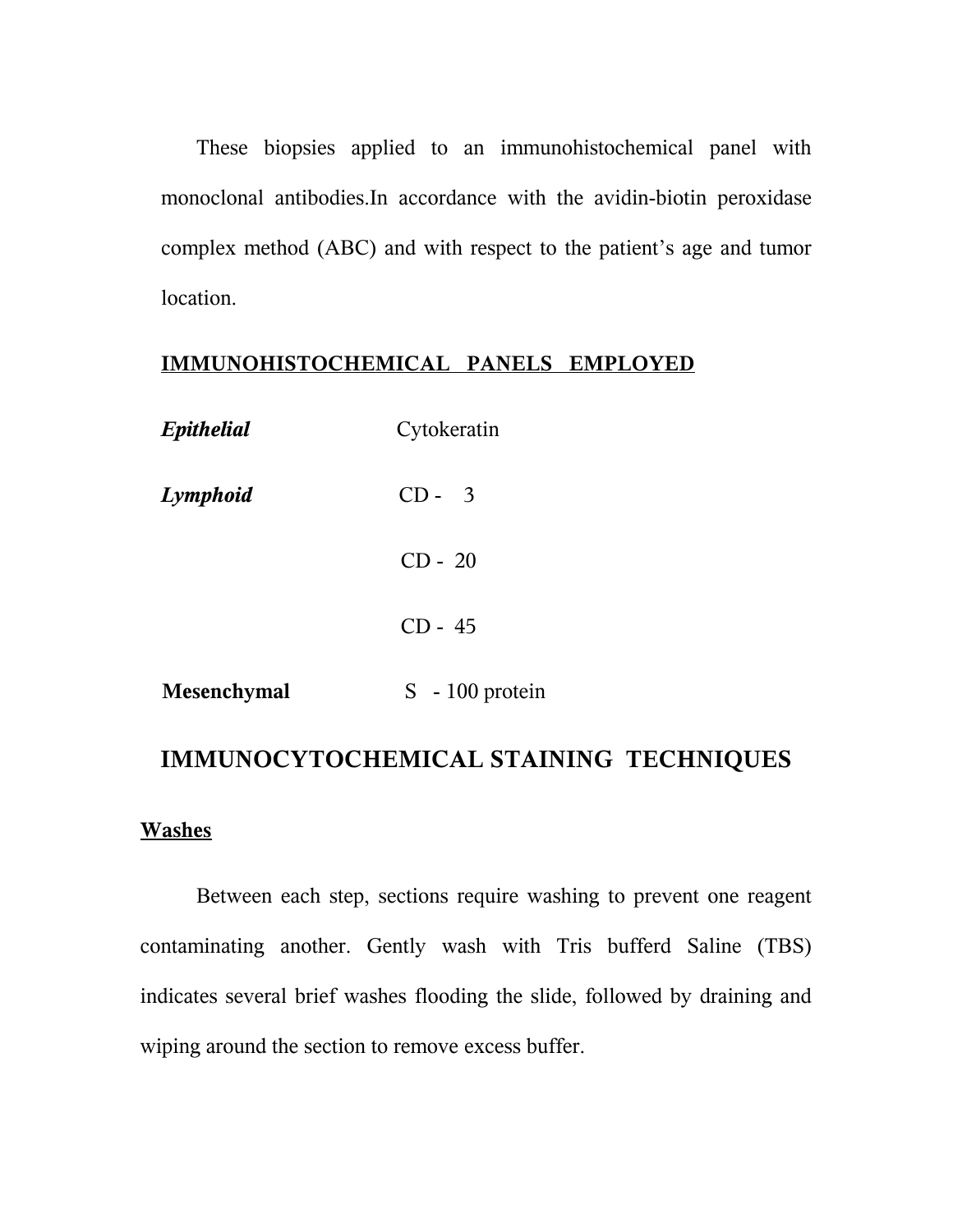These biopsies applied to an immunohistochemical panel with monoclonal antibodies.In accordance with the avidin-biotin peroxidase complex method (ABC) and with respect to the patient's age and tumor location.

**<u>IMMUNOHISTOCHEMICAL PANELS EMPLOYED</u>**

| | |
|---|---|
| ***Epithelial*** | Cytokeratin |
| ***Lymphoid*** | CD - 3 |
| | CD - 20 |
| | CD - 45 |
| **Mesenchymal** | S - 100 protein |

## IMMUNOCYTOCHEMICAL STAINING TECHNIQUES

**<u>Washes</u>**

Between each step, sections require washing to prevent one reagent contaminating another. Gently wash with Tris bufferd Saline (TBS) indicates several brief washes flooding the slide, followed by draining and wiping around the section to remove excess buffer.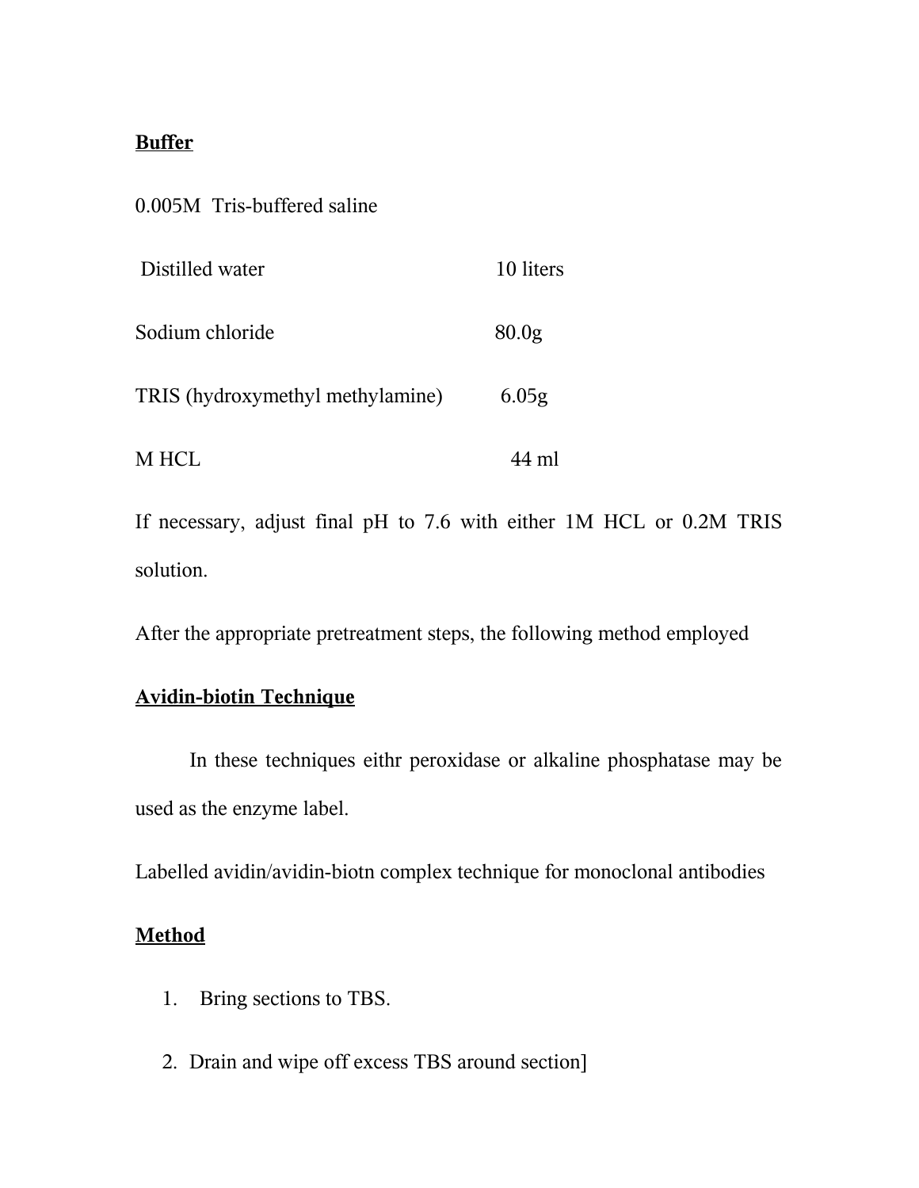**Buffer**

0.005M Tris-buffered saline

| | |
|---|---|
| Distilled water | 10 liters |
| Sodium chloride | 80.0g |
| TRIS (hydroxymethyl methylamine) | 6.05g |
| M HCL | 44 ml |

If necessary, adjust final pH to 7.6 with either 1M HCL or 0.2M TRIS solution.

After the appropriate pretreatment steps, the following method employed

**Avidin-biotin Technique**

In these techniques eithr peroxidase or alkaline phosphatase may be used as the enzyme label.

Labelled avidin/avidin-biotn complex technique for monoclonal antibodies

**Method**

1. Bring sections to TBS.
2. Drain and wipe off excess TBS around section]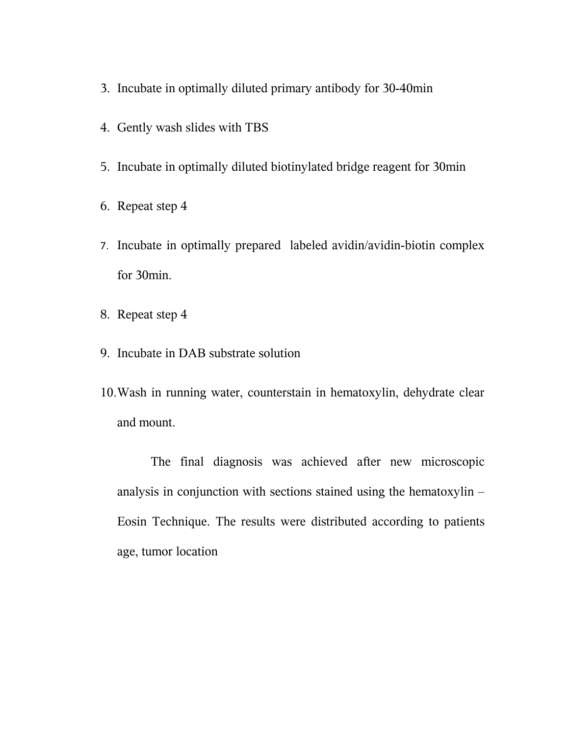3. Incubate in optimally diluted primary antibody for 30-40min
4. Gently wash slides with TBS
5. Incubate in optimally diluted biotinylated bridge reagent for 30min
6. Repeat step 4
7. Incubate in optimally prepared labeled avidin/avidin-biotin complex for 30min.
8. Repeat step 4
9. Incubate in DAB substrate solution
10. Wash in running water, counterstain in hematoxylin, dehydrate clear and mount.

The final diagnosis was achieved after new microscopic analysis in conjunction with sections stained using the hematoxylin – Eosin Technique. The results were distributed according to patients age, tumor location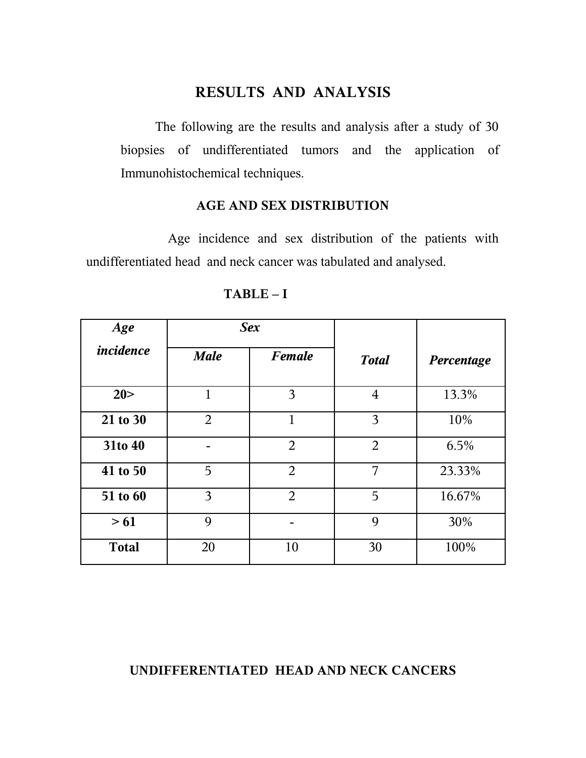# RESULTS AND ANALYSIS

The following are the results and analysis after a study of 30 biopsies of undifferentiated tumors and the application of Immunohistochemical techniques.

## AGE AND SEX DISTRIBUTION

Age incidence and sex distribution of the patients with undifferentiated head and neck cancer was tabulated and analysed.

**TABLE – I**

| ***Age incidence*** | ***Sex*** | | ***Total*** | ***Percentage*** |
|---|---|---|---|---|
| | ***Male*** | ***Female*** | | |
| **20>** | 1 | 3 | 4 | 13.3% |
| **21 to 30** | 2 | 1 | 3 | 10% |
| **31to 40** | - | 2 | 2 | 6.5% |
| **41 to 50** | 5 | 2 | 7 | 23.33% |
| **51 to 60** | 3 | 2 | 5 | 16.67% |
| **> 61** | 9 | - | 9 | 30% |
| **Total** | 20 | 10 | 30 | 100% |

## UNDIFFERENTIATED HEAD AND NECK CANCERS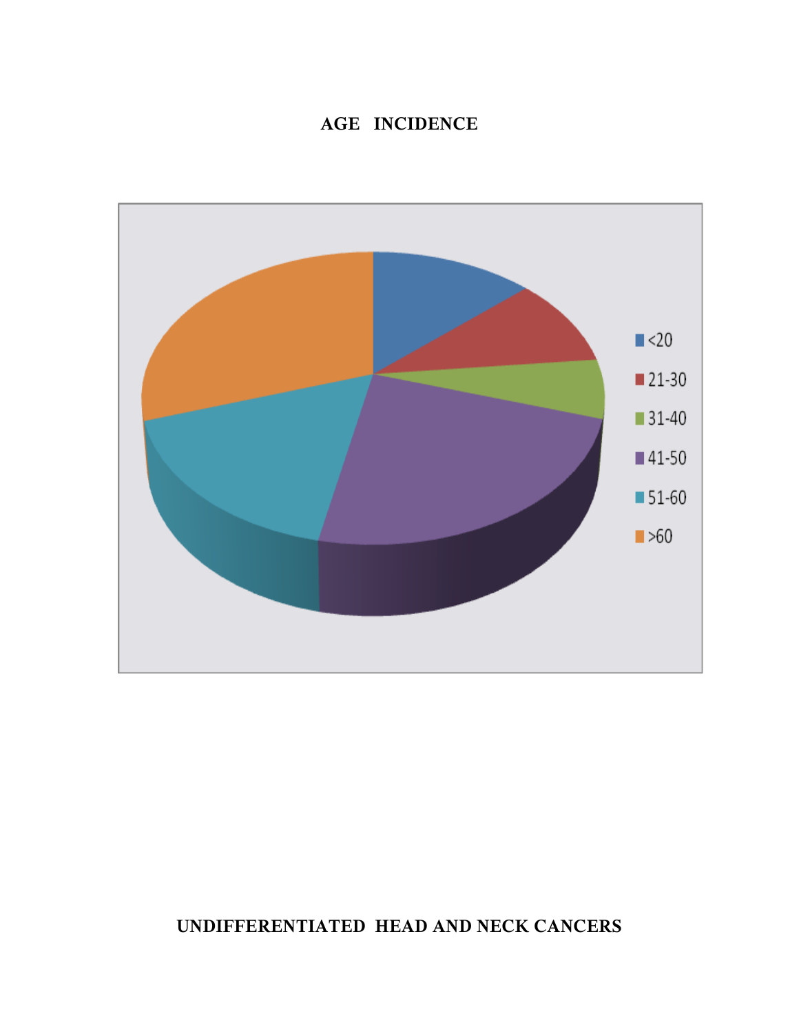**AGE INCIDENCE**

- <20
- 21-30
- 31-40
- 41-50
- 51-60
- >60

**UNDIFFERENTIATED HEAD AND NECK CANCERS**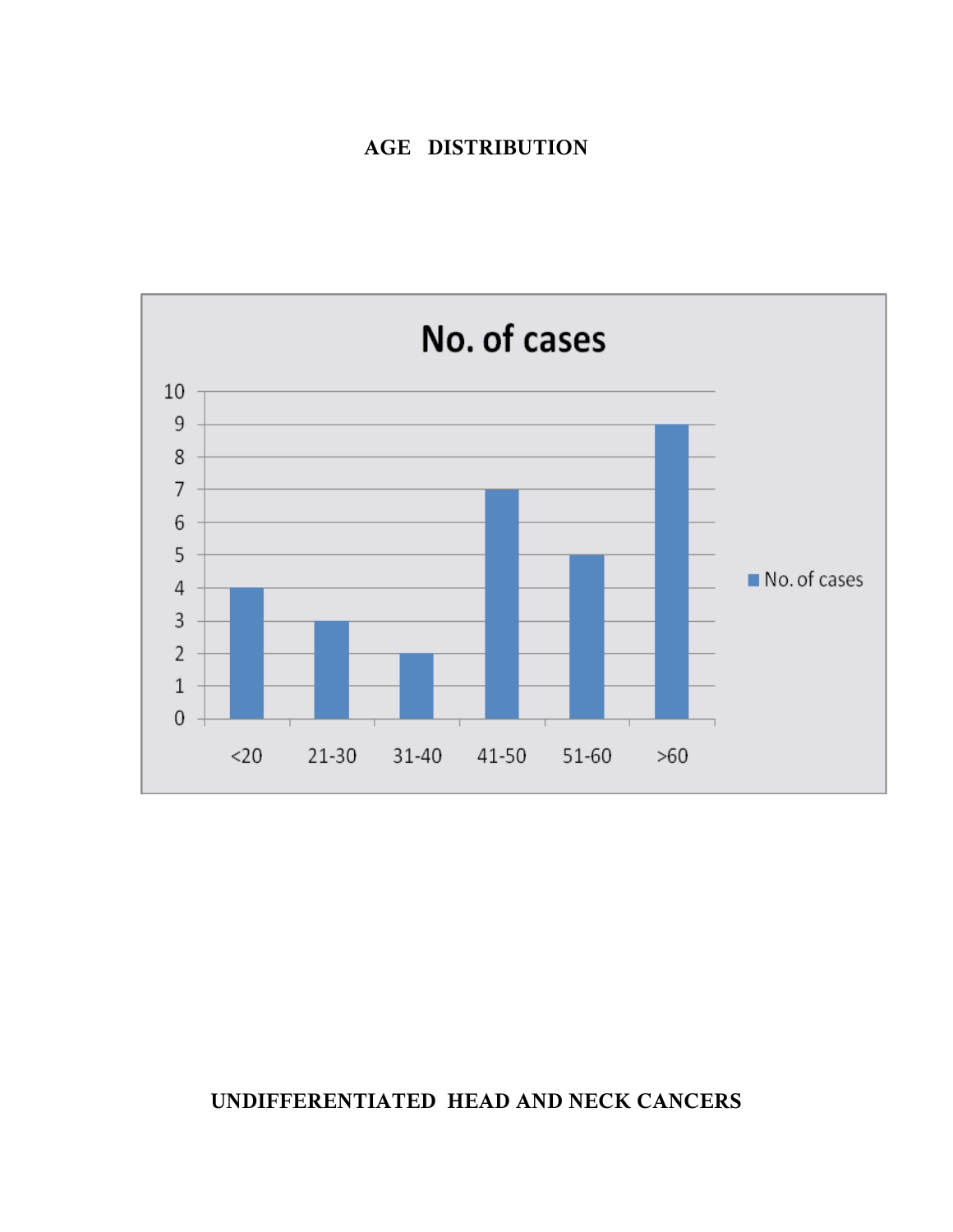**AGE DISTRIBUTION**

**No. of cases**

| Age group | No. of cases |
|---|---|
| <20 | 4 |
| 21-30 | 3 |
| 31-40 | 2 |
| 41-50 | 7 |
| 51-60 | 5 |
| >60 | 9 |

**UNDIFFERENTIATED HEAD AND NECK CANCERS**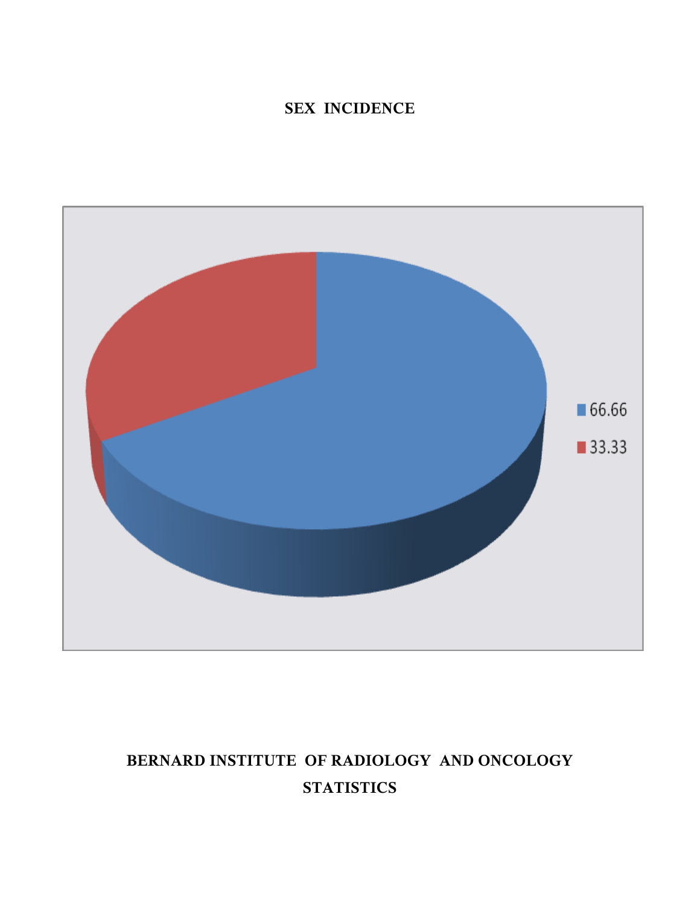**SEX INCIDENCE**

- 66.66
- 33.33

**BERNARD INSTITUTE OF RADIOLOGY AND ONCOLOGY STATISTICS**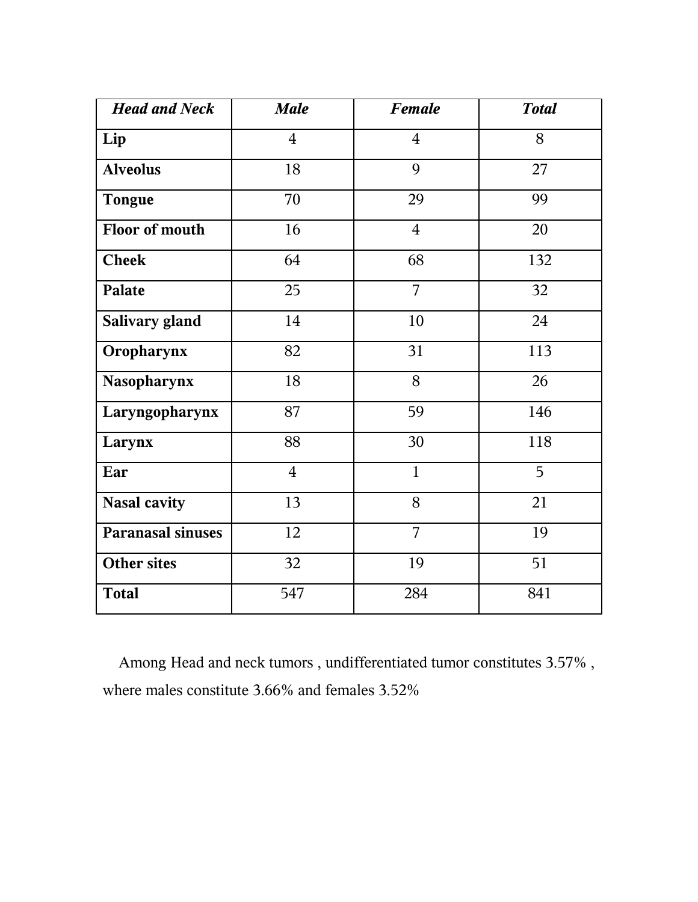| ***Head and Neck*** | ***Male*** | ***Female*** | ***Total*** |
|---|---|---|---|
| **Lip** | 4 | 4 | 8 |
| **Alveolus** | 18 | 9 | 27 |
| **Tongue** | 70 | 29 | 99 |
| **Floor of mouth** | 16 | 4 | 20 |
| **Cheek** | 64 | 68 | 132 |
| **Palate** | 25 | 7 | 32 |
| **Salivary gland** | 14 | 10 | 24 |
| **Oropharynx** | 82 | 31 | 113 |
| **Nasopharynx** | 18 | 8 | 26 |
| **Laryngopharynx** | 87 | 59 | 146 |
| **Larynx** | 88 | 30 | 118 |
| **Ear** | 4 | 1 | 5 |
| **Nasal cavity** | 13 | 8 | 21 |
| **Paranasal sinuses** | 12 | 7 | 19 |
| **Other sites** | 32 | 19 | 51 |
| **Total** | 547 | 284 | 841 |

Among Head and neck tumors , undifferentiated tumor constitutes 3.57% , where males constitute 3.66% and females 3.52%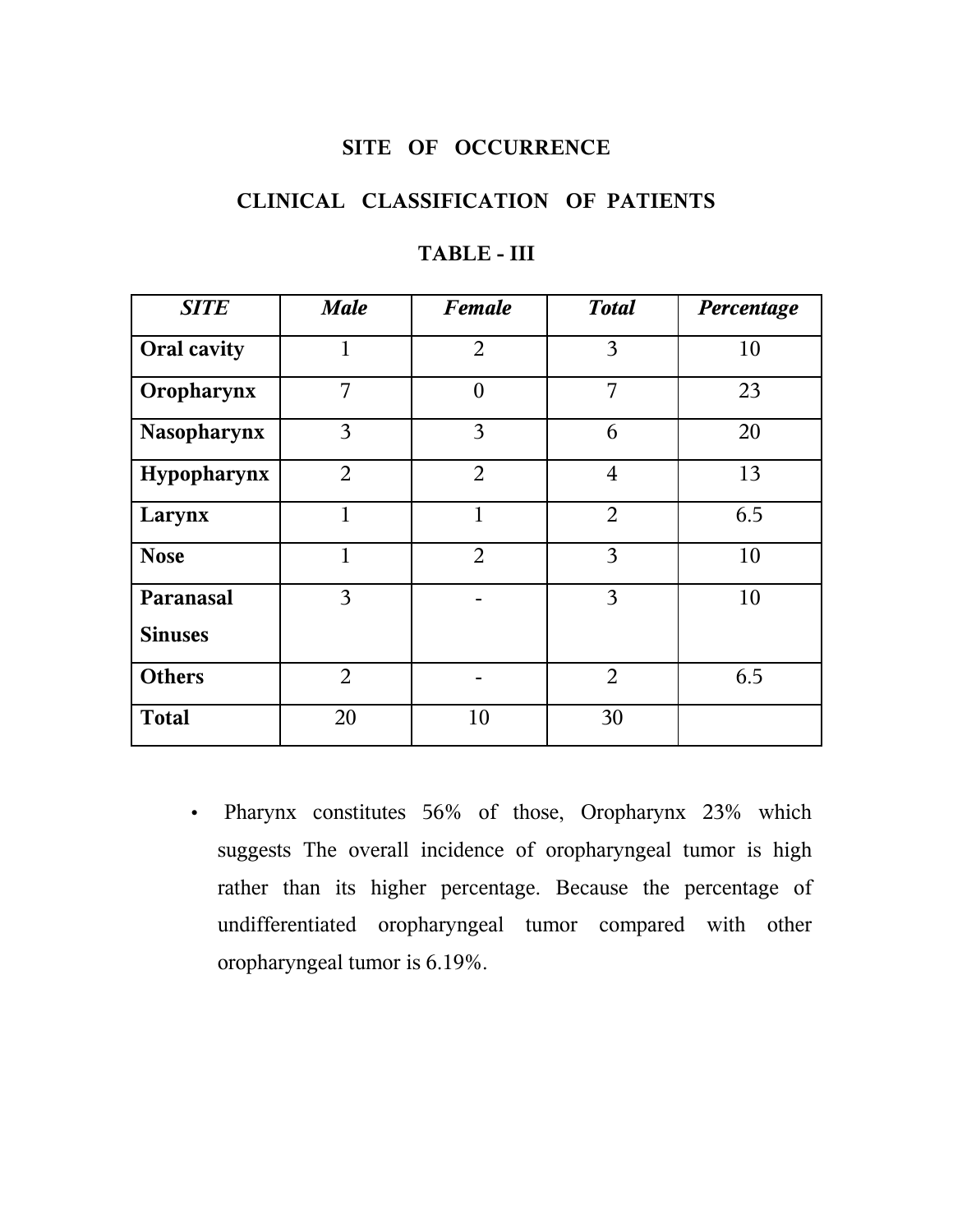## SITE OF OCCURRENCE

## CLINICAL CLASSIFICATION OF PATIENTS

### TABLE - III

| *SITE* | *Male* | *Female* | *Total* | *Percentage* |
|---|---|---|---|---|
| **Oral cavity** | 1 | 2 | 3 | 10 |
| **Oropharynx** | 7 | 0 | 7 | 23 |
| **Nasopharynx** | 3 | 3 | 6 | 20 |
| **Hypopharynx** | 2 | 2 | 4 | 13 |
| **Larynx** | 1 | 1 | 2 | 6.5 |
| **Nose** | 1 | 2 | 3 | 10 |
| **Paranasal Sinuses** | 3 | - | 3 | 10 |
| **Others** | 2 | - | 2 | 6.5 |
| **Total** | 20 | 10 | 30 | |

- Pharynx constitutes 56% of those, Oropharynx 23% which suggests The overall incidence of oropharyngeal tumor is high rather than its higher percentage. Because the percentage of undifferentiated oropharyngeal tumor compared with other oropharyngeal tumor is 6.19%.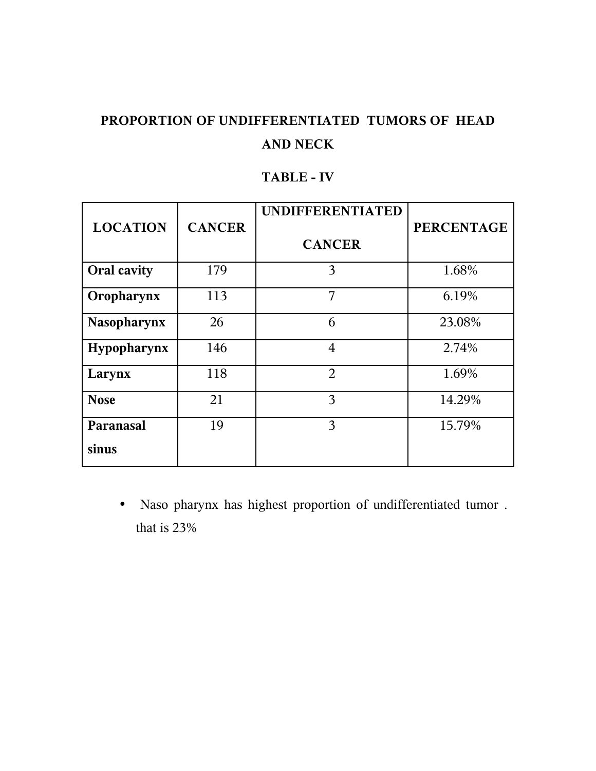## PROPORTION OF UNDIFFERENTIATED TUMORS OF HEAD AND NECK

### TABLE - IV

| LOCATION | CANCER | UNDIFFERENTIATED CANCER | PERCENTAGE |
|---|---|---|---|
| **Oral cavity** | 179 | 3 | 1.68% |
| **Oropharynx** | 113 | 7 | 6.19% |
| **Nasopharynx** | 26 | 6 | 23.08% |
| **Hypopharynx** | 146 | 4 | 2.74% |
| **Larynx** | 118 | 2 | 1.69% |
| **Nose** | 21 | 3 | 14.29% |
| **Paranasal sinus** | 19 | 3 | 15.79% |

- Naso pharynx has highest proportion of undifferentiated tumor . that is 23%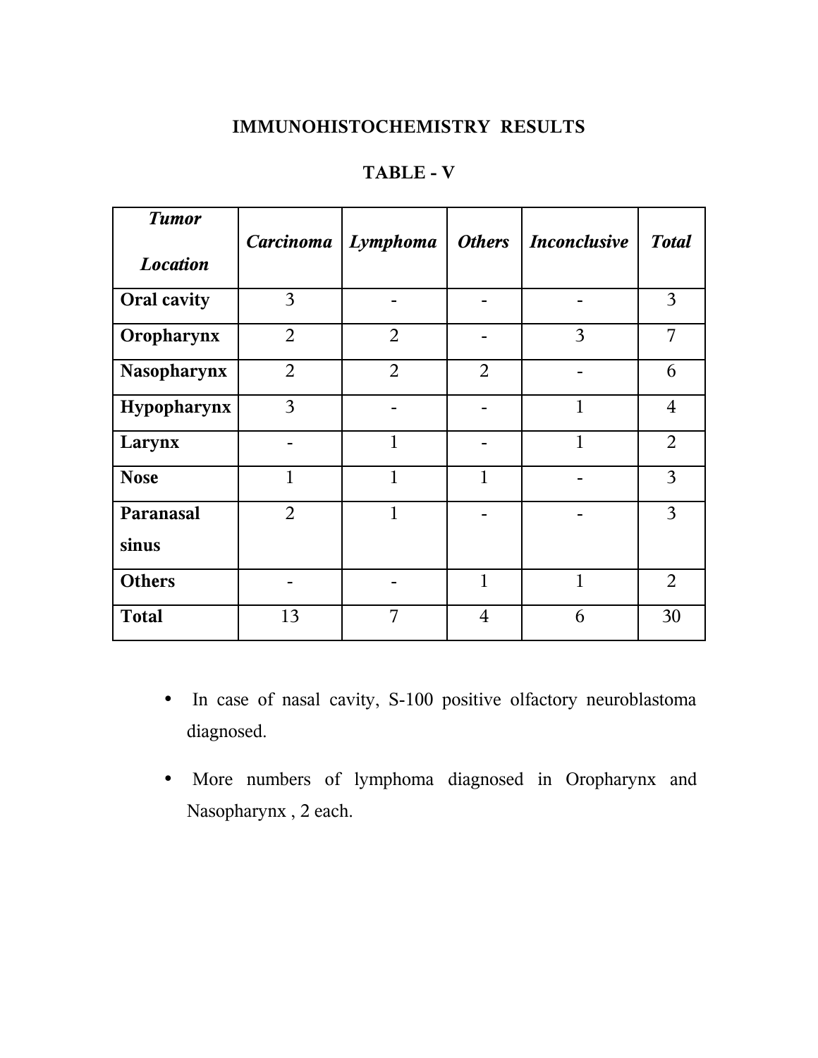## IMMUNOHISTOCHEMISTRY RESULTS

### TABLE - V

| *Tumor Location* | *Carcinoma* | *Lymphoma* | *Others* | *Inconclusive* | *Total* |
|---|---|---|---|---|---|
| **Oral cavity** | 3 | - | - | - | 3 |
| **Oropharynx** | 2 | 2 | - | 3 | 7 |
| **Nasopharynx** | 2 | 2 | 2 | - | 6 |
| **Hypopharynx** | 3 | - | - | 1 | 4 |
| **Larynx** | - | 1 | - | 1 | 2 |
| **Nose** | 1 | 1 | 1 | - | 3 |
| **Paranasal sinus** | 2 | 1 | - | - | 3 |
| **Others** | - | - | 1 | 1 | 2 |
| **Total** | 13 | 7 | 4 | 6 | 30 |

- In case of nasal cavity, S-100 positive olfactory neuroblastoma diagnosed.
- More numbers of lymphoma diagnosed in Oropharynx and Nasopharynx , 2 each.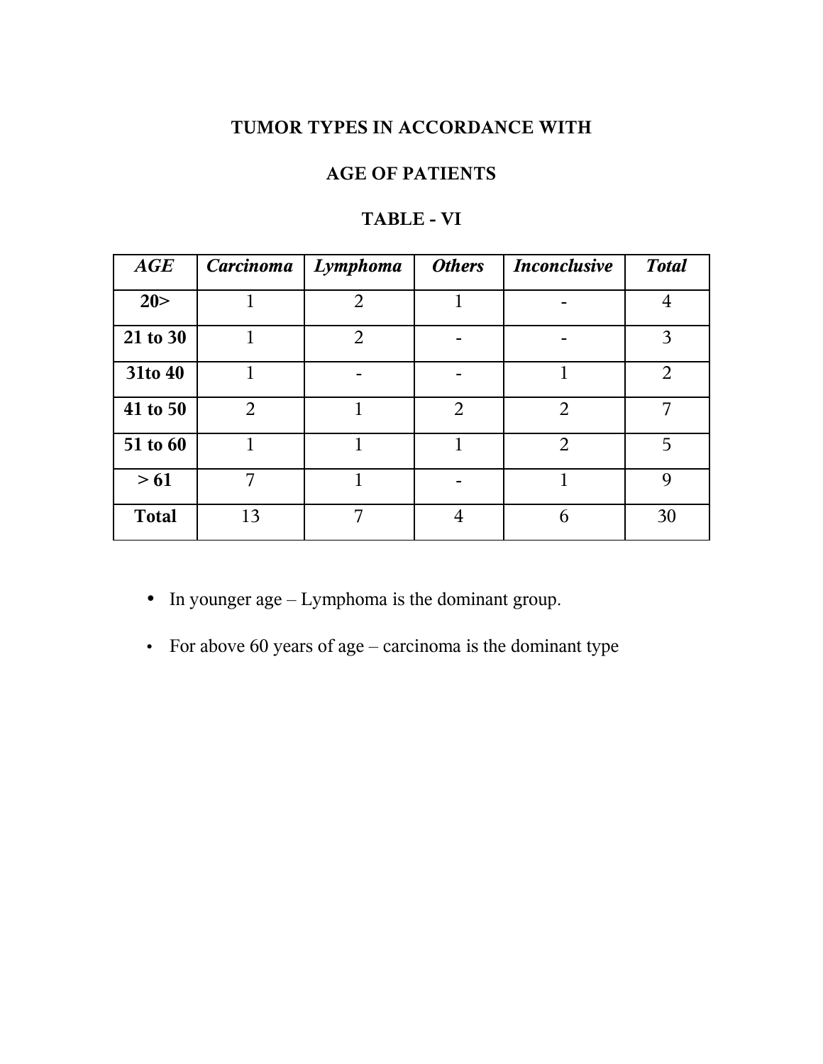## TUMOR TYPES IN ACCORDANCE WITH

## AGE OF PATIENTS

## TABLE - VI

| *AGE* | *Carcinoma* | *Lymphoma* | *Others* | *Inconclusive* | *Total* |
|---|---|---|---|---|---|
| **20>** | 1 | 2 | 1 | - | 4 |
| **21 to 30** | 1 | 2 | - | - | 3 |
| **31to 40** | 1 | - | - | 1 | 2 |
| **41 to 50** | 2 | 1 | 2 | 2 | 7 |
| **51 to 60** | 1 | 1 | 1 | 2 | 5 |
| **> 61** | 7 | 1 | - | 1 | 9 |
| **Total** | 13 | 7 | 4 | 6 | 30 |

- In younger age – Lymphoma is the dominant group.
- For above 60 years of age – carcinoma is the dominant type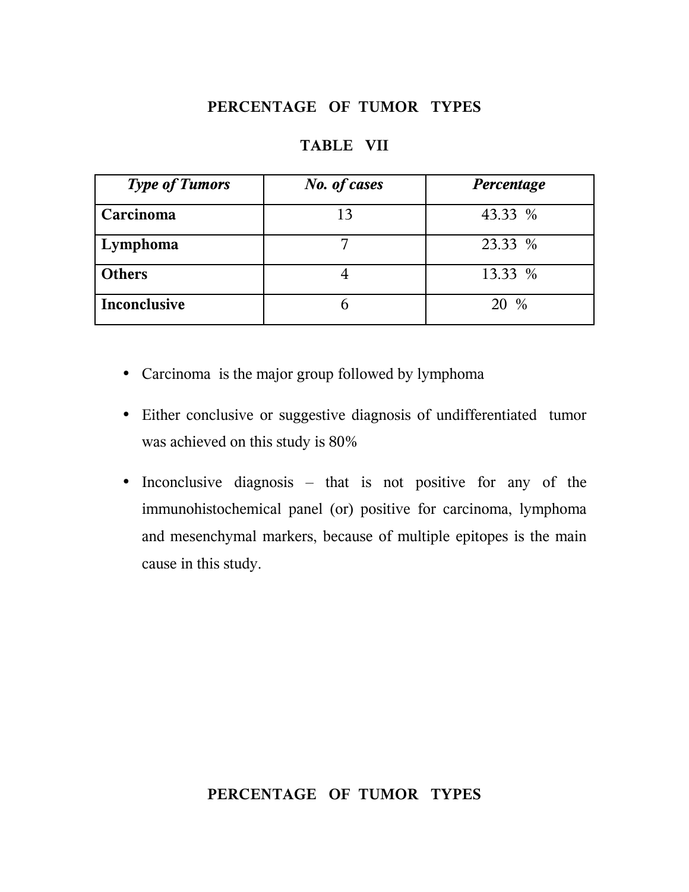## PERCENTAGE OF TUMOR TYPES

### TABLE VII

| *Type of Tumors* | *No. of cases* | *Percentage* |
|---|---|---|
| **Carcinoma** | 13 | 43.33 % |
| **Lymphoma** | 7 | 23.33 % |
| **Others** | 4 | 13.33 % |
| **Inconclusive** | 6 | 20 % |

- Carcinoma is the major group followed by lymphoma
- Either conclusive or suggestive diagnosis of undifferentiated tumor was achieved on this study is 80%
- Inconclusive diagnosis – that is not positive for any of the immunohistochemical panel (or) positive for carcinoma, lymphoma and mesenchymal markers, because of multiple epitopes is the main cause in this study.

## PERCENTAGE OF TUMOR TYPES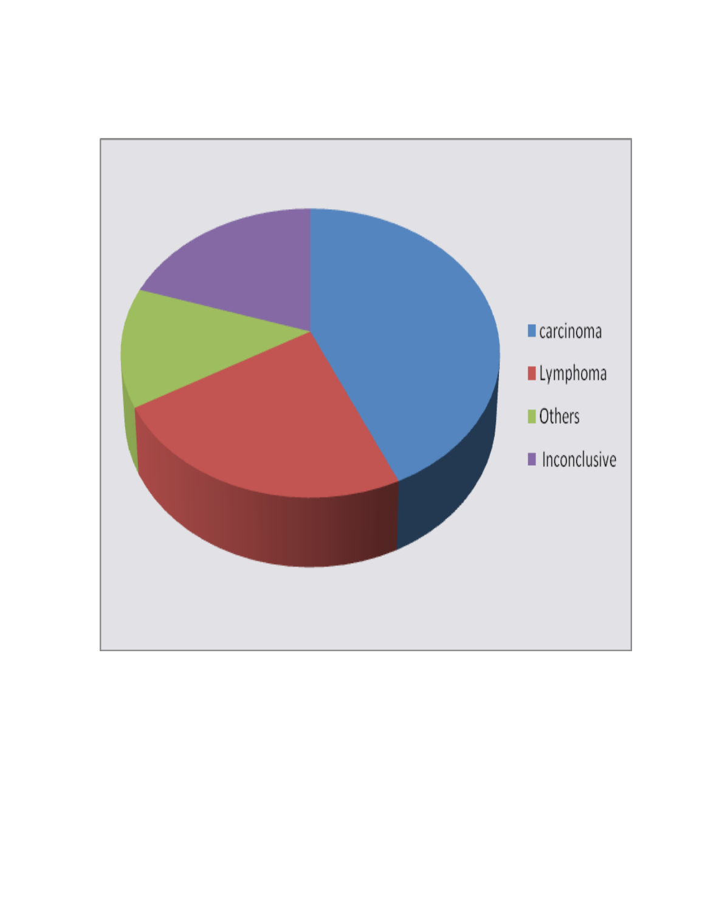- carcinoma
- Lymphoma
- Others
- Inconclusive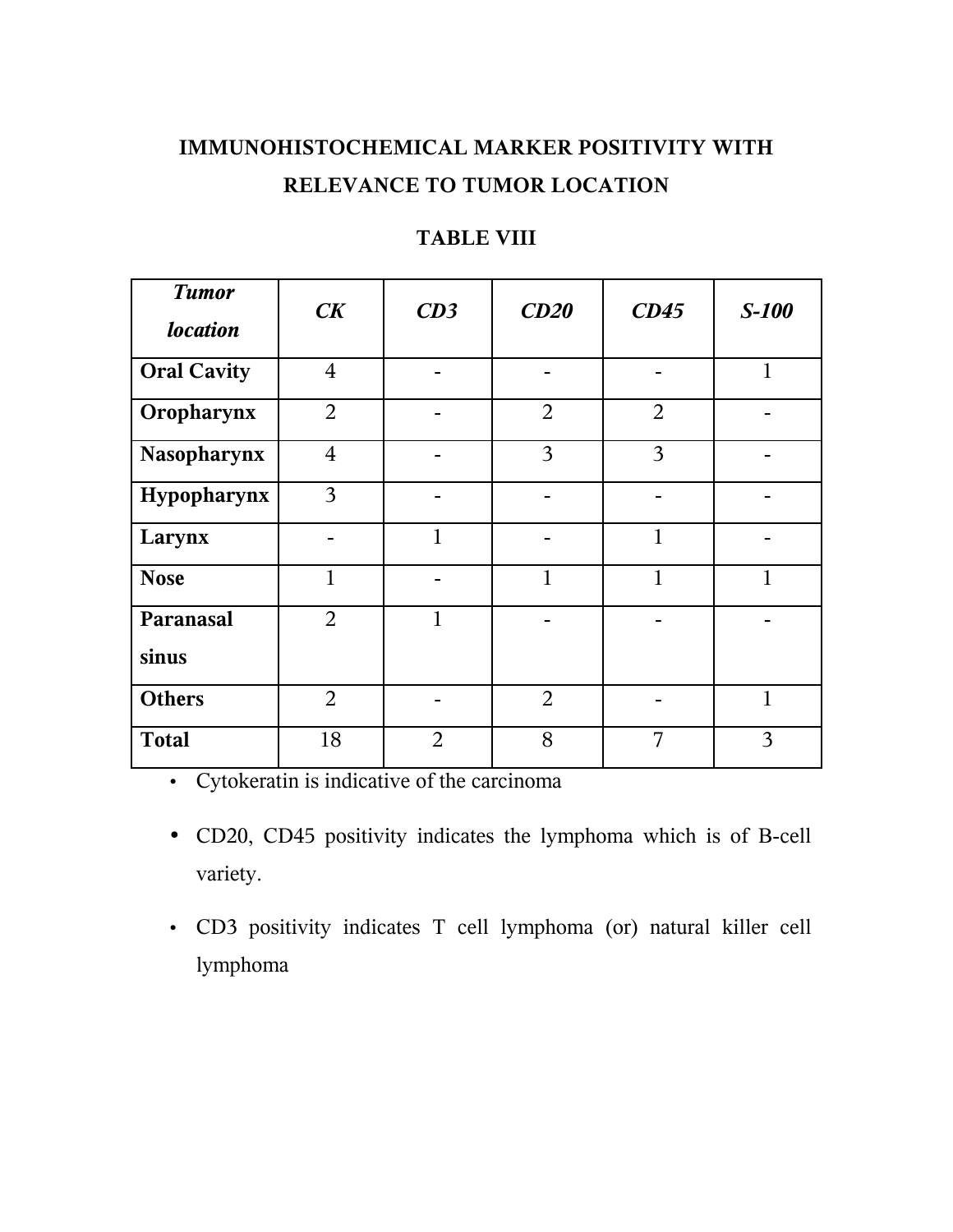## IMMUNOHISTOCHEMICAL MARKER POSITIVITY WITH RELEVANCE TO TUMOR LOCATION

### TABLE VIII

| *Tumor location* | *CK* | *CD3* | *CD20* | *CD45* | *S-100* |
|---|---|---|---|---|---|
| **Oral Cavity** | 4 | - | - | - | 1 |
| **Oropharynx** | 2 | - | 2 | 2 | - |
| **Nasopharynx** | 4 | - | 3 | 3 | - |
| **Hypopharynx** | 3 | - | - | - | - |
| **Larynx** | - | 1 | - | 1 | - |
| **Nose** | 1 | - | 1 | 1 | 1 |
| **Paranasal sinus** | 2 | 1 | - | - | - |
| **Others** | 2 | - | 2 | - | 1 |
| **Total** | 18 | 2 | 8 | 7 | 3 |

- Cytokeratin is indicative of the carcinoma
- CD20, CD45 positivity indicates the lymphoma which is of B-cell variety.
- CD3 positivity indicates T cell lymphoma (or) natural killer cell lymphoma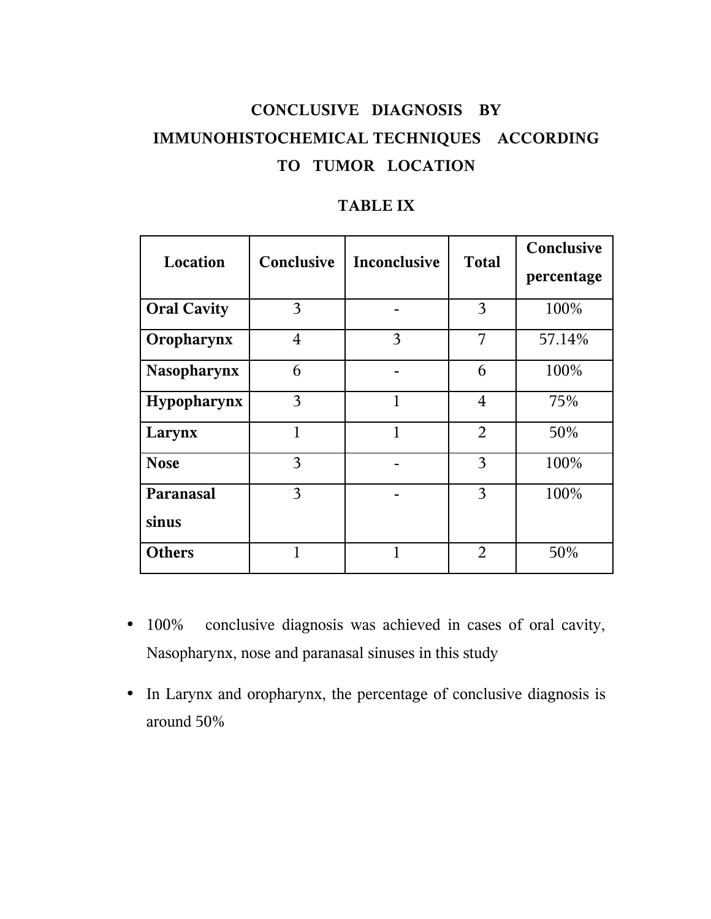## CONCLUSIVE DIAGNOSIS BY IMMUNOHISTOCHEMICAL TECHNIQUES ACCORDING TO TUMOR LOCATION

### TABLE IX

| Location | Conclusive | Inconclusive | Total | Conclusive percentage |
|---|---|---|---|---|
| **Oral Cavity** | 3 | - | 3 | 100% |
| **Oropharynx** | 4 | 3 | 7 | 57.14% |
| **Nasopharynx** | 6 | - | 6 | 100% |
| **Hypopharynx** | 3 | 1 | 4 | 75% |
| **Larynx** | 1 | 1 | 2 | 50% |
| **Nose** | 3 | - | 3 | 100% |
| **Paranasal sinus** | 3 | - | 3 | 100% |
| **Others** | 1 | 1 | 2 | 50% |

- 100% conclusive diagnosis was achieved in cases of oral cavity, Nasopharynx, nose and paranasal sinuses in this study
- In Larynx and oropharynx, the percentage of conclusive diagnosis is around 50%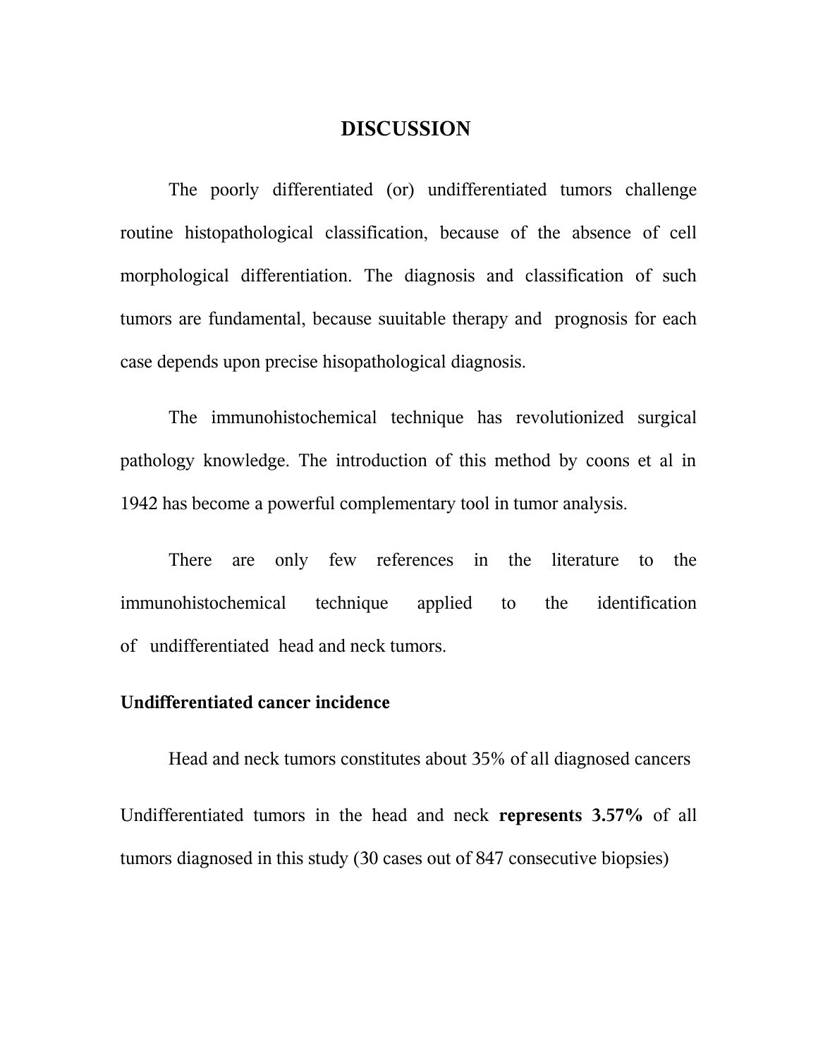# DISCUSSION

The poorly differentiated (or) undifferentiated tumors challenge routine histopathological classification, because of the absence of cell morphological differentiation. The diagnosis and classification of such tumors are fundamental, because suuitable therapy and prognosis for each case depends upon precise hisopathological diagnosis.

The immunohistochemical technique has revolutionized surgical pathology knowledge. The introduction of this method by coons et al in 1942 has become a powerful complementary tool in tumor analysis.

There are only few references in the literature to the immunohistochemical technique applied to the identification of undifferentiated head and neck tumors.

**Undifferentiated cancer incidence**

Head and neck tumors constitutes about 35% of all diagnosed cancers

Undifferentiated tumors in the head and neck **represents 3.57%** of all tumors diagnosed in this study (30 cases out of 847 consecutive biopsies)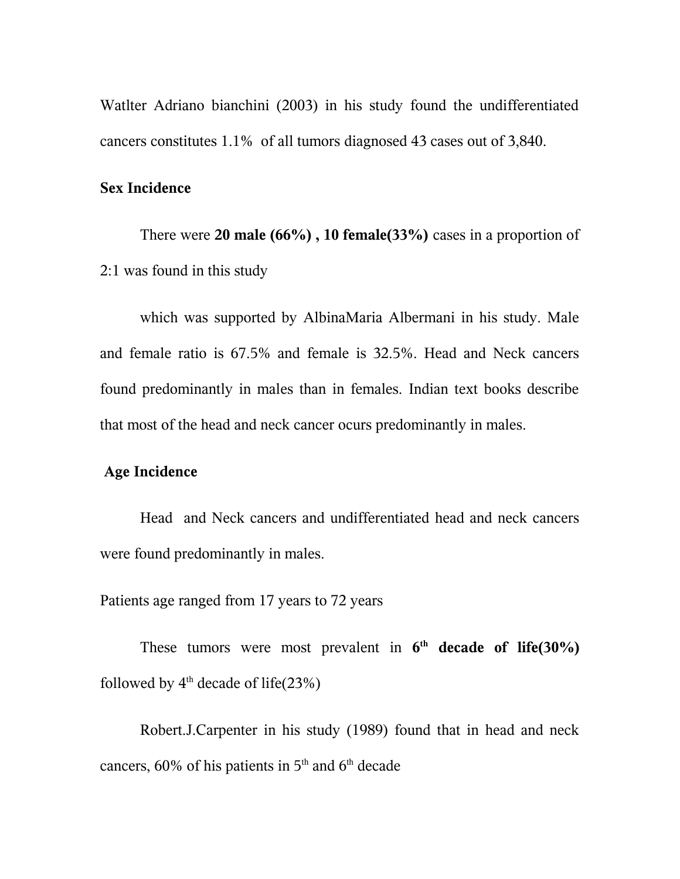Watlter Adriano bianchini (2003) in his study found the undifferentiated cancers constitutes 1.1% of all tumors diagnosed 43 cases out of 3,840.

**Sex Incidence**

There were **20 male (66%) , 10 female(33%)** cases in a proportion of 2:1 was found in this study

which was supported by AlbinaMaria Albermani in his study. Male and female ratio is 67.5% and female is 32.5%. Head and Neck cancers found predominantly in males than in females. Indian text books describe that most of the head and neck cancer ocurs predominantly in males.

**Age Incidence**

Head and Neck cancers and undifferentiated head and neck cancers were found predominantly in males.

Patients age ranged from 17 years to 72 years

These tumors were most prevalent in **6th decade of life(30%)** followed by 4th decade of life(23%)

Robert.J.Carpenter in his study (1989) found that in head and neck cancers, 60% of his patients in 5th and 6th decade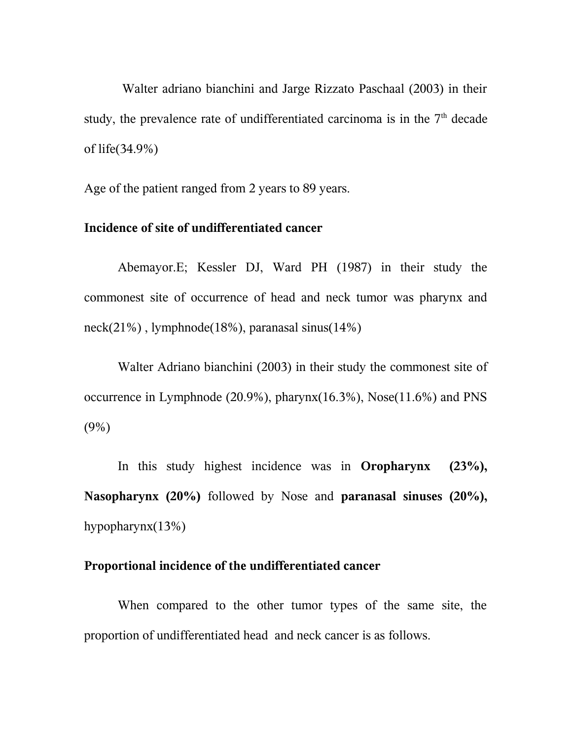Walter adriano bianchini and Jarge Rizzato Paschaal (2003) in their study, the prevalence rate of undifferentiated carcinoma is in the 7th decade of life(34.9%)

Age of the patient ranged from 2 years to 89 years.

**Incidence of site of undifferentiated cancer**

Abemayor.E; Kessler DJ, Ward PH (1987) in their study the commonest site of occurrence of head and neck tumor was pharynx and neck(21%) , lymphnode(18%), paranasal sinus(14%)

Walter Adriano bianchini (2003) in their study the commonest site of occurrence in Lymphnode (20.9%), pharynx(16.3%), Nose(11.6%) and PNS (9%)

In this study highest incidence was in **Oropharynx (23%), Nasopharynx (20%)** followed by Nose and **paranasal sinuses (20%),** hypopharynx(13%)

**Proportional incidence of the undifferentiated cancer**

When compared to the other tumor types of the same site, the proportion of undifferentiated head and neck cancer is as follows.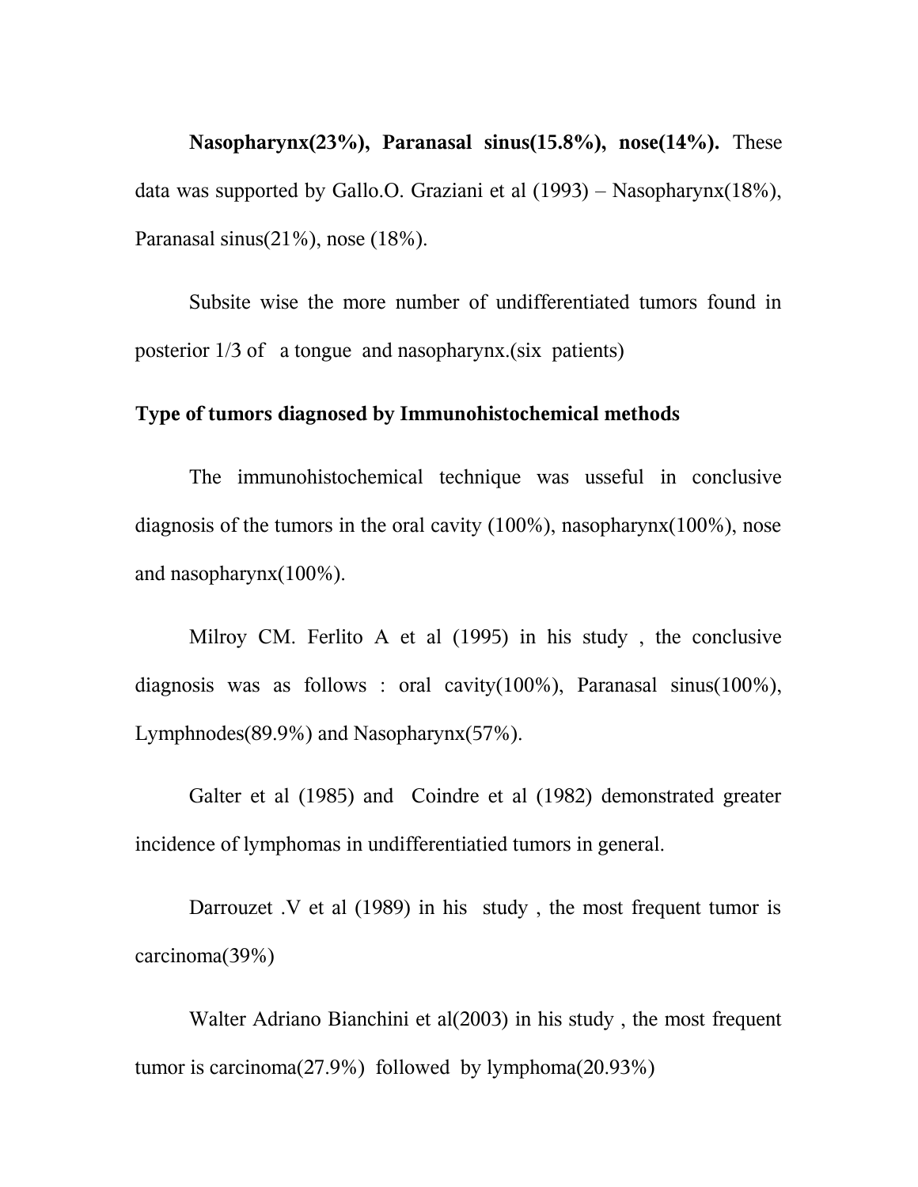**Nasopharynx(23%), Paranasal sinus(15.8%), nose(14%).** These data was supported by Gallo.O. Graziani et al (1993) – Nasopharynx(18%), Paranasal sinus(21%), nose (18%).

Subsite wise the more number of undifferentiated tumors found in posterior 1/3 of a tongue and nasopharynx.(six patients)

**Type of tumors diagnosed by Immunohistochemical methods**

The immunohistochemical technique was usseful in conclusive diagnosis of the tumors in the oral cavity (100%), nasopharynx(100%), nose and nasopharynx(100%).

Milroy CM. Ferlito A et al (1995) in his study , the conclusive diagnosis was as follows : oral cavity(100%), Paranasal sinus(100%), Lymphnodes(89.9%) and Nasopharynx(57%).

Galter et al (1985) and Coindre et al (1982) demonstrated greater incidence of lymphomas in undifferentiatied tumors in general.

Darrouzet .V et al (1989) in his study , the most frequent tumor is carcinoma(39%)

Walter Adriano Bianchini et al(2003) in his study , the most frequent tumor is carcinoma(27.9%) followed by lymphoma(20.93%)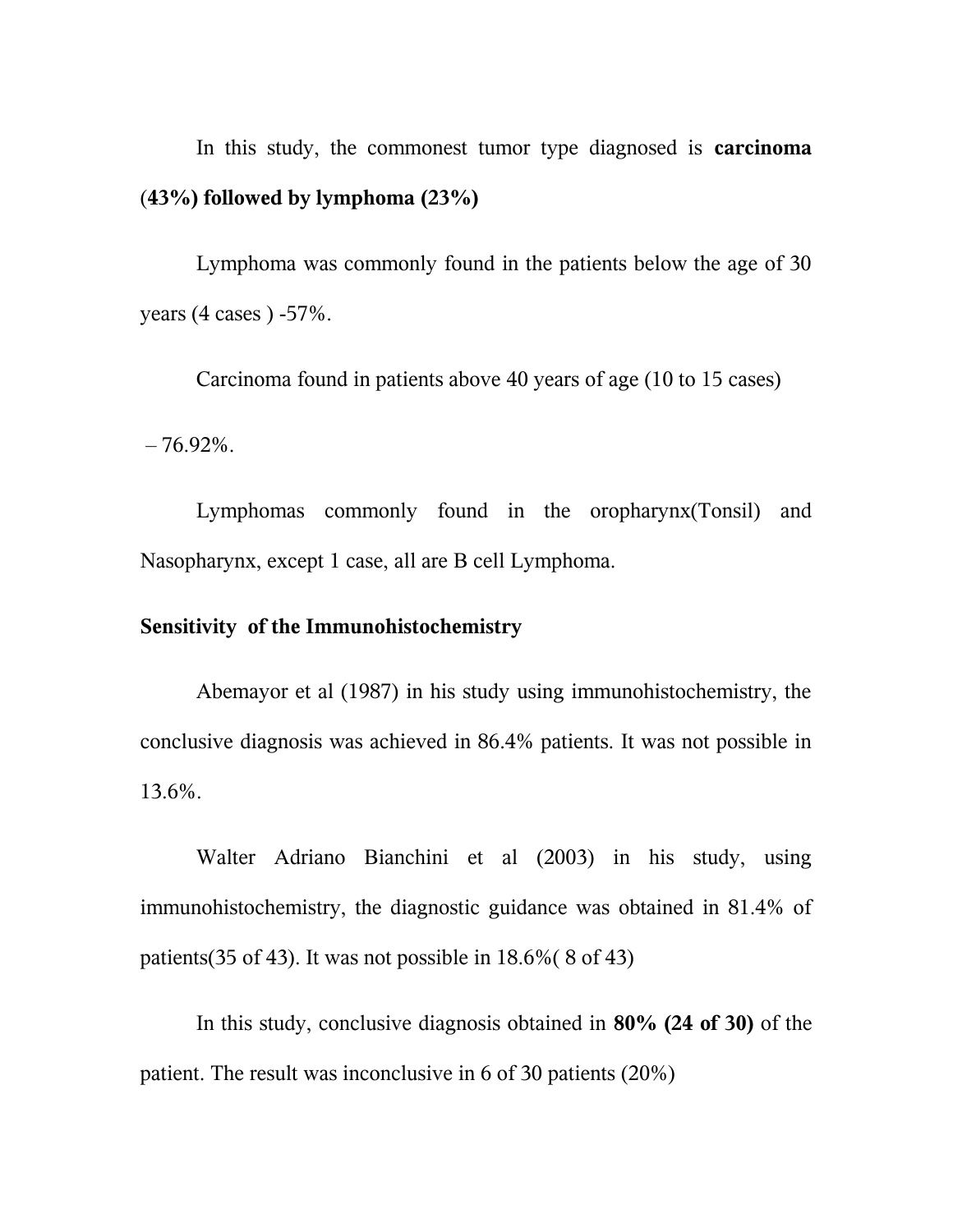In this study, the commonest tumor type diagnosed is **carcinoma (43%) followed by lymphoma (23%)**

Lymphoma was commonly found in the patients below the age of 30 years (4 cases ) -57%.

Carcinoma found in patients above 40 years of age (10 to 15 cases)

– 76.92%.

Lymphomas commonly found in the oropharynx(Tonsil) and Nasopharynx, except 1 case, all are B cell Lymphoma.

**Sensitivity of the Immunohistochemistry**

Abemayor et al (1987) in his study using immunohistochemistry, the conclusive diagnosis was achieved in 86.4% patients. It was not possible in 13.6%.

Walter Adriano Bianchini et al (2003) in his study, using immunohistochemistry, the diagnostic guidance was obtained in 81.4% of patients(35 of 43). It was not possible in 18.6%( 8 of 43)

In this study, conclusive diagnosis obtained in **80% (24 of 30)** of the patient. The result was inconclusive in 6 of 30 patients (20%)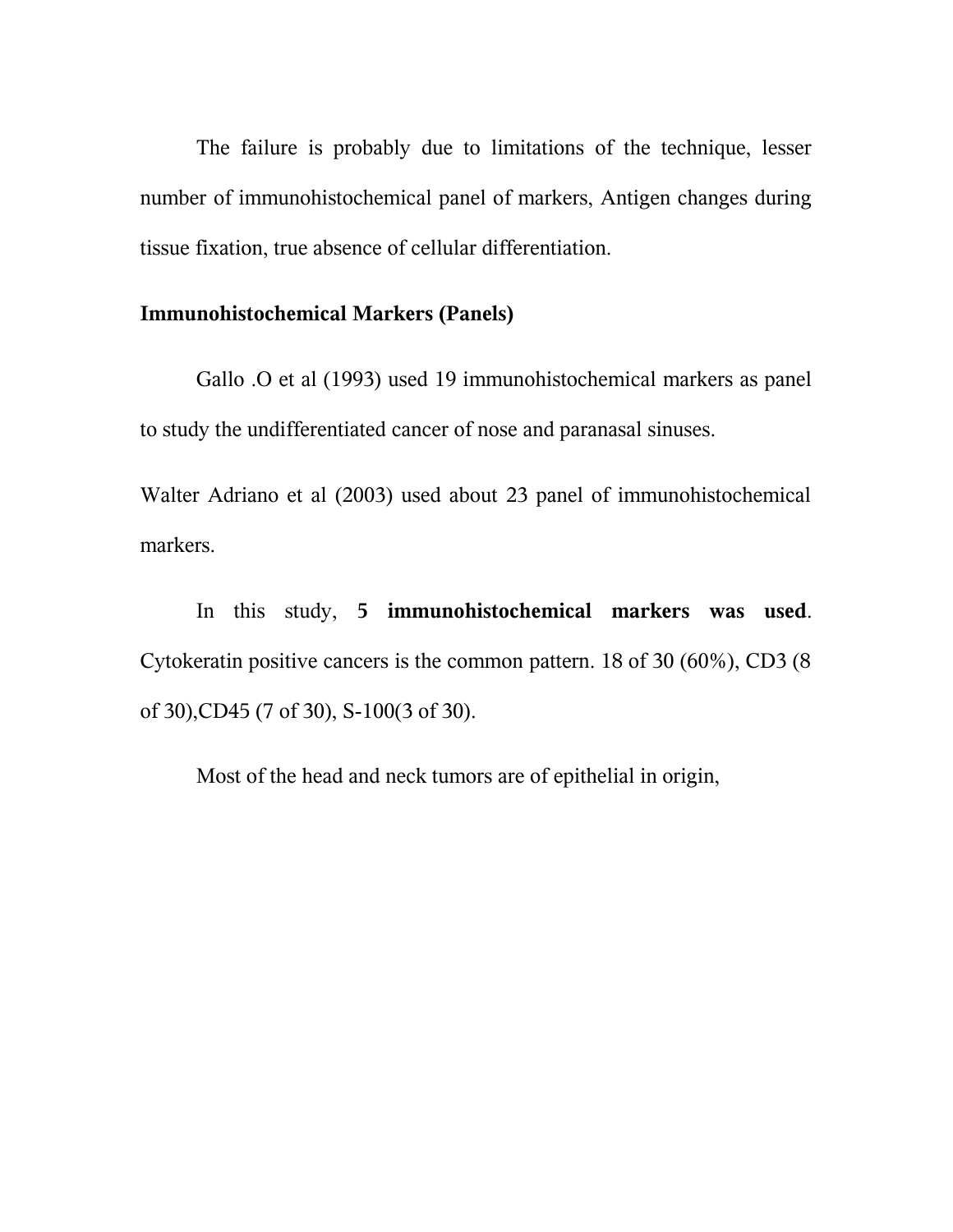The failure is probably due to limitations of the technique, lesser number of immunohistochemical panel of markers, Antigen changes during tissue fixation, true absence of cellular differentiation.

### Immunohistochemical Markers (Panels)

Gallo .O et al (1993) used 19 immunohistochemical markers as panel to study the undifferentiated cancer of nose and paranasal sinuses.

Walter Adriano et al (2003) used about 23 panel of immunohistochemical markers.

In this study, **5 immunohistochemical markers was used**. Cytokeratin positive cancers is the common pattern. 18 of 30 (60%), CD3 (8 of 30),CD45 (7 of 30), S-100(3 of 30).

Most of the head and neck tumors are of epithelial in origin,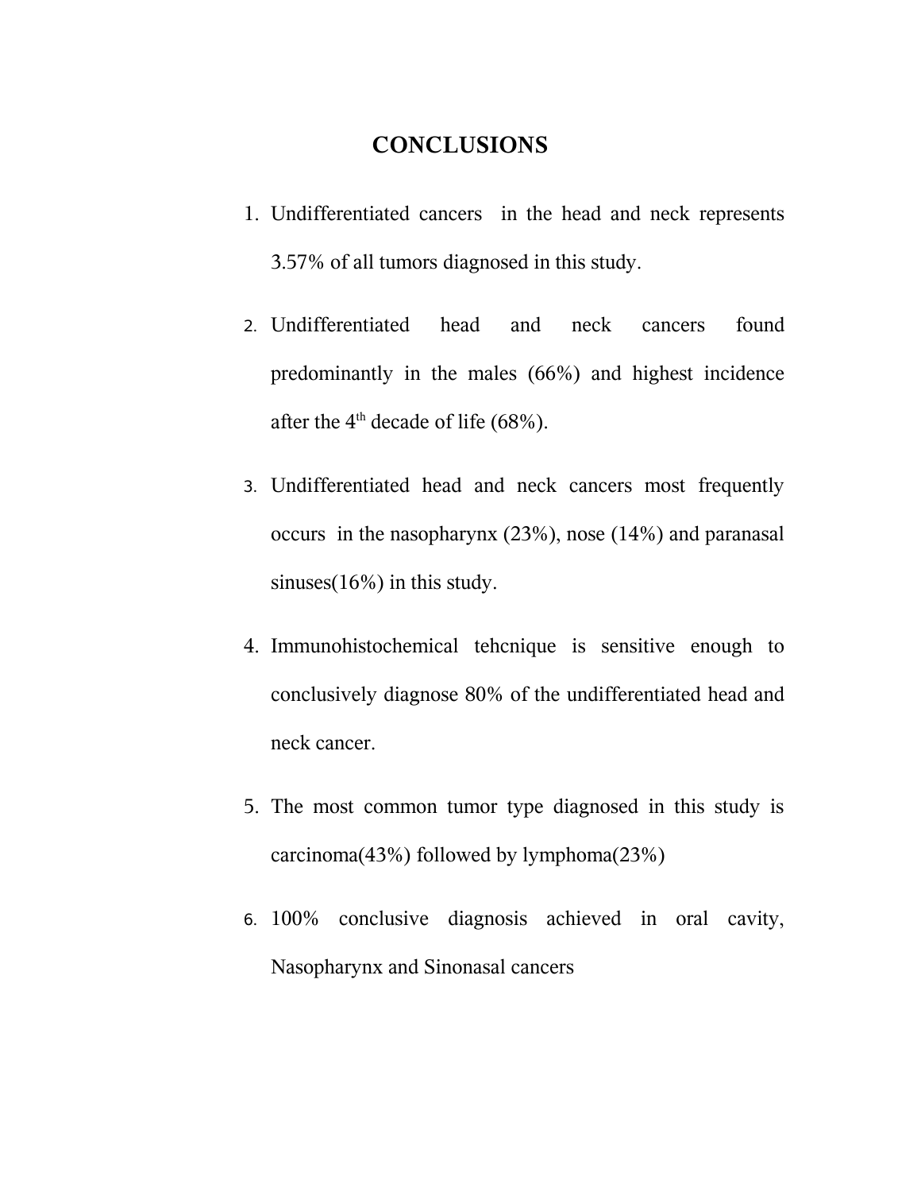# CONCLUSIONS

1. Undifferentiated cancers in the head and neck represents 3.57% of all tumors diagnosed in this study.
2. Undifferentiated head and neck cancers found predominantly in the males (66%) and highest incidence after the 4th decade of life (68%).
3. Undifferentiated head and neck cancers most frequently occurs in the nasopharynx (23%), nose (14%) and paranasal sinuses(16%) in this study.
4. Immunohistochemical tehcnique is sensitive enough to conclusively diagnose 80% of the undifferentiated head and neck cancer.
5. The most common tumor type diagnosed in this study is carcinoma(43%) followed by lymphoma(23%)
6. 100% conclusive diagnosis achieved in oral cavity, Nasopharynx and Sinonasal cancers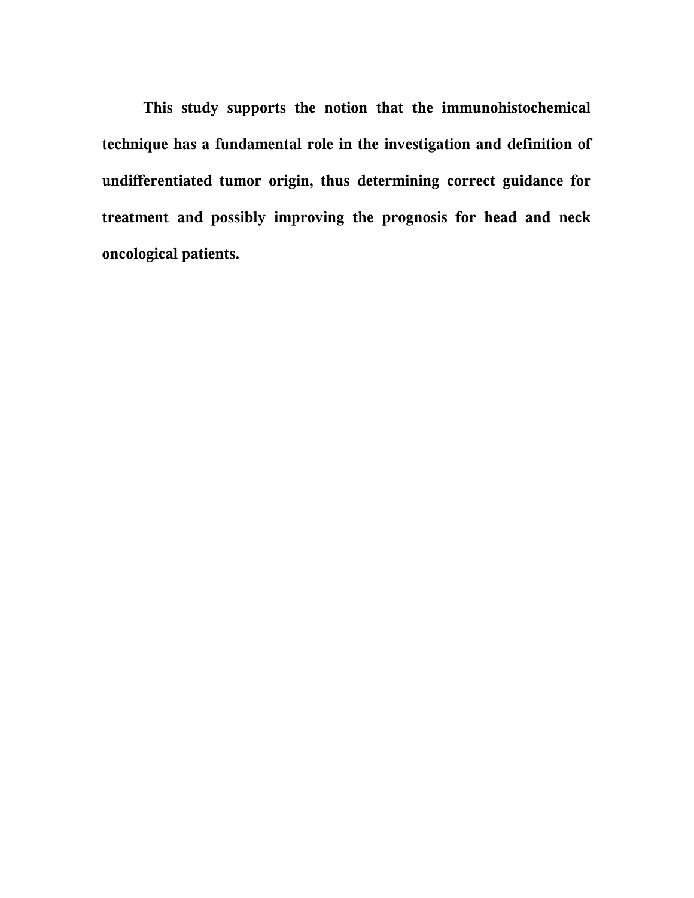**This study supports the notion that the immunohistochemical technique has a fundamental role in the investigation and definition of undifferentiated tumor origin, thus determining correct guidance for treatment and possibly improving the prognosis for head and neck oncological patients.**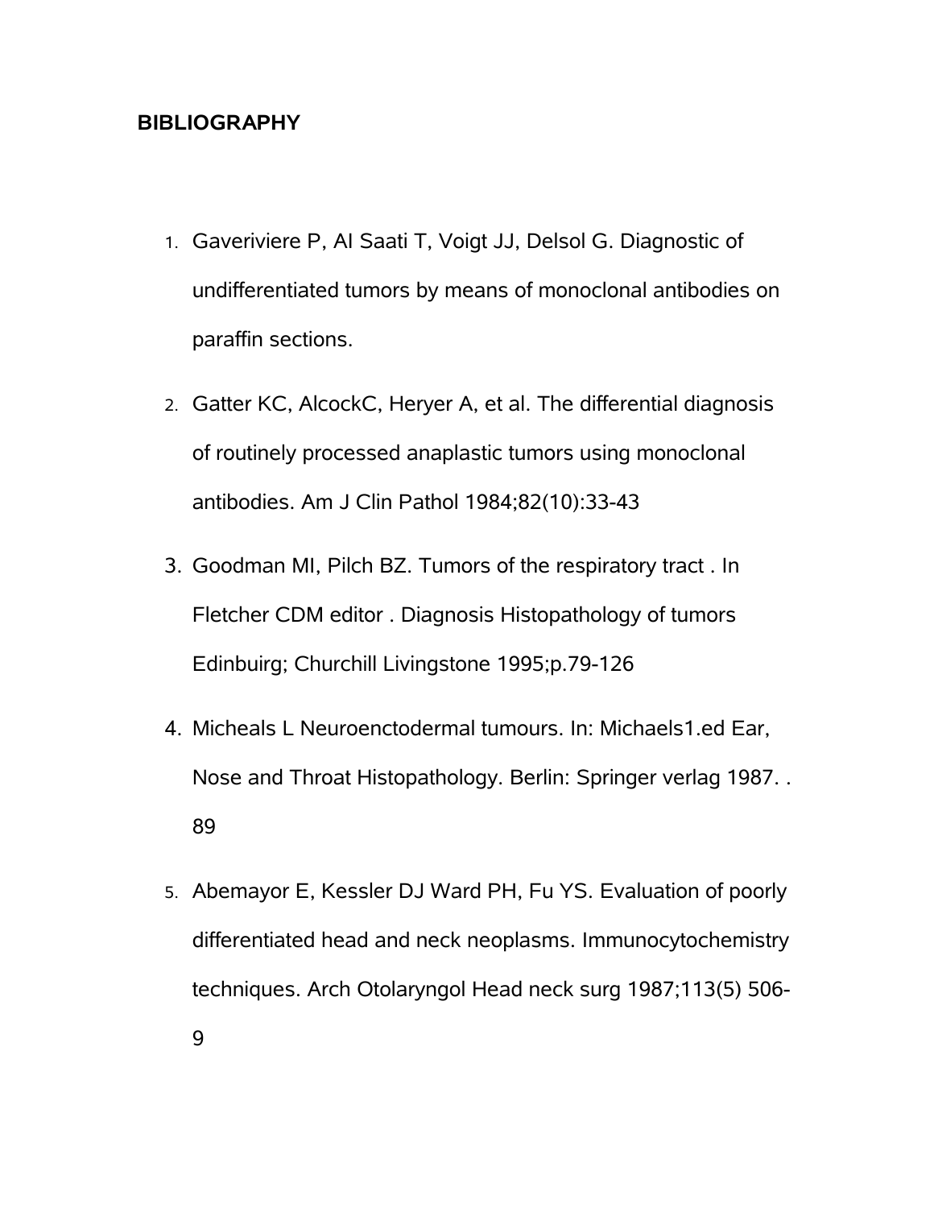**BIBLIOGRAPHY**

1. Gaveriviere P, AI Saati T, Voigt JJ, Delsol G. Diagnostic of undifferentiated tumors by means of monoclonal antibodies on paraffin sections.
2. Gatter KC, AlcockC, Heryer A, et al. The differential diagnosis of routinely processed anaplastic tumors using monoclonal antibodies. Am J Clin Pathol 1984;82(10):33-43
3. Goodman MI, Pilch BZ. Tumors of the respiratory tract . In Fletcher CDM editor . Diagnosis Histopathology of tumors Edinbuirg; Churchill Livingstone 1995;p.79-126
4. Micheals L Neuroenctodermal tumours. In: Michaels1.ed Ear, Nose and Throat Histopathology. Berlin: Springer verlag 1987. . 89
5. Abemayor E, Kessler DJ Ward PH, Fu YS. Evaluation of poorly differentiated head and neck neoplasms. Immunocytochemistry techniques. Arch Otolaryngol Head neck surg 1987;113(5) 506-9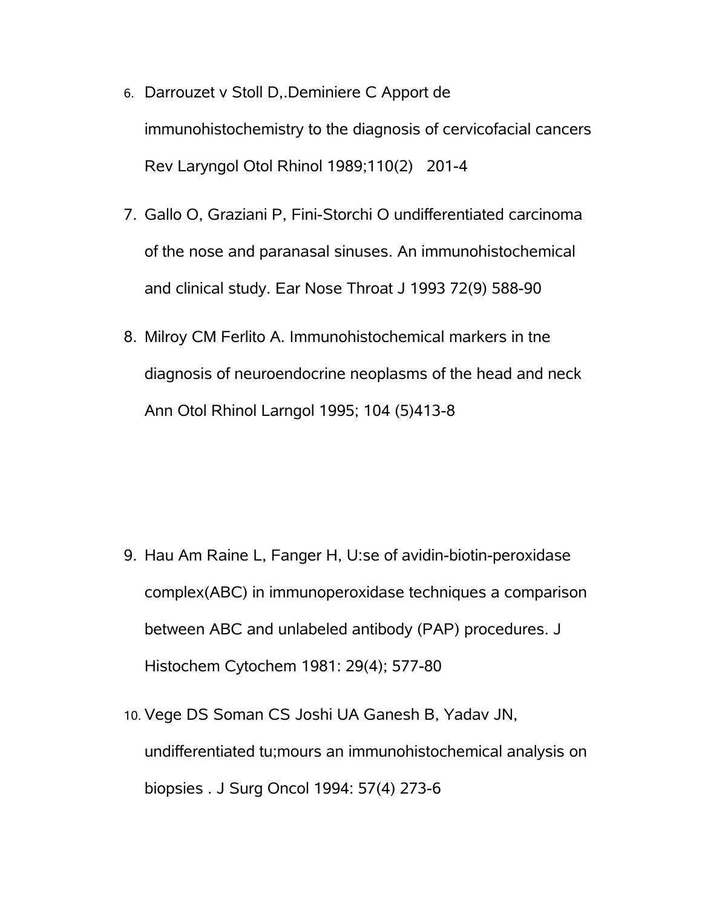6. Darrouzet v Stoll D,.Deminiere C Apport de immunohistochemistry to the diagnosis of cervicofacial cancers Rev Laryngol Otol Rhinol 1989;110(2)   201-4

7. Gallo O, Graziani P, Fini-Storchi O undifferentiated carcinoma of the nose and paranasal sinuses. An immunohistochemical and clinical study. Ear Nose Throat J 1993 72(9) 588-90

8. Milroy CM Ferlito A. Immunohistochemical markers in tne diagnosis of neuroendocrine neoplasms of the head and neck Ann Otol Rhinol Larngol 1995; 104 (5)413-8

9. Hau Am Raine L, Fanger H, U:se of avidin-biotin-peroxidase complex(ABC) in immunoperoxidase techniques a comparison between ABC and unlabeled antibody (PAP) procedures. J Histochem Cytochem 1981: 29(4); 577-80

10. Vege DS Soman CS Joshi UA Ganesh B, Yadav JN, undifferentiated tu;mours an immunohistochemical analysis on biopsies . J Surg Oncol 1994: 57(4) 273-6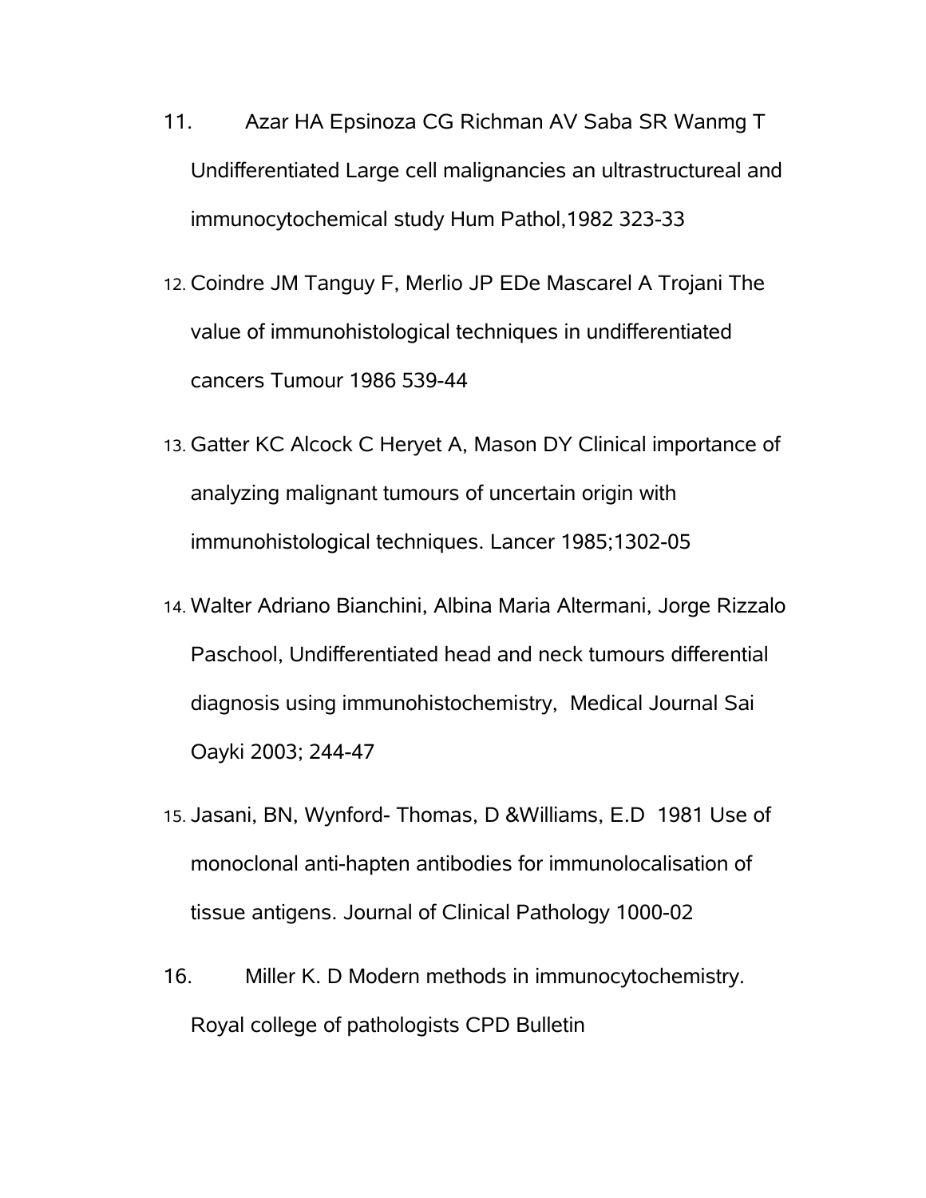11. Azar HA Epsinoza CG Richman AV Saba SR Wanmg T Undifferentiated Large cell malignancies an ultrastructureal and immunocytochemical study Hum Pathol,1982 323-33

12. Coindre JM Tanguy F, Merlio JP EDe Mascarel A Trojani The value of immunohistological techniques in undifferentiated cancers Tumour 1986 539-44

13. Gatter KC Alcock C Heryet A, Mason DY Clinical importance of analyzing malignant tumours of uncertain origin with immunohistological techniques. Lancer 1985;1302-05

14. Walter Adriano Bianchini, Albina Maria Altermani, Jorge Rizzalo Paschool, Undifferentiated head and neck tumours differential diagnosis using immunohistochemistry, Medical Journal Sai Oayki 2003; 244-47

15. Jasani, BN, Wynford- Thomas, D &Williams, E.D 1981 Use of monoclonal anti-hapten antibodies for immunolocalisation of tissue antigens. Journal of Clinical Pathology 1000-02

16. Miller K. D Modern methods in immunocytochemistry. Royal college of pathologists CPD Bulletin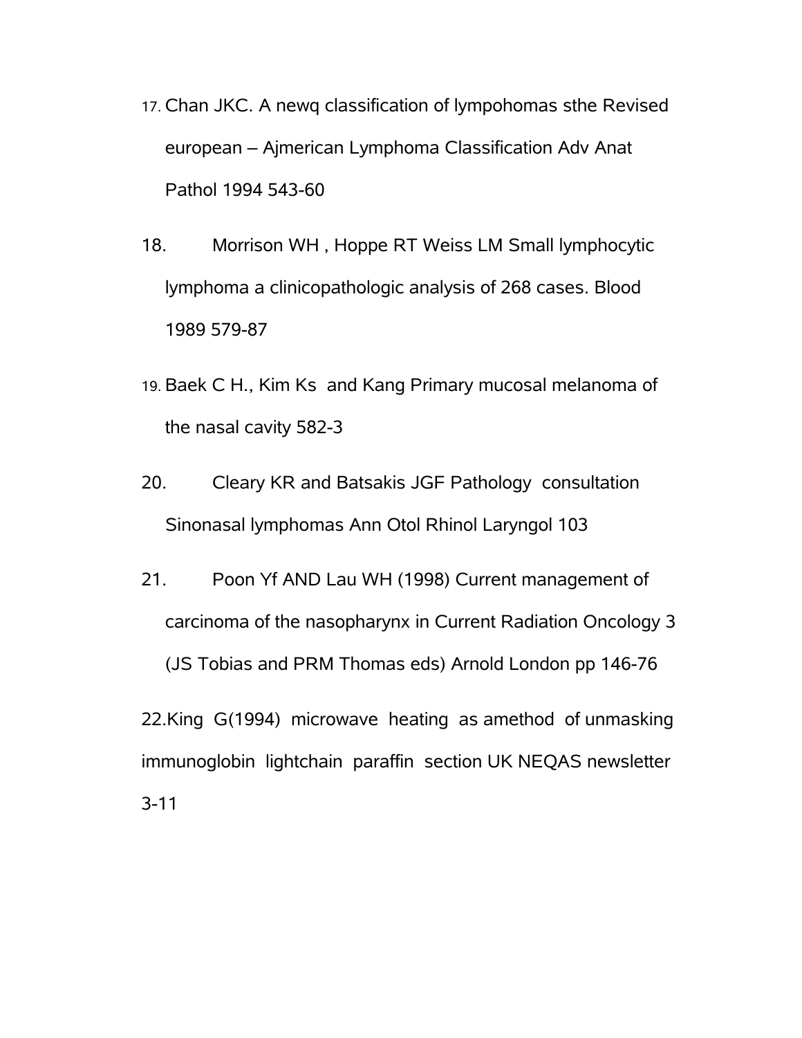17. Chan JKC. A newq classification of lympohomas sthe Revised european – Ajmerican Lymphoma Classification Adv Anat Pathol 1994 543-60

18. Morrison WH , Hoppe RT Weiss LM Small lymphocytic lymphoma a clinicopathologic analysis of 268 cases. Blood 1989 579-87

19. Baek C H., Kim Ks and Kang Primary mucosal melanoma of the nasal cavity 582-3

20. Cleary KR and Batsakis JGF Pathology consultation Sinonasal lymphomas Ann Otol Rhinol Laryngol 103

21. Poon Yf AND Lau WH (1998) Current management of carcinoma of the nasopharynx in Current Radiation Oncology 3 (JS Tobias and PRM Thomas eds) Arnold London pp 146-76

22.King G(1994) microwave heating as amethod of unmasking immunoglobin lightchain paraffin section UK NEQAS newsletter 3-11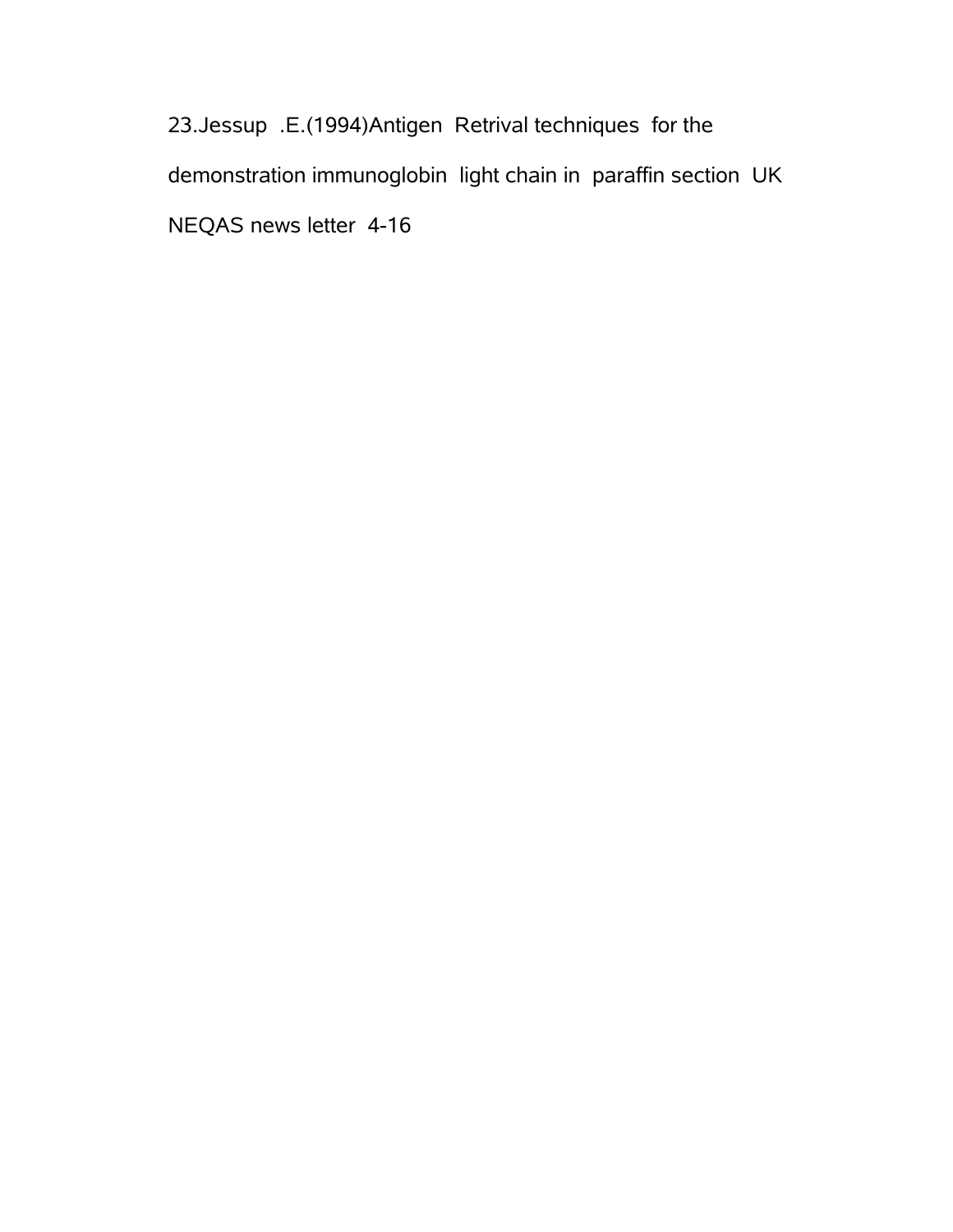23.Jessup .E.(1994)Antigen Retrival techniques for the demonstration immunoglobin light chain in paraffin section UK NEQAS news letter 4-16